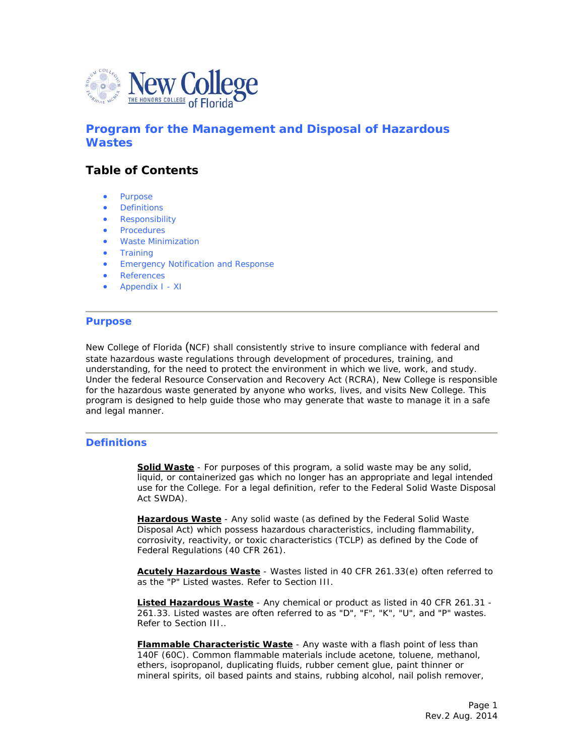# Program for the Management and Disposal of Hazardous Wastes

## Table of Contents

- Purpose
- Definitions
- Responsibility
- Procedures
- Waste Minimization
- Training
- Emergency Notification and Response
- References
- Appendix I - XI

---

## Purpose

New College of Florida (NCF) shall consistently strive to insure compliance with federal and state hazardous waste regulations through development of procedures, training, and understanding, for the need to protect the environment in which we live, work, and study. Under the federal Resource Conservation and Recovery Act (RCRA), New College is responsible for the hazardous waste generated by anyone who works, lives, and visits New College. This program is designed to help guide those who may generate that waste to manage it in a safe and legal manner.

---

## Definitions

**Solid Waste** - For purposes of this program, a solid waste may be any solid, liquid, or containerized gas which no longer has an appropriate and legal intended use for the College. For a legal definition, refer to the Federal Solid Waste Disposal Act SWDA).

**Hazardous Waste** - Any solid waste (as defined by the Federal Solid Waste Disposal Act) which possess hazardous characteristics, including flammability, corrosivity, reactivity, or toxic characteristics (TCLP) as defined by the Code of Federal Regulations (40 CFR 261).

**Acutely Hazardous Waste** - Wastes listed in 40 CFR 261.33(e) often referred to as the "P" Listed wastes. Refer to Section III.

**Listed Hazardous Waste** - Any chemical or product as listed in 40 CFR 261.31 - 261.33. Listed wastes are often referred to as "D", "F", "K", "U", and "P" wastes. Refer to Section III..

**Flammable Characteristic Waste** - Any waste with a flash point of less than 140F (60C). Common flammable materials include acetone, toluene, methanol, ethers, isopropanol, duplicating fluids, rubber cement glue, paint thinner or mineral spirits, oil based paints and stains, rubbing alcohol, nail polish remover,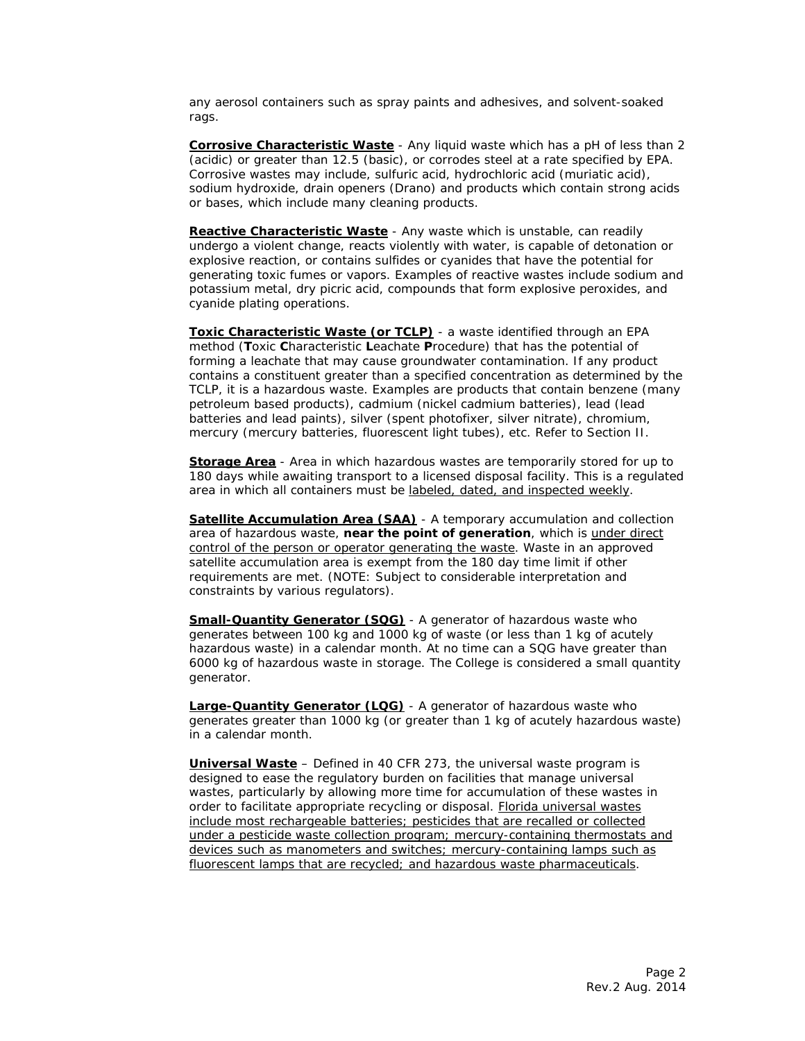any aerosol containers such as spray paints and adhesives, and solvent-soaked rags.

**Corrosive Characteristic Waste** - Any liquid waste which has a pH of less than 2 (acidic) or greater than 12.5 (basic), or corrodes steel at a rate specified by EPA. Corrosive wastes may include, sulfuric acid, hydrochloric acid (muriatic acid), sodium hydroxide, drain openers (Drano) and products which contain strong acids or bases, which include many cleaning products.

**Reactive Characteristic Waste** - Any waste which is unstable, can readily undergo a violent change, reacts violently with water, is capable of detonation or explosive reaction, or contains sulfides or cyanides that have the potential for generating toxic fumes or vapors. Examples of reactive wastes include sodium and potassium metal, dry picric acid, compounds that form explosive peroxides, and cyanide plating operations.

**Toxic Characteristic Waste (or TCLP)** - a waste identified through an EPA method (**T**oxic **C**haracteristic **L**eachate **P**rocedure) that has the potential of forming a leachate that may cause groundwater contamination. If any product contains a constituent greater than a specified concentration as determined by the TCLP, it is a hazardous waste. Examples are products that contain benzene (many petroleum based products), cadmium (nickel cadmium batteries), lead (lead batteries and lead paints), silver (spent photofixer, silver nitrate), chromium, mercury (mercury batteries, fluorescent light tubes), etc. Refer to Section II.

**Storage Area** - Area in which hazardous wastes are temporarily stored for up to 180 days while awaiting transport to a licensed disposal facility. This is a regulated area in which all containers must be labeled, dated, and inspected weekly.

**Satellite Accumulation Area (SAA)** - A temporary accumulation and collection area of hazardous waste, **near the point of generation**, which is under direct control of the person or operator generating the waste. Waste in an approved satellite accumulation area is exempt from the 180 day time limit if other requirements are met. (NOTE: Subject to considerable interpretation and constraints by various regulators).

**Small-Quantity Generator (SQG)** - A generator of hazardous waste who generates between 100 kg and 1000 kg of waste (or less than 1 kg of acutely hazardous waste) in a calendar month. At no time can a SQG have greater than 6000 kg of hazardous waste in storage. The College is considered a small quantity generator.

**Large-Quantity Generator (LQG)** - A generator of hazardous waste who generates greater than 1000 kg (or greater than 1 kg of acutely hazardous waste) in a calendar month.

**Universal Waste** – Defined in 40 CFR 273, the universal waste program is designed to ease the regulatory burden on facilities that manage universal wastes, particularly by allowing more time for accumulation of these wastes in order to facilitate appropriate recycling or disposal. Florida universal wastes include most rechargeable batteries; pesticides that are recalled or collected under a pesticide waste collection program; mercury-containing thermostats and devices such as manometers and switches; mercury-containing lamps such as fluorescent lamps that are recycled; and hazardous waste pharmaceuticals.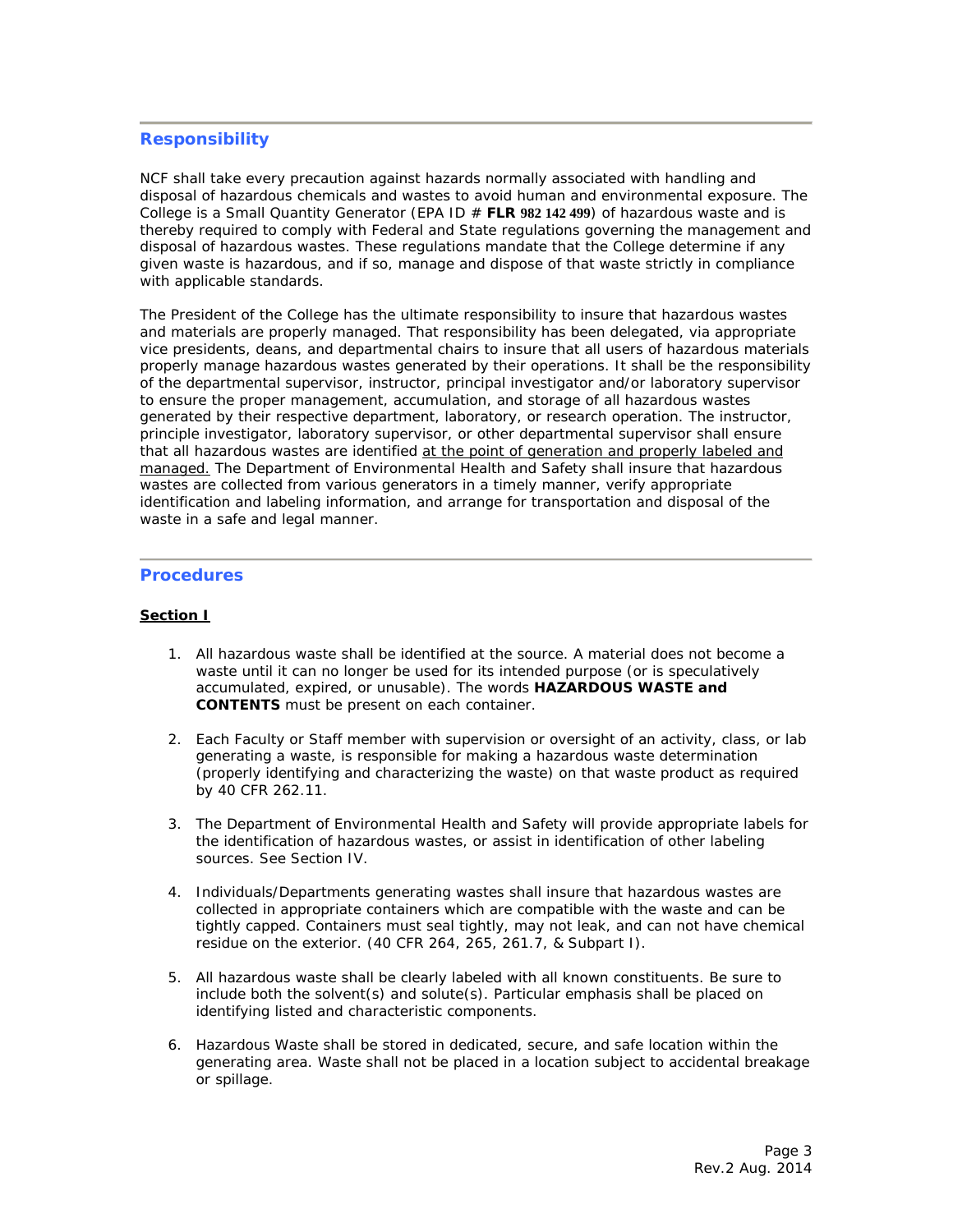## Responsibility

NCF shall take every precaution against hazards normally associated with handling and disposal of hazardous chemicals and wastes to avoid human and environmental exposure. The College is a Small Quantity Generator (EPA ID # **FLR 982 142 499**) of hazardous waste and is thereby required to comply with Federal and State regulations governing the management and disposal of hazardous wastes. These regulations mandate that the College determine if any given waste is hazardous, and if so, manage and dispose of that waste strictly in compliance with applicable standards.

The President of the College has the ultimate responsibility to insure that hazardous wastes and materials are properly managed. That responsibility has been delegated, via appropriate vice presidents, deans, and departmental chairs to insure that all users of hazardous materials properly manage hazardous wastes generated by their operations. It shall be the responsibility of the departmental supervisor, instructor, principal investigator and/or laboratory supervisor to ensure the proper management, accumulation, and storage of all hazardous wastes generated by their respective department, laboratory, or research operation. The instructor, principle investigator, laboratory supervisor, or other departmental supervisor shall ensure that all hazardous wastes are identified at the point of generation and properly labeled and managed. The Department of Environmental Health and Safety shall insure that hazardous wastes are collected from various generators in a timely manner, verify appropriate identification and labeling information, and arrange for transportation and disposal of the waste in a safe and legal manner.

## Procedures

**Section I**

1. All hazardous waste shall be identified at the source. A material does not become a waste until it can no longer be used for its intended purpose (or is speculatively accumulated, expired, or unusable). The words **HAZARDOUS WASTE and CONTENTS** must be present on each container.

2. Each Faculty or Staff member with supervision or oversight of an activity, class, or lab generating a waste, is responsible for making a hazardous waste determination (properly identifying and characterizing the waste) on that waste product as required by 40 CFR 262.11.

3. The Department of Environmental Health and Safety will provide appropriate labels for the identification of hazardous wastes, or assist in identification of other labeling sources. See Section IV.

4. Individuals/Departments generating wastes shall insure that hazardous wastes are collected in appropriate containers which are compatible with the waste and can be tightly capped. Containers must seal tightly, may not leak, and can not have chemical residue on the exterior. (40 CFR 264, 265, 261.7, & Subpart I).

5. All hazardous waste shall be clearly labeled with all known constituents. Be sure to include both the solvent(s) and solute(s). Particular emphasis shall be placed on identifying listed and characteristic components.

6. Hazardous Waste shall be stored in dedicated, secure, and safe location within the generating area. Waste shall not be placed in a location subject to accidental breakage or spillage.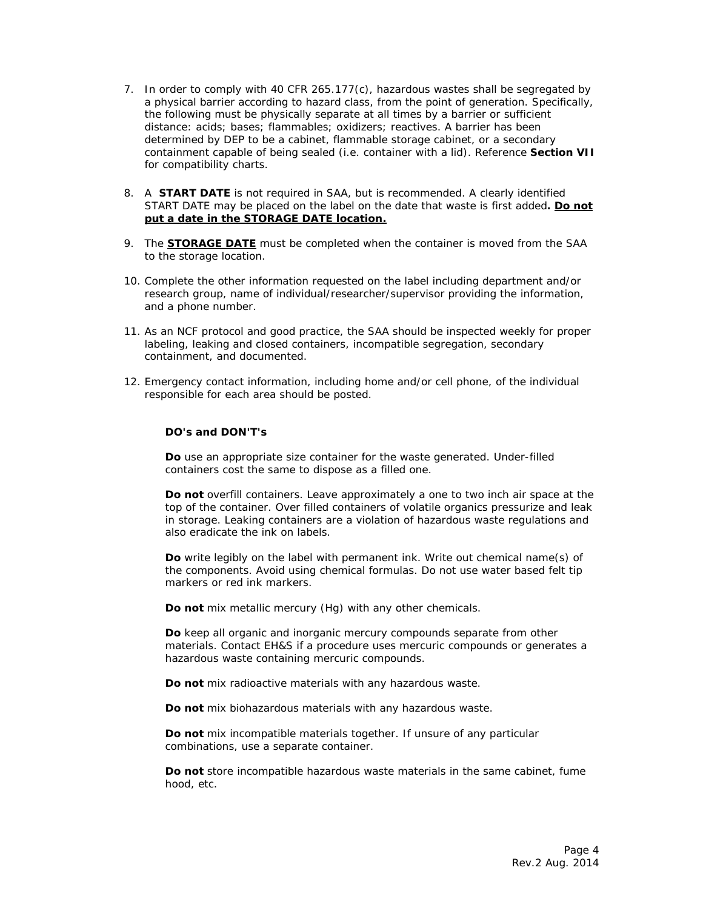7. In order to comply with 40 CFR 265.177(c), hazardous wastes shall be segregated by a physical barrier according to hazard class, from the point of generation. Specifically, the following must be physically separate at all times by a barrier or sufficient distance: acids; bases; flammables; oxidizers; reactives. A barrier has been determined by DEP to be a cabinet, flammable storage cabinet, or a secondary containment capable of being sealed (i.e. container with a lid). Reference **Section VII** for compatibility charts.

8. A **START DATE** is not required in SAA, but is recommended. A clearly identified START DATE may be placed on the label on the date that waste is first added**. <u>Do not put a date in the STORAGE DATE location.</u>**

9. The **<u>STORAGE DATE</u>** must be completed when the container is moved from the SAA to the storage location.

10. Complete the other information requested on the label including department and/or research group, name of individual/researcher/supervisor providing the information, and a phone number.

11. As an NCF protocol and good practice, the SAA should be inspected weekly for proper labeling, leaking and closed containers, incompatible segregation, secondary containment, and documented.

12. Emergency contact information, including home and/or cell phone, of the individual responsible for each area should be posted.

**DO's and DON'T's**

**Do** use an appropriate size container for the waste generated. Under-filled containers cost the same to dispose as a filled one.

**Do not** overfill containers. Leave approximately a one to two inch air space at the top of the container. Over filled containers of volatile organics pressurize and leak in storage. Leaking containers are a violation of hazardous waste regulations and also eradicate the ink on labels.

**Do** write legibly on the label with permanent ink. Write out chemical name(s) of the components. Avoid using chemical formulas. Do not use water based felt tip markers or red ink markers.

**Do not** mix metallic mercury (Hg) with any other chemicals.

**Do** keep all organic and inorganic mercury compounds separate from other materials. Contact EH&S if a procedure uses mercuric compounds or generates a hazardous waste containing mercuric compounds.

**Do not** mix radioactive materials with any hazardous waste.

**Do not** mix biohazardous materials with any hazardous waste.

**Do not** mix incompatible materials together. If unsure of any particular combinations, use a separate container.

**Do not** store incompatible hazardous waste materials in the same cabinet, fume hood, etc.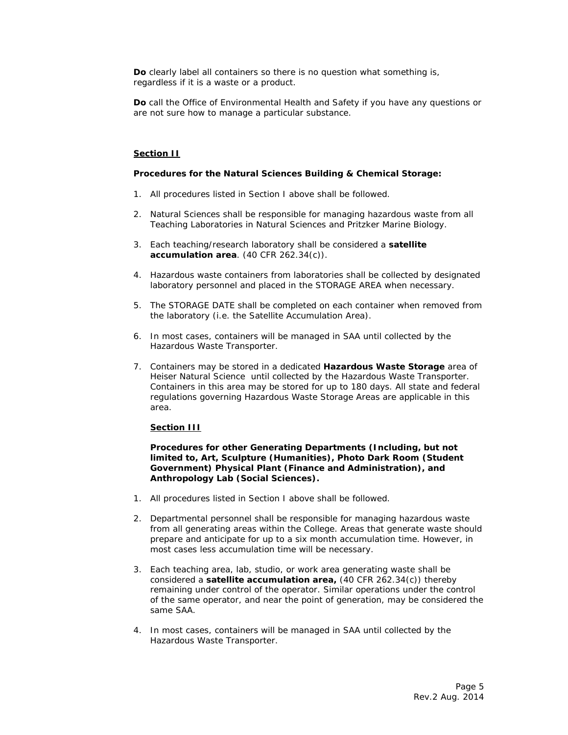**Do** clearly label all containers so there is no question what something is, regardless if it is a waste or a product.

**Do** call the Office of Environmental Health and Safety if you have any questions or are not sure how to manage a particular substance.

## Section II

**Procedures for the Natural Sciences Building & Chemical Storage:**

1. All procedures listed in Section I above shall be followed.
2. Natural Sciences shall be responsible for managing hazardous waste from all Teaching Laboratories in Natural Sciences and Pritzker Marine Biology.
3. Each teaching/research laboratory shall be considered a **satellite accumulation area**. (40 CFR 262.34(c)).
4. Hazardous waste containers from laboratories shall be collected by designated laboratory personnel and placed in the STORAGE AREA when necessary.
5. The STORAGE DATE shall be completed on each container when removed from the laboratory (i.e. the Satellite Accumulation Area).
6. In most cases, containers will be managed in SAA until collected by the Hazardous Waste Transporter.
7. Containers may be stored in a dedicated **Hazardous Waste Storage** area of Heiser Natural Science until collected by the Hazardous Waste Transporter. Containers in this area may be stored for up to 180 days. All state and federal regulations governing Hazardous Waste Storage Areas are applicable in this area.

## Section III

**Procedures for other Generating Departments (Including, but not limited to, Art, Sculpture (Humanities), Photo Dark Room (Student Government) Physical Plant (Finance and Administration), and Anthropology Lab (Social Sciences).**

1. All procedures listed in Section I above shall be followed.
2. Departmental personnel shall be responsible for managing hazardous waste from all generating areas within the College. Areas that generate waste should prepare and anticipate for up to a six month accumulation time. However, in most cases less accumulation time will be necessary.
3. Each teaching area, lab, studio, or work area generating waste shall be considered a **satellite accumulation area,** (40 CFR 262.34(c)) thereby remaining under control of the operator. Similar operations under the control of the same operator, and near the point of generation, may be considered the same SAA.
4. In most cases, containers will be managed in SAA until collected by the Hazardous Waste Transporter.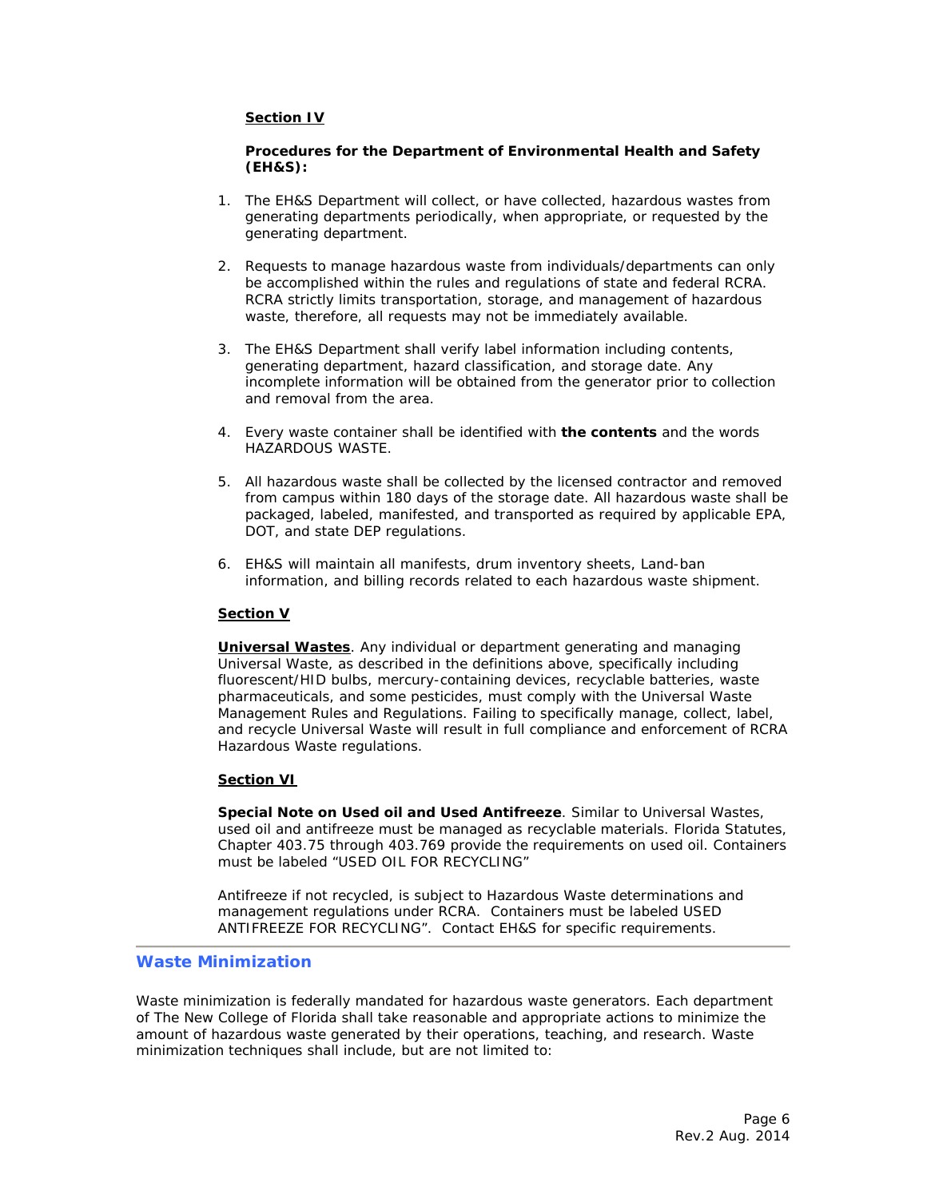**Section IV**

**Procedures for the Department of Environmental Health and Safety (EH&S):**

1. The EH&S Department will collect, or have collected, hazardous wastes from generating departments periodically, when appropriate, or requested by the generating department.

2. Requests to manage hazardous waste from individuals/departments can only be accomplished within the rules and regulations of state and federal RCRA. RCRA strictly limits transportation, storage, and management of hazardous waste, therefore, all requests may not be immediately available.

3. The EH&S Department shall verify label information including contents, generating department, hazard classification, and storage date. Any incomplete information will be obtained from the generator prior to collection and removal from the area.

4. Every waste container shall be identified with **the contents** and the words HAZARDOUS WASTE.

5. All hazardous waste shall be collected by the licensed contractor and removed from campus within 180 days of the storage date. All hazardous waste shall be packaged, labeled, manifested, and transported as required by applicable EPA, DOT, and state DEP regulations.

6. EH&S will maintain all manifests, drum inventory sheets, Land-ban information, and billing records related to each hazardous waste shipment.

**Section V**

**Universal Wastes**. Any individual or department generating and managing Universal Waste, as described in the definitions above, specifically including fluorescent/HID bulbs, mercury-containing devices, recyclable batteries, waste pharmaceuticals, and some pesticides, must comply with the Universal Waste Management Rules and Regulations. Failing to specifically manage, collect, label, and recycle Universal Waste will result in full compliance and enforcement of RCRA Hazardous Waste regulations.

**Section VI**

**Special Note on Used oil and Used Antifreeze**. Similar to Universal Wastes, used oil and antifreeze must be managed as recyclable materials. Florida Statutes, Chapter 403.75 through 403.769 provide the requirements on used oil. Containers must be labeled "USED OIL FOR RECYCLING"

Antifreeze if not recycled, is subject to Hazardous Waste determinations and management regulations under RCRA. Containers must be labeled USED ANTIFREEZE FOR RECYCLING". Contact EH&S for specific requirements.

## Waste Minimization

Waste minimization is federally mandated for hazardous waste generators. Each department of The New College of Florida shall take reasonable and appropriate actions to minimize the amount of hazardous waste generated by their operations, teaching, and research. Waste minimization techniques shall include, but are not limited to: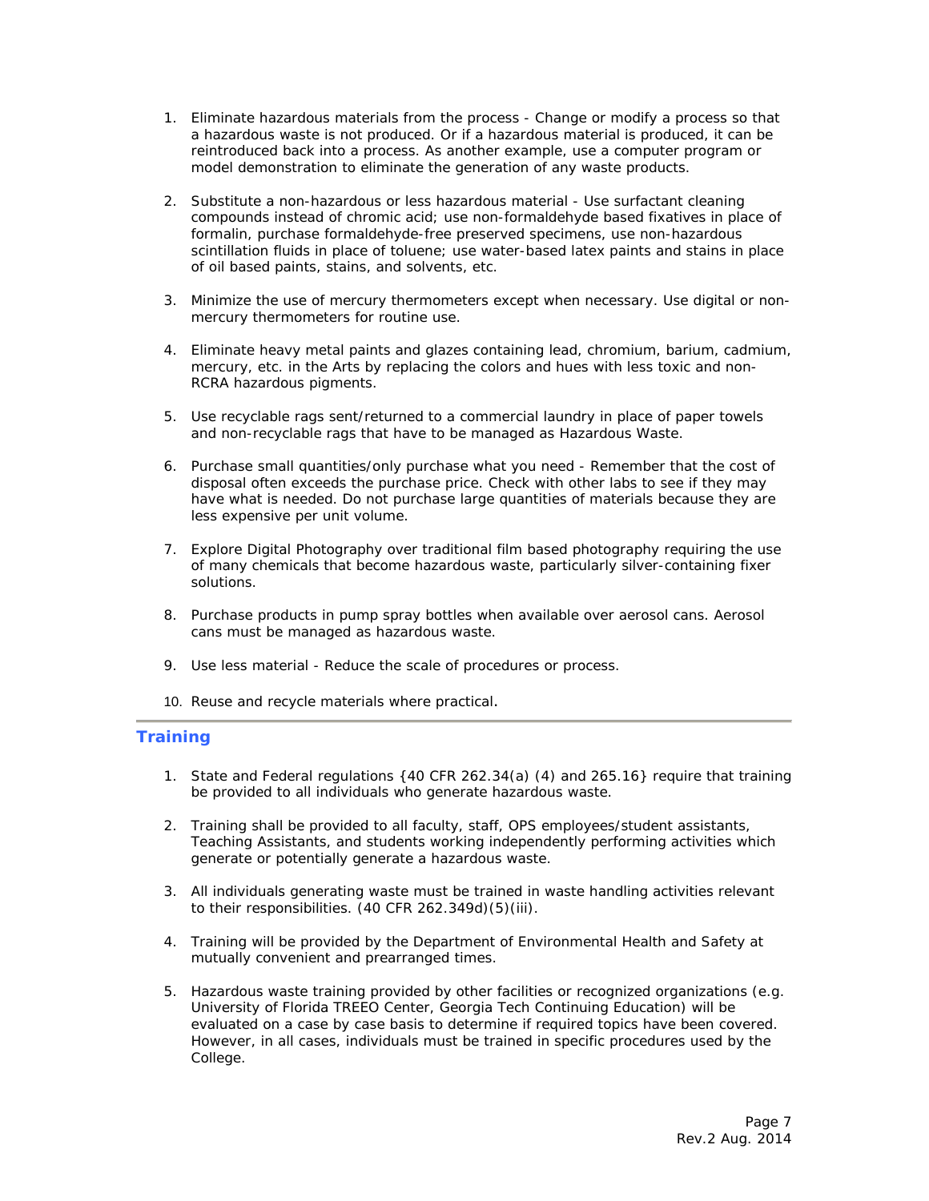1. Eliminate hazardous materials from the process - Change or modify a process so that a hazardous waste is not produced. Or if a hazardous material is produced, it can be reintroduced back into a process. As another example, use a computer program or model demonstration to eliminate the generation of any waste products.

2. Substitute a non-hazardous or less hazardous material - Use surfactant cleaning compounds instead of chromic acid; use non-formaldehyde based fixatives in place of formalin, purchase formaldehyde-free preserved specimens, use non-hazardous scintillation fluids in place of toluene; use water-based latex paints and stains in place of oil based paints, stains, and solvents, etc.

3. Minimize the use of mercury thermometers except when necessary. Use digital or non-mercury thermometers for routine use.

4. Eliminate heavy metal paints and glazes containing lead, chromium, barium, cadmium, mercury, etc. in the Arts by replacing the colors and hues with less toxic and non-RCRA hazardous pigments.

5. Use recyclable rags sent/returned to a commercial laundry in place of paper towels and non-recyclable rags that have to be managed as Hazardous Waste.

6. Purchase small quantities/only purchase what you need - Remember that the cost of disposal often exceeds the purchase price. Check with other labs to see if they may have what is needed. Do not purchase large quantities of materials because they are less expensive per unit volume.

7. Explore Digital Photography over traditional film based photography requiring the use of many chemicals that become hazardous waste, particularly silver-containing fixer solutions.

8. Purchase products in pump spray bottles when available over aerosol cans. Aerosol cans must be managed as hazardous waste.

9. Use less material - Reduce the scale of procedures or process.

10. Reuse and recycle materials where practical.

## Training

1. State and Federal regulations {40 CFR 262.34(a) (4) and 265.16} require that training be provided to all individuals who generate hazardous waste.

2. Training shall be provided to all faculty, staff, OPS employees/student assistants, Teaching Assistants, and students working independently performing activities which generate or potentially generate a hazardous waste.

3. All individuals generating waste must be trained in waste handling activities relevant to their responsibilities. (40 CFR 262.349d)(5)(iii).

4. Training will be provided by the Department of Environmental Health and Safety at mutually convenient and prearranged times.

5. Hazardous waste training provided by other facilities or recognized organizations (e.g. University of Florida TREEO Center, Georgia Tech Continuing Education) will be evaluated on a case by case basis to determine if required topics have been covered. However, in all cases, individuals must be trained in specific procedures used by the College.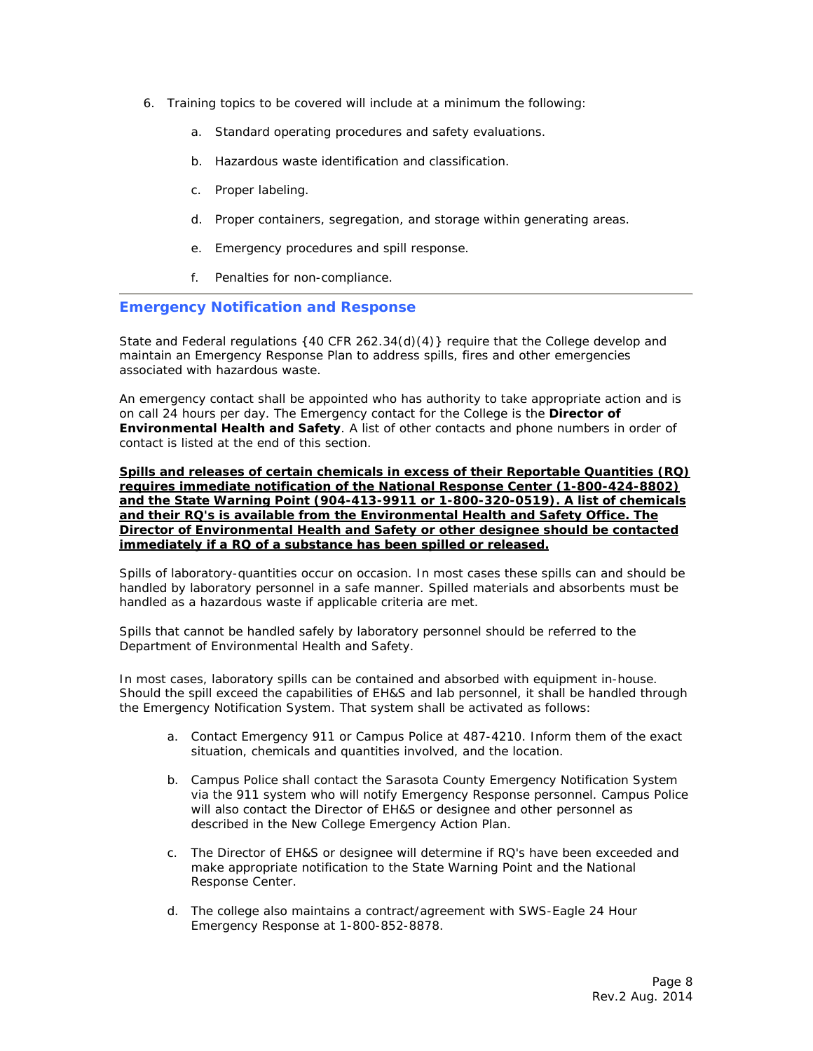6. Training topics to be covered will include at a minimum the following:

    a. Standard operating procedures and safety evaluations.

    b. Hazardous waste identification and classification.

    c. Proper labeling.

    d. Proper containers, segregation, and storage within generating areas.

    e. Emergency procedures and spill response.

    f. Penalties for non-compliance.

---

## Emergency Notification and Response

State and Federal regulations {40 CFR 262.34(d)(4)} require that the College develop and maintain an Emergency Response Plan to address spills, fires and other emergencies associated with hazardous waste.

An emergency contact shall be appointed who has authority to take appropriate action and is on call 24 hours per day. The Emergency contact for the College is the **Director of Environmental Health and Safety**. A list of other contacts and phone numbers in order of contact is listed at the end of this section.

<u>**Spills and releases of certain chemicals in excess of their Reportable Quantities (RQ) requires immediate notification of the National Response Center (1-800-424-8802) and the State Warning Point (904-413-9911 or 1-800-320-0519). A list of chemicals and their RQ's is available from the Environmental Health and Safety Office. The Director of Environmental Health and Safety or other designee should be contacted immediately if a RQ of a substance has been spilled or released.**</u>

Spills of laboratory-quantities occur on occasion. In most cases these spills can and should be handled by laboratory personnel in a safe manner. Spilled materials and absorbents must be handled as a hazardous waste if applicable criteria are met.

Spills that cannot be handled safely by laboratory personnel should be referred to the Department of Environmental Health and Safety.

In most cases, laboratory spills can be contained and absorbed with equipment in-house. Should the spill exceed the capabilities of EH&S and lab personnel, it shall be handled through the Emergency Notification System. That system shall be activated as follows:

a. Contact Emergency 911 or Campus Police at 487-4210. Inform them of the exact situation, chemicals and quantities involved, and the location.

b. Campus Police shall contact the Sarasota County Emergency Notification System via the 911 system who will notify Emergency Response personnel. Campus Police will also contact the Director of EH&S or designee and other personnel as described in the New College Emergency Action Plan.

c. The Director of EH&S or designee will determine if RQ's have been exceeded and make appropriate notification to the State Warning Point and the National Response Center.

d. The college also maintains a contract/agreement with SWS-Eagle 24 Hour Emergency Response at 1-800-852-8878.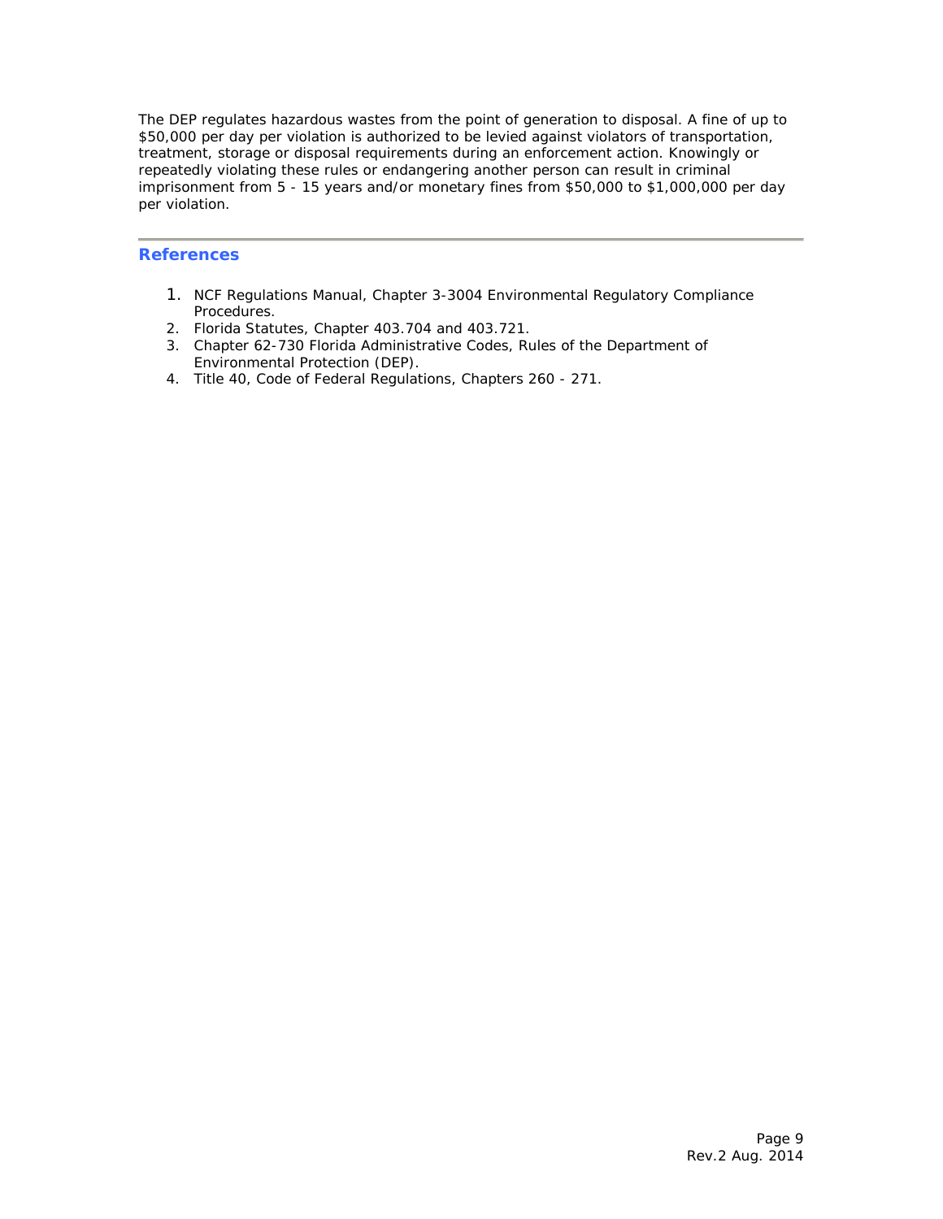The DEP regulates hazardous wastes from the point of generation to disposal. A fine of up to $50,000 per day per violation is authorized to be levied against violators of transportation, treatment, storage or disposal requirements during an enforcement action. Knowingly or repeatedly violating these rules or endangering another person can result in criminal imprisonment from 5 - 15 years and/or monetary fines from $50,000 to $1,000,000 per day per violation.

## References

1. NCF Regulations Manual, Chapter 3-3004 Environmental Regulatory Compliance Procedures.
2. Florida Statutes, Chapter 403.704 and 403.721.
3. Chapter 62-730 Florida Administrative Codes, Rules of the Department of Environmental Protection (DEP).
4. Title 40, Code of Federal Regulations, Chapters 260 - 271.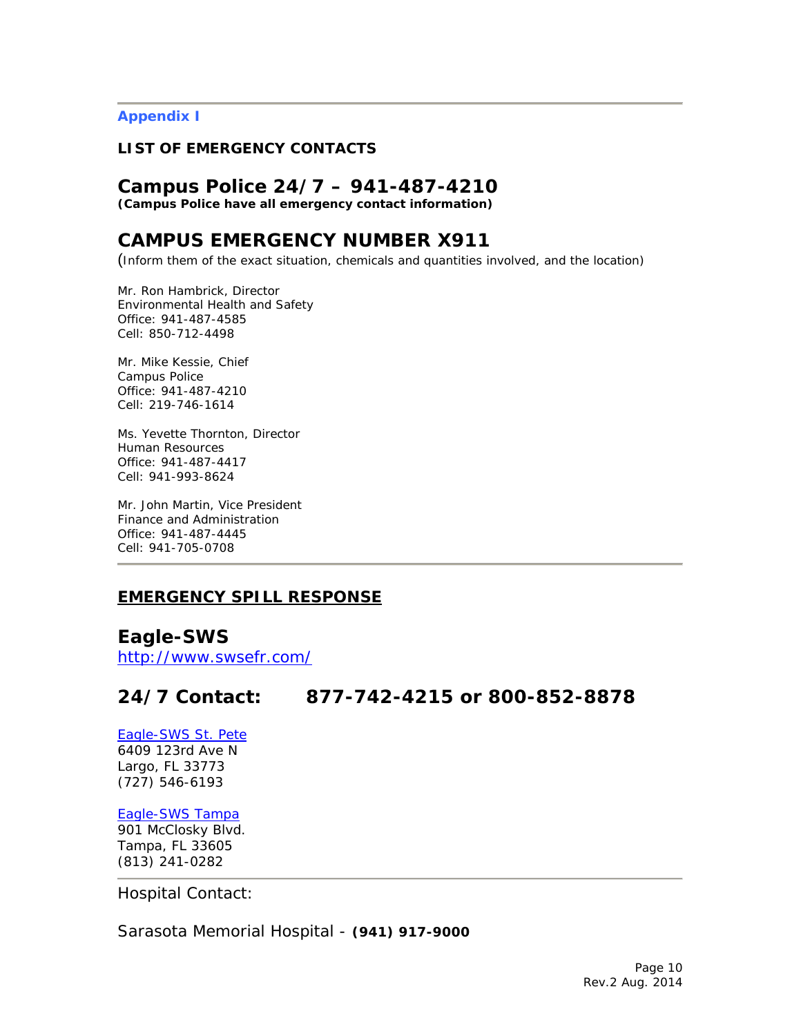**Appendix I**

**LIST OF EMERGENCY CONTACTS**

## Campus Police 24/7 – 941-487-4210

**(Campus Police have all emergency contact information)**

## CAMPUS EMERGENCY NUMBER X911

(Inform them of the exact situation, chemicals and quantities involved, and the location)

Mr. Ron Hambrick, Director
Environmental Health and Safety
Office: 941-487-4585
Cell: 850-712-4498

Mr. Mike Kessie, Chief
Campus Police
Office: 941-487-4210
Cell: 219-746-1614

Ms. Yevette Thornton, Director
Human Resources
Office: 941-487-4417
Cell: 941-993-8624

Mr. John Martin, Vice President
Finance and Administration
Office: 941-487-4445
Cell: 941-705-0708

---

**EMERGENCY SPILL RESPONSE**

## Eagle-SWS

http://www.swsefr.com/

## 24/7 Contact: 877-742-4215 or 800-852-8878

Eagle-SWS St. Pete
6409 123rd Ave N
Largo, FL 33773
(727) 546-6193

Eagle-SWS Tampa
901 McClosky Blvd.
Tampa, FL 33605
(813) 241-0282

---

Hospital Contact:

Sarasota Memorial Hospital - **(941) 917-9000**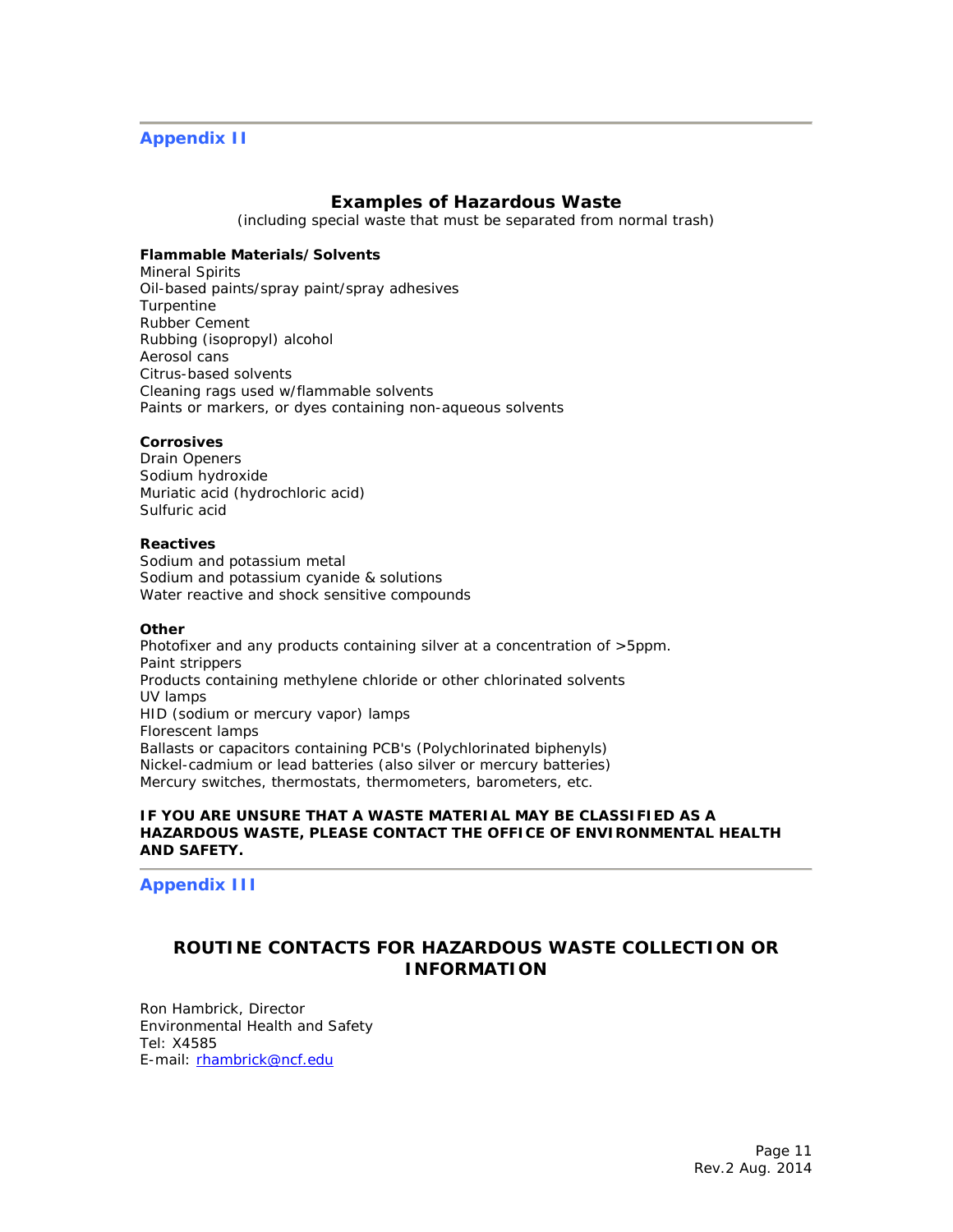## Appendix II

### Examples of Hazardous Waste

(including special waste that must be separated from normal trash)

**Flammable Materials/Solvents**

Mineral Spirits
Oil-based paints/spray paint/spray adhesives
Turpentine
Rubber Cement
Rubbing (isopropyl) alcohol
Aerosol cans
Citrus-based solvents
Cleaning rags used w/flammable solvents
Paints or markers, or dyes containing non-aqueous solvents

**Corrosives**

Drain Openers
Sodium hydroxide
Muriatic acid (hydrochloric acid)
Sulfuric acid

**Reactives**

Sodium and potassium metal
Sodium and potassium cyanide & solutions
Water reactive and shock sensitive compounds

**Other**

Photofixer and any products containing silver at a concentration of >5ppm.
Paint strippers
Products containing methylene chloride or other chlorinated solvents
UV lamps
HID (sodium or mercury vapor) lamps
Florescent lamps
Ballasts or capacitors containing PCB's (Polychlorinated biphenyls)
Nickel-cadmium or lead batteries (also silver or mercury batteries)
Mercury switches, thermostats, thermometers, barometers, etc.

**IF YOU ARE UNSURE THAT A WASTE MATERIAL MAY BE CLASSIFIED AS A HAZARDOUS WASTE, PLEASE CONTACT THE OFFICE OF ENVIRONMENTAL HEALTH AND SAFETY.**

## Appendix III

### ROUTINE CONTACTS FOR HAZARDOUS WASTE COLLECTION OR INFORMATION

Ron Hambrick, Director
Environmental Health and Safety
Tel: X4585
E-mail: rhambrick@ncf.edu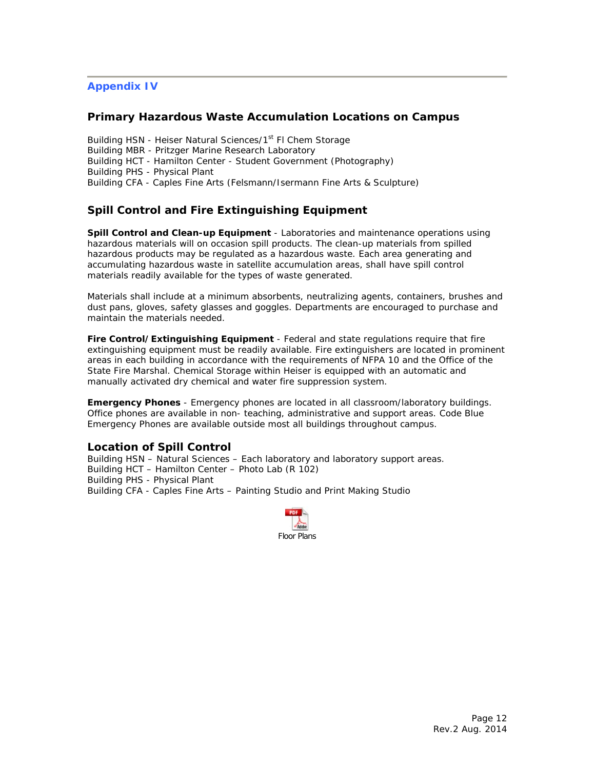## Appendix IV

## Primary Hazardous Waste Accumulation Locations on Campus

Building HSN - Heiser Natural Sciences/1st Fl Chem Storage
Building MBR - Pritzger Marine Research Laboratory
Building HCT - Hamilton Center - Student Government (Photography)
Building PHS - Physical Plant
Building CFA - Caples Fine Arts (Felsmann/Isermann Fine Arts & Sculpture)

## Spill Control and Fire Extinguishing Equipment

**Spill Control and Clean-up Equipment** - Laboratories and maintenance operations using hazardous materials will on occasion spill products. The clean-up materials from spilled hazardous products may be regulated as a hazardous waste. Each area generating and accumulating hazardous waste in satellite accumulation areas, shall have spill control materials readily available for the types of waste generated.

Materials shall include at a minimum absorbents, neutralizing agents, containers, brushes and dust pans, gloves, safety glasses and goggles. Departments are encouraged to purchase and maintain the materials needed.

**Fire Control/Extinguishing Equipment** - Federal and state regulations require that fire extinguishing equipment must be readily available. Fire extinguishers are located in prominent areas in each building in accordance with the requirements of NFPA 10 and the Office of the State Fire Marshal. Chemical Storage within Heiser is equipped with an automatic and manually activated dry chemical and water fire suppression system.

**Emergency Phones** - Emergency phones are located in all classroom/laboratory buildings. Office phones are available in non- teaching, administrative and support areas. Code Blue Emergency Phones are available outside most all buildings throughout campus.

### Location of Spill Control

Building HSN – Natural Sciences – Each laboratory and laboratory support areas.
Building HCT – Hamilton Center – Photo Lab (R 102)
Building PHS - Physical Plant
Building CFA - Caples Fine Arts – Painting Studio and Print Making Studio

Floor Plans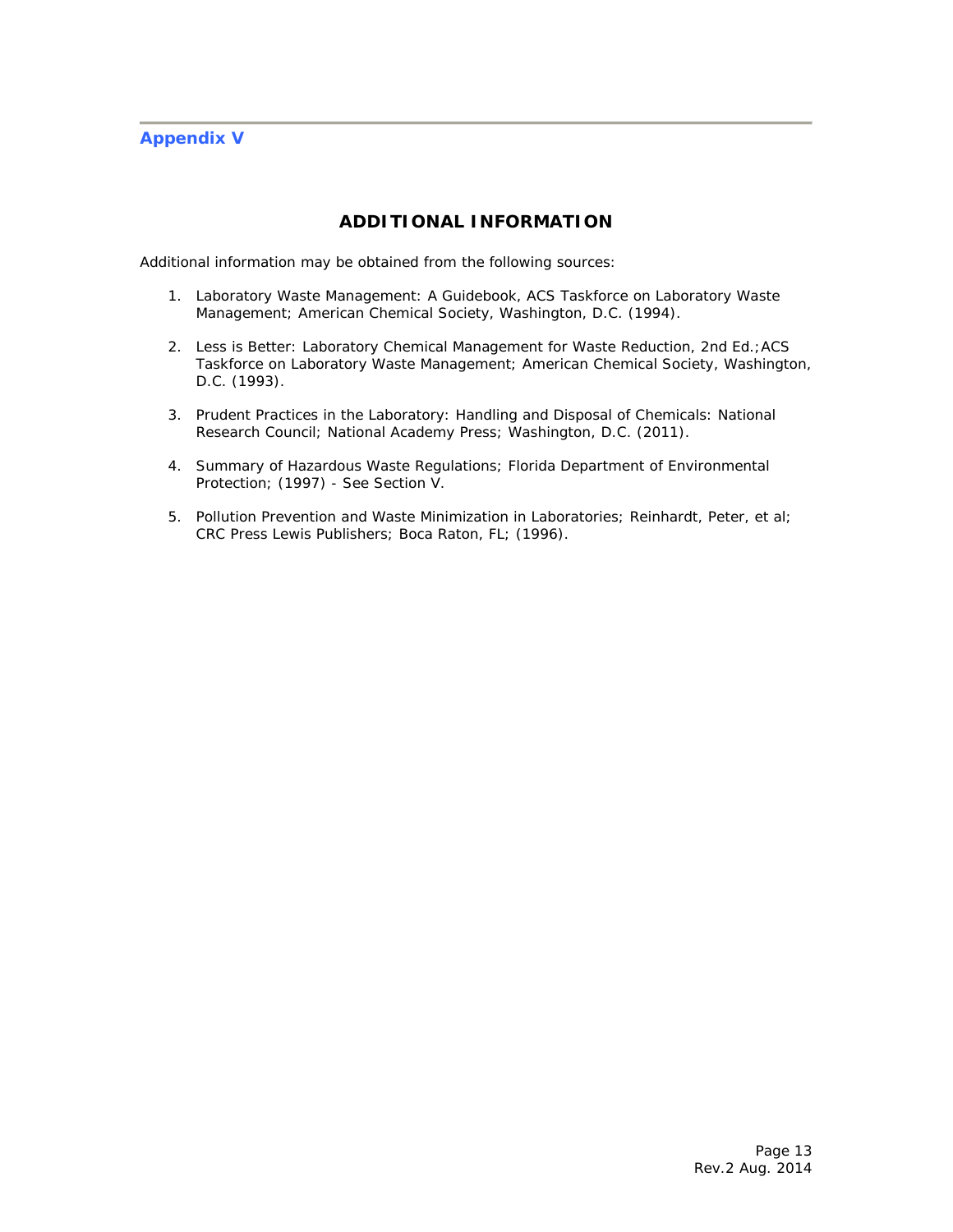## Appendix V

# ADDITIONAL INFORMATION

Additional information may be obtained from the following sources:

1. Laboratory Waste Management: A Guidebook, ACS Taskforce on Laboratory Waste Management; American Chemical Society, Washington, D.C. (1994).

2. Less is Better: Laboratory Chemical Management for Waste Reduction, 2nd Ed.;ACS Taskforce on Laboratory Waste Management; American Chemical Society, Washington, D.C. (1993).

3. Prudent Practices in the Laboratory: Handling and Disposal of Chemicals: National Research Council; National Academy Press; Washington, D.C. (2011).

4. Summary of Hazardous Waste Regulations; Florida Department of Environmental Protection; (1997) - See Section V.

5. Pollution Prevention and Waste Minimization in Laboratories; Reinhardt, Peter, et al; CRC Press Lewis Publishers; Boca Raton, FL; (1996).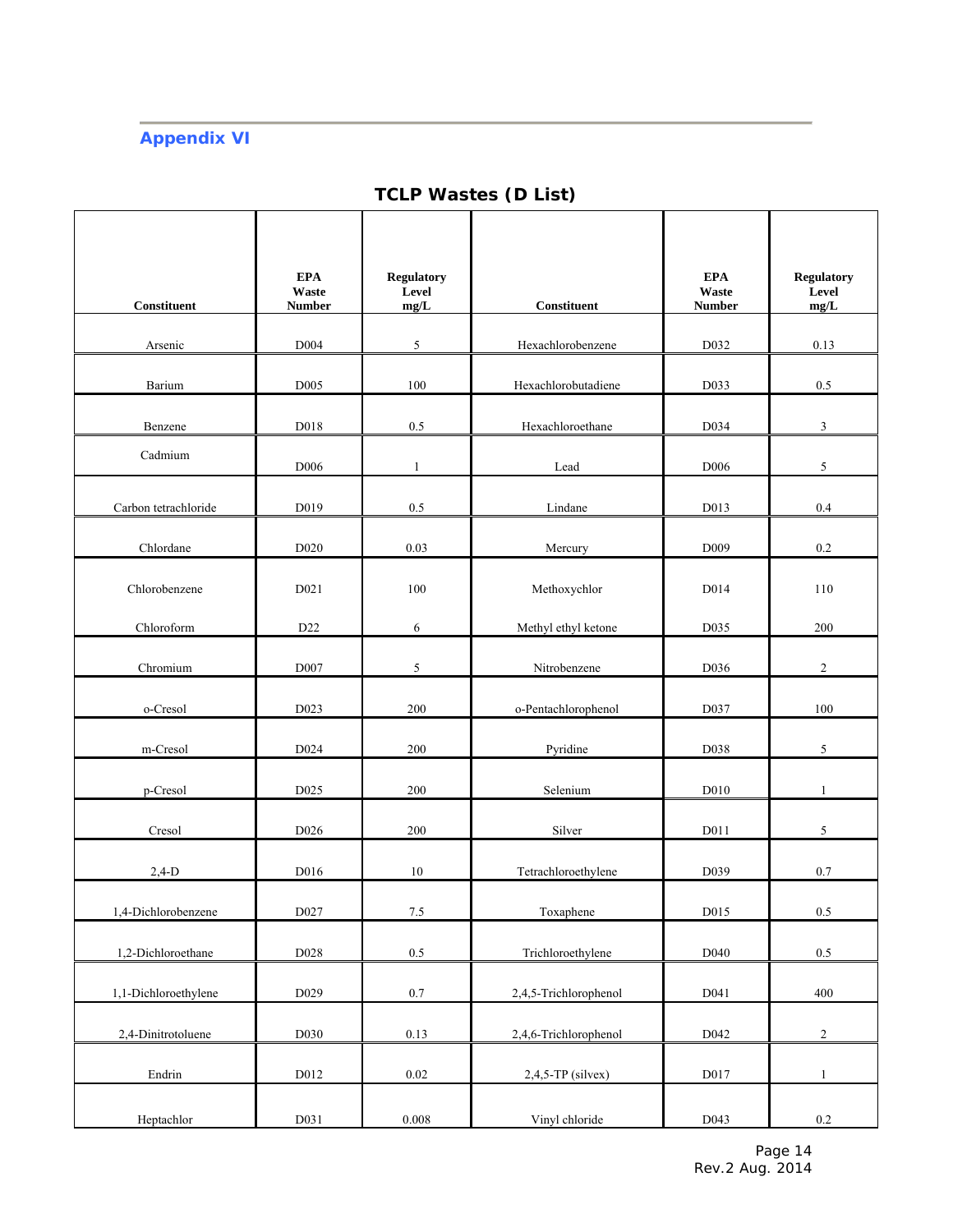## Appendix VI

### TCLP Wastes (D List)

| Constituent | EPA Waste Number | Regulatory Level mg/L | Constituent | EPA Waste Number | Regulatory Level mg/L |
|---|---|---|---|---|---|
| Arsenic | D004 | 5 | Hexachlorobenzene | D032 | 0.13 |
| Barium | D005 | 100 | Hexachlorobutadiene | D033 | 0.5 |
| Benzene | D018 | 0.5 | Hexachloroethane | D034 | 3 |
| Cadmium | D006 | 1 | Lead | D006 | 5 |
| Carbon tetrachloride | D019 | 0.5 | Lindane | D013 | 0.4 |
| Chlordane | D020 | 0.03 | Mercury | D009 | 0.2 |
| Chlorobenzene | D021 | 100 | Methoxychlor | D014 | 110 |
| Chloroform | D22 | 6 | Methyl ethyl ketone | D035 | 200 |
| Chromium | D007 | 5 | Nitrobenzene | D036 | 2 |
| o-Cresol | D023 | 200 | o-Pentachlorophenol | D037 | 100 |
| m-Cresol | D024 | 200 | Pyridine | D038 | 5 |
| p-Cresol | D025 | 200 | Selenium | D010 | 1 |
| Cresol | D026 | 200 | Silver | D011 | 5 |
| 2,4-D | D016 | 10 | Tetrachloroethylene | D039 | 0.7 |
| 1,4-Dichlorobenzene | D027 | 7.5 | Toxaphene | D015 | 0.5 |
| 1,2-Dichloroethane | D028 | 0.5 | Trichloroethylene | D040 | 0.5 |
| 1,1-Dichloroethylene | D029 | 0.7 | 2,4,5-Trichlorophenol | D041 | 400 |
| 2,4-Dinitrotoluene | D030 | 0.13 | 2,4,6-Trichlorophenol | D042 | 2 |
| Endrin | D012 | 0.02 | 2,4,5-TP (silvex) | D017 | 1 |
| Heptachlor | D031 | 0.008 | Vinyl chloride | D043 | 0.2 |

Rev.2 Aug. 2014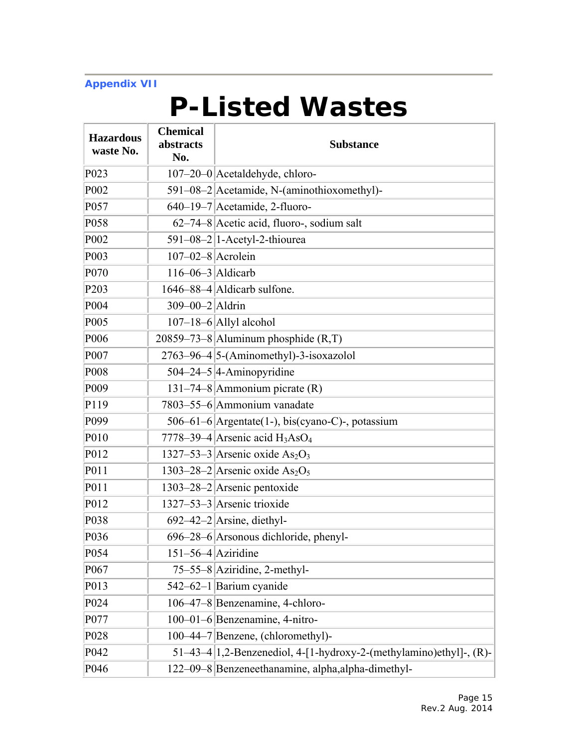Appendix VII

# P-Listed Wastes

| Hazardous waste No. | Chemical abstracts No. | Substance |
|---|---|---|
| P023 | 107–20–0 | Acetaldehyde, chloro- |
| P002 | 591–08–2 | Acetamide, N-(aminothioxomethyl)- |
| P057 | 640–19–7 | Acetamide, 2-fluoro- |
| P058 | 62–74–8 | Acetic acid, fluoro-, sodium salt |
| P002 | 591–08–2 | 1-Acetyl-2-thiourea |
| P003 | 107–02–8 | Acrolein |
| P070 | 116–06–3 | Aldicarb |
| P203 | 1646–88–4 | Aldicarb sulfone. |
| P004 | 309–00–2 | Aldrin |
| P005 | 107–18–6 | Allyl alcohol |
| P006 | 20859–73–8 | Aluminum phosphide (R,T) |
| P007 | 2763–96–4 | 5-(Aminomethyl)-3-isoxazolol |
| P008 | 504–24–5 | 4-Aminopyridine |
| P009 | 131–74–8 | Ammonium picrate (R) |
| P119 | 7803–55–6 | Ammonium vanadate |
| P099 | 506–61–6 | Argentate(1-), bis(cyano-C)-, potassium |
| P010 | 7778–39–4 | Arsenic acid $H_3AsO_4$ |
| P012 | 1327–53–3 | Arsenic oxide $As_2O_3$ |
| P011 | 1303–28–2 | Arsenic oxide $As_2O_5$ |
| P011 | 1303–28–2 | Arsenic pentoxide |
| P012 | 1327–53–3 | Arsenic trioxide |
| P038 | 692–42–2 | Arsine, diethyl- |
| P036 | 696–28–6 | Arsonous dichloride, phenyl- |
| P054 | 151–56–4 | Aziridine |
| P067 | 75–55–8 | Aziridine, 2-methyl- |
| P013 | 542–62–1 | Barium cyanide |
| P024 | 106–47–8 | Benzenamine, 4-chloro- |
| P077 | 100–01–6 | Benzenamine, 4-nitro- |
| P028 | 100–44–7 | Benzene, (chloromethyl)- |
| P042 | 51–43–4 | 1,2-Benzenediol, 4-[1-hydroxy-2-(methylamino)ethyl]-, (R)- |
| P046 | 122–09–8 | Benzeneethanamine, alpha,alpha-dimethyl- |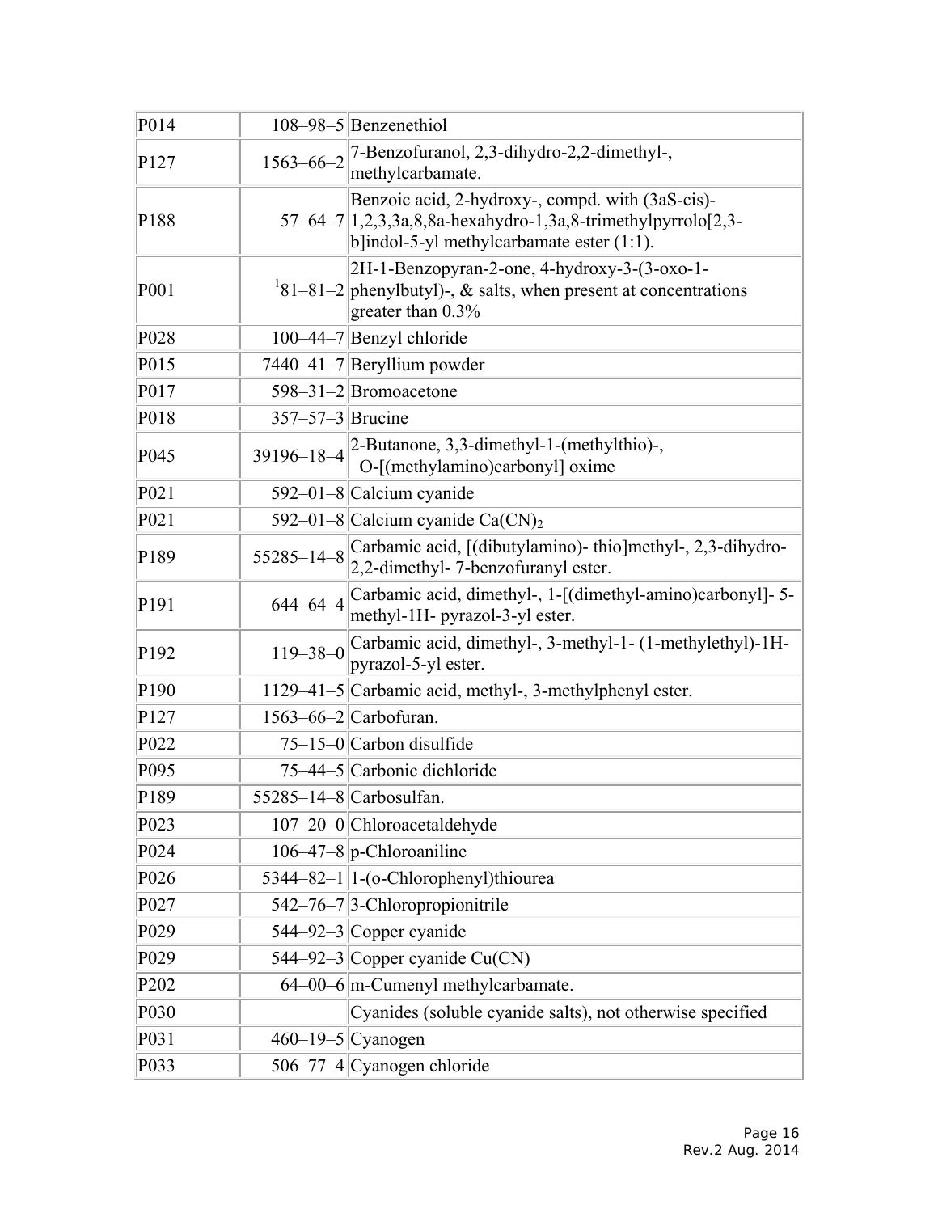| | | |
|---|---|---|
| P014 | 108–98–5 | Benzenethiol |
| P127 | 1563–66–2 | 7-Benzofuranol, 2,3-dihydro-2,2-dimethyl-, methylcarbamate. |
| P188 | 57–64–7 | Benzoic acid, 2-hydroxy-, compd. with (3aS-cis)-1,2,3,3a,8,8a-hexahydro-1,3a,8-trimethylpyrrolo[2,3-b]indol-5-yl methylcarbamate ester (1:1). |
| P001 | [1]81–81–2 | 2H-1-Benzopyran-2-one, 4-hydroxy-3-(3-oxo-1-phenylbutyl)-, & salts, when present at concentrations greater than 0.3% |
| P028 | 100–44–7 | Benzyl chloride |
| P015 | 7440–41–7 | Beryllium powder |
| P017 | 598–31–2 | Bromoacetone |
| P018 | 357–57–3 | Brucine |
| P045 | 39196–18–4 | 2-Butanone, 3,3-dimethyl-1-(methylthio)-, O-[(methylamino)carbonyl] oxime |
| P021 | 592–01–8 | Calcium cyanide |
| P021 | 592–01–8 | Calcium cyanide $Ca(CN)_2$ |
| P189 | 55285–14–8 | Carbamic acid, [(dibutylamino)- thio]methyl-, 2,3-dihydro-2,2-dimethyl- 7-benzofuranyl ester. |
| P191 | 644–64–4 | Carbamic acid, dimethyl-, 1-[(dimethyl-amino)carbonyl]- 5-methyl-1H- pyrazol-3-yl ester. |
| P192 | 119–38–0 | Carbamic acid, dimethyl-, 3-methyl-1- (1-methylethyl)-1H-pyrazol-5-yl ester. |
| P190 | 1129–41–5 | Carbamic acid, methyl-, 3-methylphenyl ester. |
| P127 | 1563–66–2 | Carbofuran. |
| P022 | 75–15–0 | Carbon disulfide |
| P095 | 75–44–5 | Carbonic dichloride |
| P189 | 55285–14–8 | Carbosulfan. |
| P023 | 107–20–0 | Chloroacetaldehyde |
| P024 | 106–47–8 | p-Chloroaniline |
| P026 | 5344–82–1 | 1-(o-Chlorophenyl)thiourea |
| P027 | 542–76–7 | 3-Chloropropionitrile |
| P029 | 544–92–3 | Copper cyanide |
| P029 | 544–92–3 | Copper cyanide Cu(CN) |
| P202 | 64–00–6 | m-Cumenyl methylcarbamate. |
| P030 | | Cyanides (soluble cyanide salts), not otherwise specified |
| P031 | 460–19–5 | Cyanogen |
| P033 | 506–77–4 | Cyanogen chloride |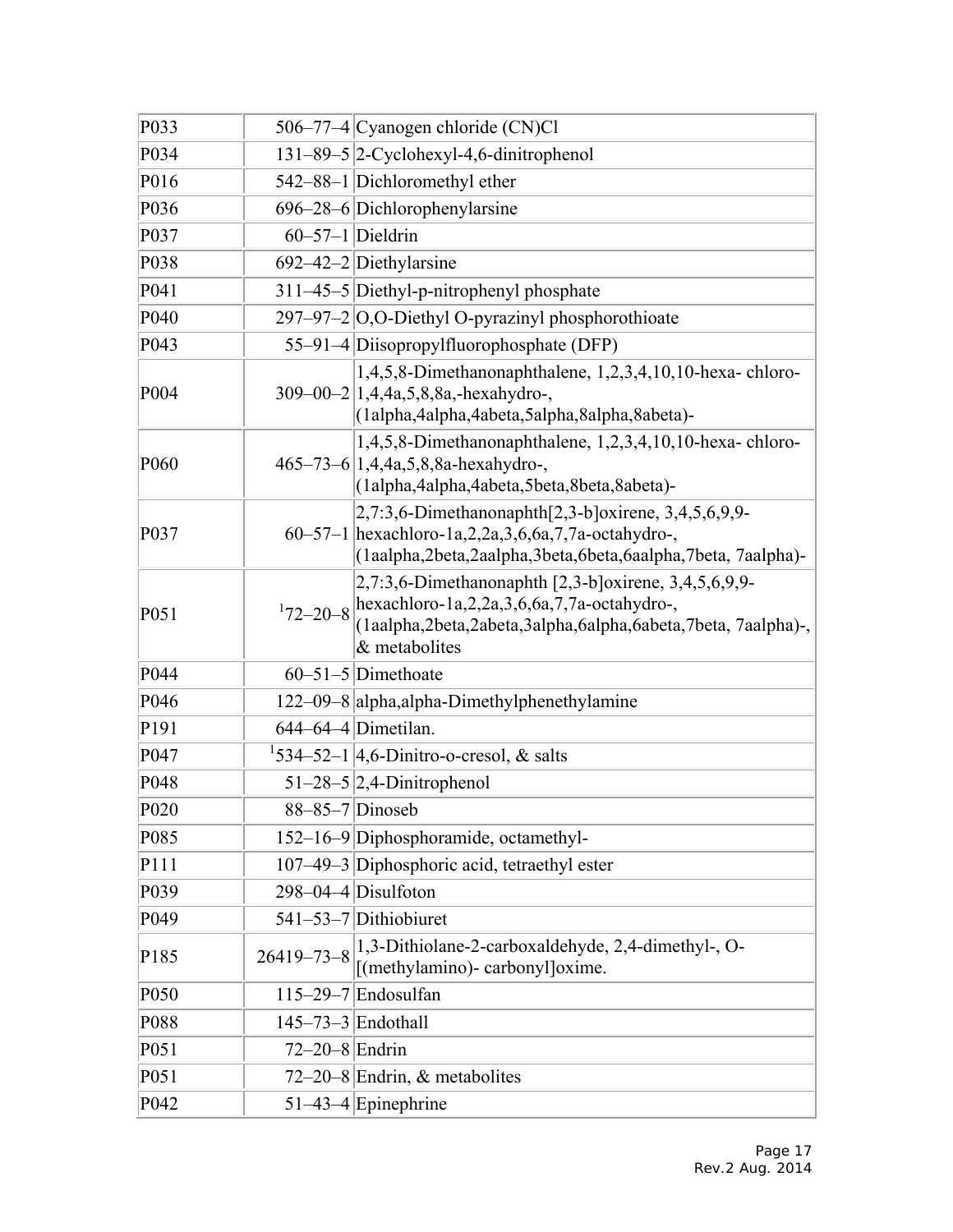| | | |
|---|---|---|
| P033 | 506–77–4 | Cyanogen chloride (CN)Cl |
| P034 | 131–89–5 | 2-Cyclohexyl-4,6-dinitrophenol |
| P016 | 542–88–1 | Dichloromethyl ether |
| P036 | 696–28–6 | Dichlorophenylarsine |
| P037 | 60–57–1 | Dieldrin |
| P038 | 692–42–2 | Diethylarsine |
| P041 | 311–45–5 | Diethyl-p-nitrophenyl phosphate |
| P040 | 297–97–2 | O,O-Diethyl O-pyrazinyl phosphorothioate |
| P043 | 55–91–4 | Diisopropylfluorophosphate (DFP) |
| P004 | 309–00–2 | 1,4,5,8-Dimethanonaphthalene, 1,2,3,4,10,10-hexa- chloro-1,4,4a,5,8,8a,-hexahydro-, (1alpha,4alpha,4abeta,5alpha,8alpha,8abeta)- |
| P060 | 465–73–6 | 1,4,5,8-Dimethanonaphthalene, 1,2,3,4,10,10-hexa- chloro-1,4,4a,5,8,8a-hexahydro-, (1alpha,4alpha,4abeta,5beta,8beta,8abeta)- |
| P037 | 60–57–1 | 2,7:3,6-Dimethanonaphth[2,3-b]oxirene, 3,4,5,6,9,9-hexachloro-1a,2,2a,3,6,6a,7,7a-octahydro-, (1aalpha,2beta,2aalpha,3beta,6beta,6aalpha,7beta, 7aalpha)- |
| P051 | [1]72–20–8 | 2,7:3,6-Dimethanonaphth [2,3-b]oxirene, 3,4,5,6,9,9-hexachloro-1a,2,2a,3,6,6a,7,7a-octahydro-, (1aalpha,2beta,2abeta,3alpha,6alpha,6abeta,7beta, 7aalpha)-, & metabolites |
| P044 | 60–51–5 | Dimethoate |
| P046 | 122–09–8 | alpha,alpha-Dimethylphenethylamine |
| P191 | 644–64–4 | Dimetilan. |
| P047 | [1]534–52–1 | 4,6-Dinitro-o-cresol, & salts |
| P048 | 51–28–5 | 2,4-Dinitrophenol |
| P020 | 88–85–7 | Dinoseb |
| P085 | 152–16–9 | Diphosphoramide, octamethyl- |
| P111 | 107–49–3 | Diphosphoric acid, tetraethyl ester |
| P039 | 298–04–4 | Disulfoton |
| P049 | 541–53–7 | Dithiobiuret |
| P185 | 26419–73–8 | 1,3-Dithiolane-2-carboxaldehyde, 2,4-dimethyl-, O-[(methylamino)- carbonyl]oxime. |
| P050 | 115–29–7 | Endosulfan |
| P088 | 145–73–3 | Endothall |
| P051 | 72–20–8 | Endrin |
| P051 | 72–20–8 | Endrin, & metabolites |
| P042 | 51–43–4 | Epinephrine |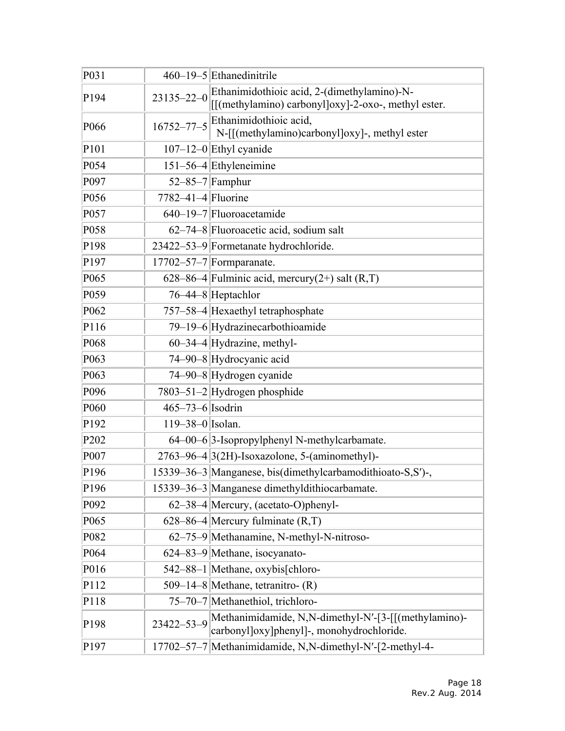| | | |
|---|---|---|
| P031 | 460–19–5 | Ethanedinitrile |
| P194 | 23135–22–0 | Ethanimidothioic acid, 2-(dimethylamino)-N-[[(methylamino) carbonyl]oxy]-2-oxo-, methyl ester. |
| P066 | 16752–77–5 | Ethanimidothioic acid, N-[[(methylamino)carbonyl]oxy]-, methyl ester |
| P101 | 107–12–0 | Ethyl cyanide |
| P054 | 151–56–4 | Ethyleneimine |
| P097 | 52–85–7 | Famphur |
| P056 | 7782–41–4 | Fluorine |
| P057 | 640–19–7 | Fluoroacetamide |
| P058 | 62–74–8 | Fluoroacetic acid, sodium salt |
| P198 | 23422–53–9 | Formetanate hydrochloride. |
| P197 | 17702–57–7 | Formparanate. |
| P065 | 628–86–4 | Fulminic acid, mercury(2+) salt (R,T) |
| P059 | 76–44–8 | Heptachlor |
| P062 | 757–58–4 | Hexaethyl tetraphosphate |
| P116 | 79–19–6 | Hydrazinecarbothioamide |
| P068 | 60–34–4 | Hydrazine, methyl- |
| P063 | 74–90–8 | Hydrocyanic acid |
| P063 | 74–90–8 | Hydrogen cyanide |
| P096 | 7803–51–2 | Hydrogen phosphide |
| P060 | 465–73–6 | Isodrin |
| P192 | 119–38–0 | Isolan. |
| P202 | 64–00–6 | 3-Isopropylphenyl N-methylcarbamate. |
| P007 | 2763–96–4 | 3(2H)-Isoxazolone, 5-(aminomethyl)- |
| P196 | 15339–36–3 | Manganese, bis(dimethylcarbamodithioato-S,S′)-, |
| P196 | 15339–36–3 | Manganese dimethyldithiocarbamate. |
| P092 | 62–38–4 | Mercury, (acetato-O)phenyl- |
| P065 | 628–86–4 | Mercury fulminate (R,T) |
| P082 | 62–75–9 | Methanamine, N-methyl-N-nitroso- |
| P064 | 624–83–9 | Methane, isocyanato- |
| P016 | 542–88–1 | Methane, oxybis[chloro- |
| P112 | 509–14–8 | Methane, tetranitro- (R) |
| P118 | 75–70–7 | Methanethiol, trichloro- |
| P198 | 23422–53–9 | Methanimidamide, N,N-dimethyl-N′-[3-[[(methylamino)-carbonyl]oxy]phenyl]-, monohydrochloride. |
| P197 | 17702–57–7 | Methanimidamide, N,N-dimethyl-N′-[2-methyl-4- |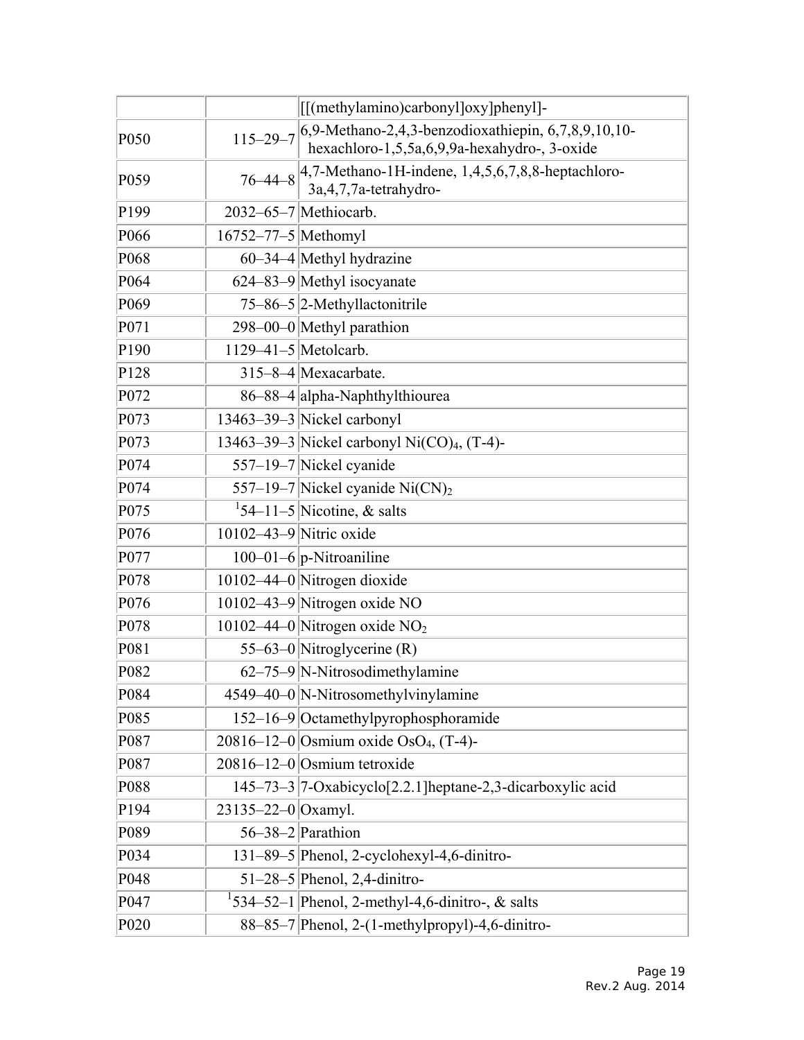| | | |
|---|---|---|
| | | [[(methylamino)carbonyl]oxy]phenyl]- |
| P050 | 115–29–7 | 6,9-Methano-2,4,3-benzodioxathiepin, 6,7,8,9,10,10-hexachloro-1,5,5a,6,9,9a-hexahydro-, 3-oxide |
| P059 | 76–44–8 | 4,7-Methano-1H-indene, 1,4,5,6,7,8,8-heptachloro-3a,4,7,7a-tetrahydro- |
| P199 | 2032–65–7 | Methiocarb. |
| P066 | 16752–77–5 | Methomyl |
| P068 | 60–34–4 | Methyl hydrazine |
| P064 | 624–83–9 | Methyl isocyanate |
| P069 | 75–86–5 | 2-Methyllactonitrile |
| P071 | 298–00–0 | Methyl parathion |
| P190 | 1129–41–5 | Metolcarb. |
| P128 | 315–8–4 | Mexacarbate. |
| P072 | 86–88–4 | alpha-Naphthylthiourea |
| P073 | 13463–39–3 | Nickel carbonyl |
| P073 | 13463–39–3 | Nickel carbonyl $Ni(CO)_4$, (T-4)- |
| P074 | 557–19–7 | Nickel cyanide |
| P074 | 557–19–7 | Nickel cyanide $Ni(CN)_2$ |
| P075 | [1]54–11–5 | Nicotine, & salts |
| P076 | 10102–43–9 | Nitric oxide |
| P077 | 100–01–6 | p-Nitroaniline |
| P078 | 10102–44–0 | Nitrogen dioxide |
| P076 | 10102–43–9 | Nitrogen oxide NO |
| P078 | 10102–44–0 | Nitrogen oxide $NO_2$ |
| P081 | 55–63–0 | Nitroglycerine (R) |
| P082 | 62–75–9 | N-Nitrosodimethylamine |
| P084 | 4549–40–0 | N-Nitrosomethylvinylamine |
| P085 | 152–16–9 | Octamethylpyrophosphoramide |
| P087 | 20816–12–0 | Osmium oxide $OsO_4$, (T-4)- |
| P087 | 20816–12–0 | Osmium tetroxide |
| P088 | 145–73–3 | 7-Oxabicyclo[2.2.1]heptane-2,3-dicarboxylic acid |
| P194 | 23135–22–0 | Oxamyl. |
| P089 | 56–38–2 | Parathion |
| P034 | 131–89–5 | Phenol, 2-cyclohexyl-4,6-dinitro- |
| P048 | 51–28–5 | Phenol, 2,4-dinitro- |
| P047 | [1]534–52–1 | Phenol, 2-methyl-4,6-dinitro-, & salts |
| P020 | 88–85–7 | Phenol, 2-(1-methylpropyl)-4,6-dinitro- |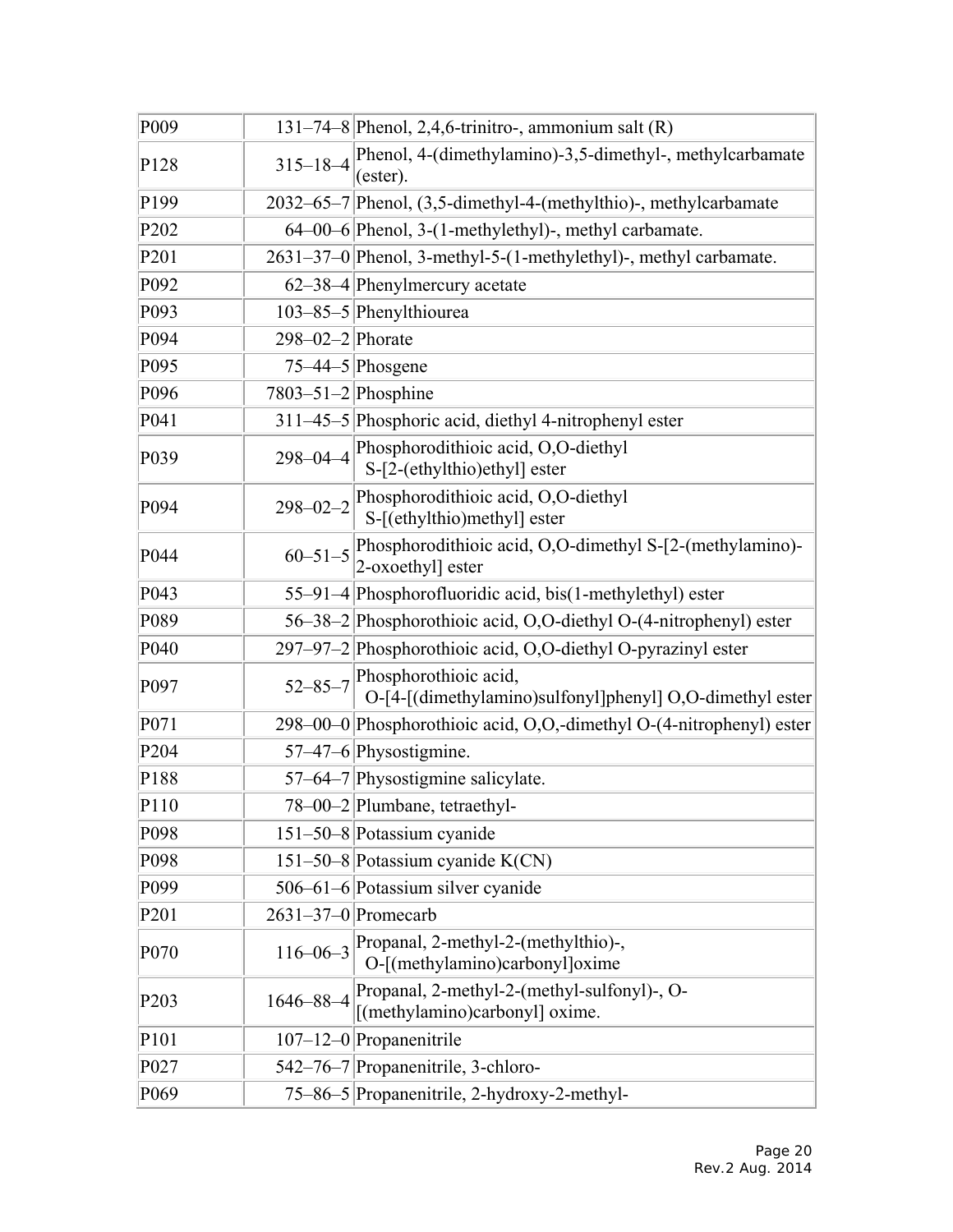| | | |
|---|---|---|
| P009 | 131–74–8 | Phenol, 2,4,6-trinitro-, ammonium salt (R) |
| P128 | 315–18–4 | Phenol, 4-(dimethylamino)-3,5-dimethyl-, methylcarbamate (ester). |
| P199 | 2032–65–7 | Phenol, (3,5-dimethyl-4-(methylthio)-, methylcarbamate |
| P202 | 64–00–6 | Phenol, 3-(1-methylethyl)-, methyl carbamate. |
| P201 | 2631–37–0 | Phenol, 3-methyl-5-(1-methylethyl)-, methyl carbamate. |
| P092 | 62–38–4 | Phenylmercury acetate |
| P093 | 103–85–5 | Phenylthiourea |
| P094 | 298–02–2 | Phorate |
| P095 | 75–44–5 | Phosgene |
| P096 | 7803–51–2 | Phosphine |
| P041 | 311–45–5 | Phosphoric acid, diethyl 4-nitrophenyl ester |
| P039 | 298–04–4 | Phosphorodithioic acid, O,O-diethyl S-[2-(ethylthio)ethyl] ester |
| P094 | 298–02–2 | Phosphorodithioic acid, O,O-diethyl S-[(ethylthio)methyl] ester |
| P044 | 60–51–5 | Phosphorodithioic acid, O,O-dimethyl S-[2-(methylamino)-2-oxoethyl] ester |
| P043 | 55–91–4 | Phosphorofluoridic acid, bis(1-methylethyl) ester |
| P089 | 56–38–2 | Phosphorothioic acid, O,O-diethyl O-(4-nitrophenyl) ester |
| P040 | 297–97–2 | Phosphorothioic acid, O,O-diethyl O-pyrazinyl ester |
| P097 | 52–85–7 | Phosphorothioic acid, O-[4-[(dimethylamino)sulfonyl]phenyl] O,O-dimethyl ester |
| P071 | 298–00–0 | Phosphorothioic acid, O,O,-dimethyl O-(4-nitrophenyl) ester |
| P204 | 57–47–6 | Physostigmine. |
| P188 | 57–64–7 | Physostigmine salicylate. |
| P110 | 78–00–2 | Plumbane, tetraethyl- |
| P098 | 151–50–8 | Potassium cyanide |
| P098 | 151–50–8 | Potassium cyanide K(CN) |
| P099 | 506–61–6 | Potassium silver cyanide |
| P201 | 2631–37–0 | Promecarb |
| P070 | 116–06–3 | Propanal, 2-methyl-2-(methylthio)-, O-[(methylamino)carbonyl]oxime |
| P203 | 1646–88–4 | Propanal, 2-methyl-2-(methyl-sulfonyl)-, O-[(methylamino)carbonyl] oxime. |
| P101 | 107–12–0 | Propanenitrile |
| P027 | 542–76–7 | Propanenitrile, 3-chloro- |
| P069 | 75–86–5 | Propanenitrile, 2-hydroxy-2-methyl- |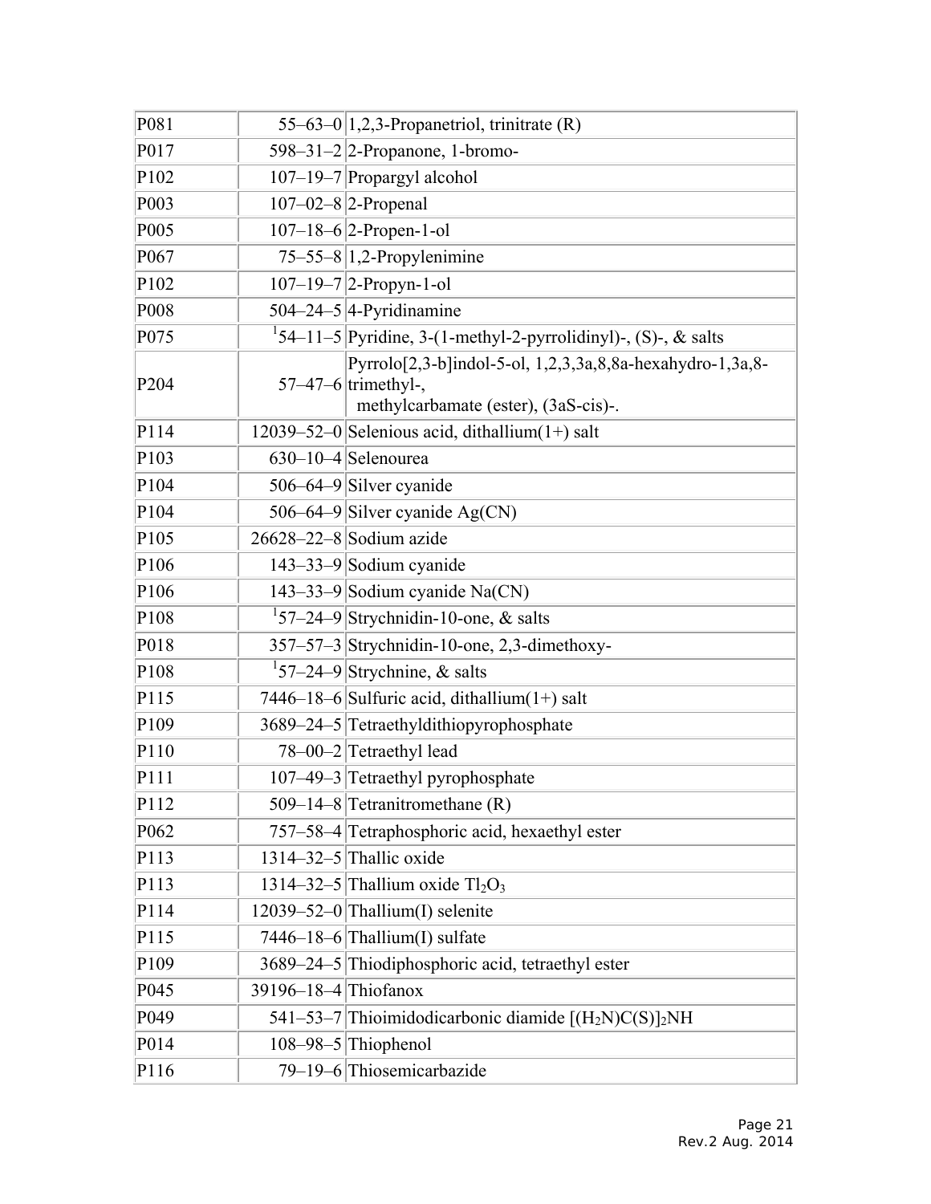| P081 | 55–63–0 | 1,2,3-Propanetriol, trinitrate (R) |
|---|---|---|
| P017 | 598–31–2 | 2-Propanone, 1-bromo- |
| P102 | 107–19–7 | Propargyl alcohol |
| P003 | 107–02–8 | 2-Propenal |
| P005 | 107–18–6 | 2-Propen-1-ol |
| P067 | 75–55–8 | 1,2-Propylenimine |
| P102 | 107–19–7 | 2-Propyn-1-ol |
| P008 | 504–24–5 | 4-Pyridinamine |
| P075 | [1]54–11–5 | Pyridine, 3-(1-methyl-2-pyrrolidinyl)-, (S)-, & salts |
| P204 | 57–47–6 | Pyrrolo[2,3-b]indol-5-ol, 1,2,3,3a,8,8a-hexahydro-1,3a,8-trimethyl-, methylcarbamate (ester), (3aS-cis)-. |
| P114 | 12039–52–0 | Selenious acid, dithallium(1+) salt |
| P103 | 630–10–4 | Selenourea |
| P104 | 506–64–9 | Silver cyanide |
| P104 | 506–64–9 | Silver cyanide Ag(CN) |
| P105 | 26628–22–8 | Sodium azide |
| P106 | 143–33–9 | Sodium cyanide |
| P106 | 143–33–9 | Sodium cyanide Na(CN) |
| P108 | [1]57–24–9 | Strychnidin-10-one, & salts |
| P018 | 357–57–3 | Strychnidin-10-one, 2,3-dimethoxy- |
| P108 | [1]57–24–9 | Strychnine, & salts |
| P115 | 7446–18–6 | Sulfuric acid, dithallium(1+) salt |
| P109 | 3689–24–5 | Tetraethyldithiopyrophosphate |
| P110 | 78–00–2 | Tetraethyl lead |
| P111 | 107–49–3 | Tetraethyl pyrophosphate |
| P112 | 509–14–8 | Tetranitromethane (R) |
| P062 | 757–58–4 | Tetraphosphoric acid, hexaethyl ester |
| P113 | 1314–32–5 | Thallic oxide |
| P113 | 1314–32–5 | Thallium oxide $Tl_2O_3$ |
| P114 | 12039–52–0 | Thallium(I) selenite |
| P115 | 7446–18–6 | Thallium(I) sulfate |
| P109 | 3689–24–5 | Thiodiphosphoric acid, tetraethyl ester |
| P045 | 39196–18–4 | Thiofanox |
| P049 | 541–53–7 | Thioimidodicarbonic diamide $[(H_2N)C(S)]_2NH$ |
| P014 | 108–98–5 | Thiophenol |
| P116 | 79–19–6 | Thiosemicarbazide |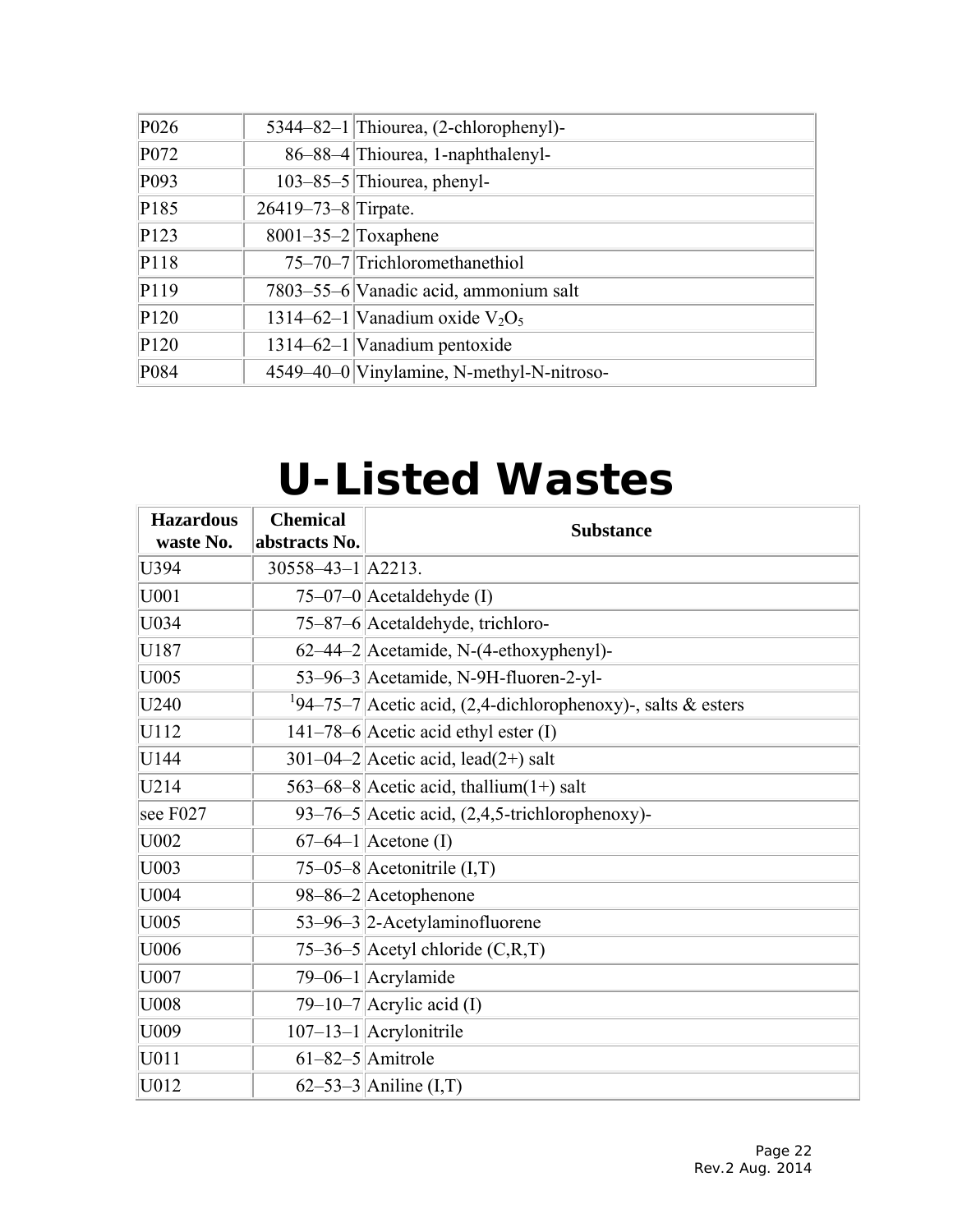| | | |
|---|---|---|
| P026 | 5344–82–1 | Thiourea, (2-chlorophenyl)- |
| P072 | 86–88–4 | Thiourea, 1-naphthalenyl- |
| P093 | 103–85–5 | Thiourea, phenyl- |
| P185 | 26419–73–8 | Tirpate. |
| P123 | 8001–35–2 | Toxaphene |
| P118 | 75–70–7 | Trichloromethanethiol |
| P119 | 7803–55–6 | Vanadic acid, ammonium salt |
| P120 | 1314–62–1 | Vanadium oxide $V_2O_5$ |
| P120 | 1314–62–1 | Vanadium pentoxide |
| P084 | 4549–40–0 | Vinylamine, N-methyl-N-nitroso- |

# U-Listed Wastes

| Hazardous waste No. | Chemical abstracts No. | Substance |
|---|---|---|
| U394 | 30558–43–1 | A2213. |
| U001 | 75–07–0 | Acetaldehyde (I) |
| U034 | 75–87–6 | Acetaldehyde, trichloro- |
| U187 | 62–44–2 | Acetamide, N-(4-ethoxyphenyl)- |
| U005 | 53–96–3 | Acetamide, N-9H-fluoren-2-yl- |
| U240 | [1]94–75–7 | Acetic acid, (2,4-dichlorophenoxy)-, salts & esters |
| U112 | 141–78–6 | Acetic acid ethyl ester (I) |
| U144 | 301–04–2 | Acetic acid, lead(2+) salt |
| U214 | 563–68–8 | Acetic acid, thallium(1+) salt |
| see F027 | 93–76–5 | Acetic acid, (2,4,5-trichlorophenoxy)- |
| U002 | 67–64–1 | Acetone (I) |
| U003 | 75–05–8 | Acetonitrile (I,T) |
| U004 | 98–86–2 | Acetophenone |
| U005 | 53–96–3 | 2-Acetylaminofluorene |
| U006 | 75–36–5 | Acetyl chloride (C,R,T) |
| U007 | 79–06–1 | Acrylamide |
| U008 | 79–10–7 | Acrylic acid (I) |
| U009 | 107–13–1 | Acrylonitrile |
| U011 | 61–82–5 | Amitrole |
| U012 | 62–53–3 | Aniline (I,T) |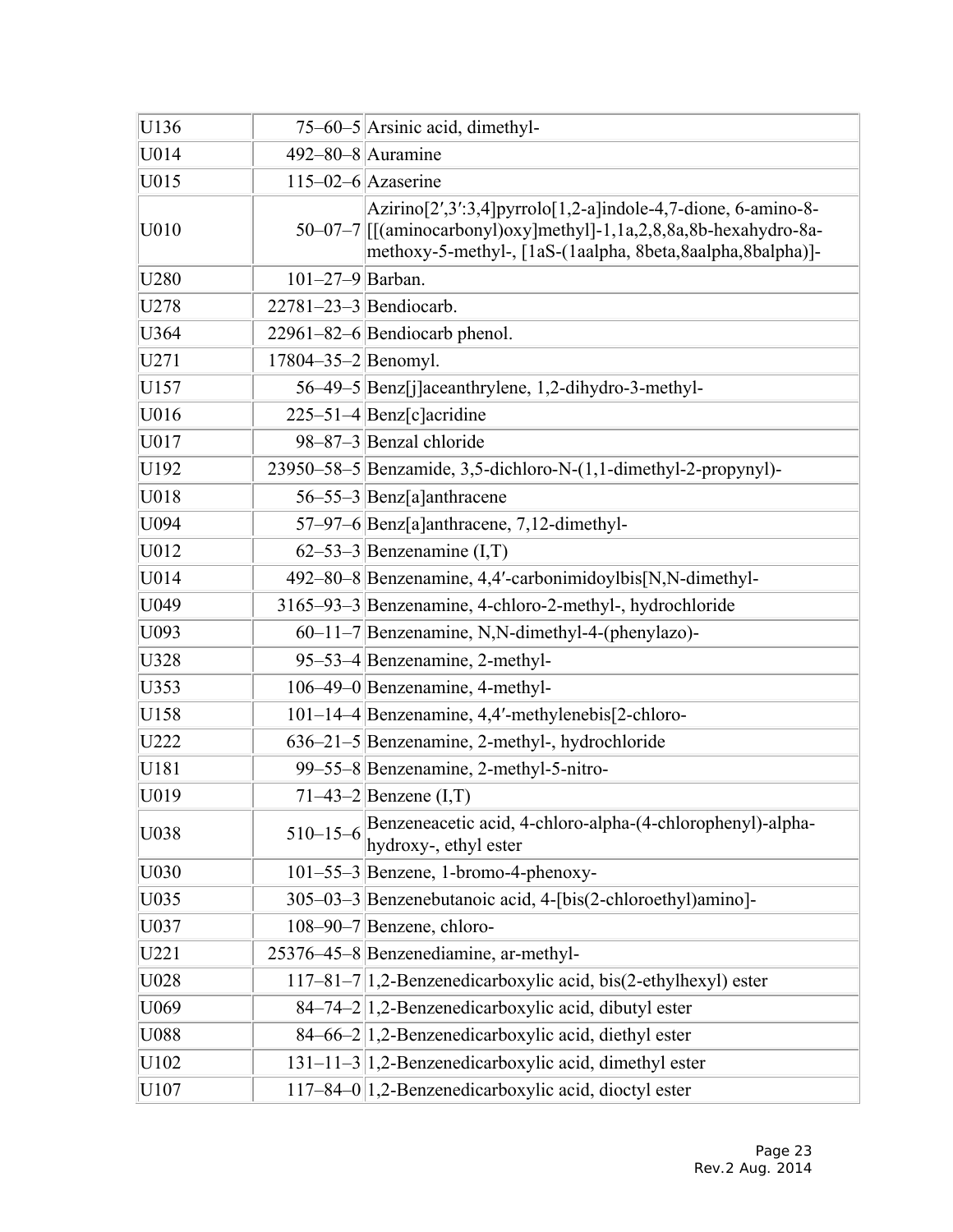| | | |
|---|---|---|
| U136 | 75–60–5 | Arsinic acid, dimethyl- |
| U014 | 492–80–8 | Auramine |
| U015 | 115–02–6 | Azaserine |
| U010 | 50–07–7 | Azirino[2′,3′:3,4]pyrrolo[1,2-a]indole-4,7-dione, 6-amino-8-[[(aminocarbonyl)oxy]methyl]-1,1a,2,8,8a,8b-hexahydro-8a-methoxy-5-methyl-, [1aS-(1aalpha, 8beta,8aalpha,8balpha)]- |
| U280 | 101–27–9 | Barban. |
| U278 | 22781–23–3 | Bendiocarb. |
| U364 | 22961–82–6 | Bendiocarb phenol. |
| U271 | 17804–35–2 | Benomyl. |
| U157 | 56–49–5 | Benz[j]aceanthrylene, 1,2-dihydro-3-methyl- |
| U016 | 225–51–4 | Benz[c]acridine |
| U017 | 98–87–3 | Benzal chloride |
| U192 | 23950–58–5 | Benzamide, 3,5-dichloro-N-(1,1-dimethyl-2-propynyl)- |
| U018 | 56–55–3 | Benz[a]anthracene |
| U094 | 57–97–6 | Benz[a]anthracene, 7,12-dimethyl- |
| U012 | 62–53–3 | Benzenamine (I,T) |
| U014 | 492–80–8 | Benzenamine, 4,4′-carbonimidoylbis[N,N-dimethyl- |
| U049 | 3165–93–3 | Benzenamine, 4-chloro-2-methyl-, hydrochloride |
| U093 | 60–11–7 | Benzenamine, N,N-dimethyl-4-(phenylazo)- |
| U328 | 95–53–4 | Benzenamine, 2-methyl- |
| U353 | 106–49–0 | Benzenamine, 4-methyl- |
| U158 | 101–14–4 | Benzenamine, 4,4′-methylenebis[2-chloro- |
| U222 | 636–21–5 | Benzenamine, 2-methyl-, hydrochloride |
| U181 | 99–55–8 | Benzenamine, 2-methyl-5-nitro- |
| U019 | 71–43–2 | Benzene (I,T) |
| U038 | 510–15–6 | Benzeneacetic acid, 4-chloro-alpha-(4-chlorophenyl)-alpha-hydroxy-, ethyl ester |
| U030 | 101–55–3 | Benzene, 1-bromo-4-phenoxy- |
| U035 | 305–03–3 | Benzenebutanoic acid, 4-[bis(2-chloroethyl)amino]- |
| U037 | 108–90–7 | Benzene, chloro- |
| U221 | 25376–45–8 | Benzenediamine, ar-methyl- |
| U028 | 117–81–7 | 1,2-Benzenedicarboxylic acid, bis(2-ethylhexyl) ester |
| U069 | 84–74–2 | 1,2-Benzenedicarboxylic acid, dibutyl ester |
| U088 | 84–66–2 | 1,2-Benzenedicarboxylic acid, diethyl ester |
| U102 | 131–11–3 | 1,2-Benzenedicarboxylic acid, dimethyl ester |
| U107 | 117–84–0 | 1,2-Benzenedicarboxylic acid, dioctyl ester |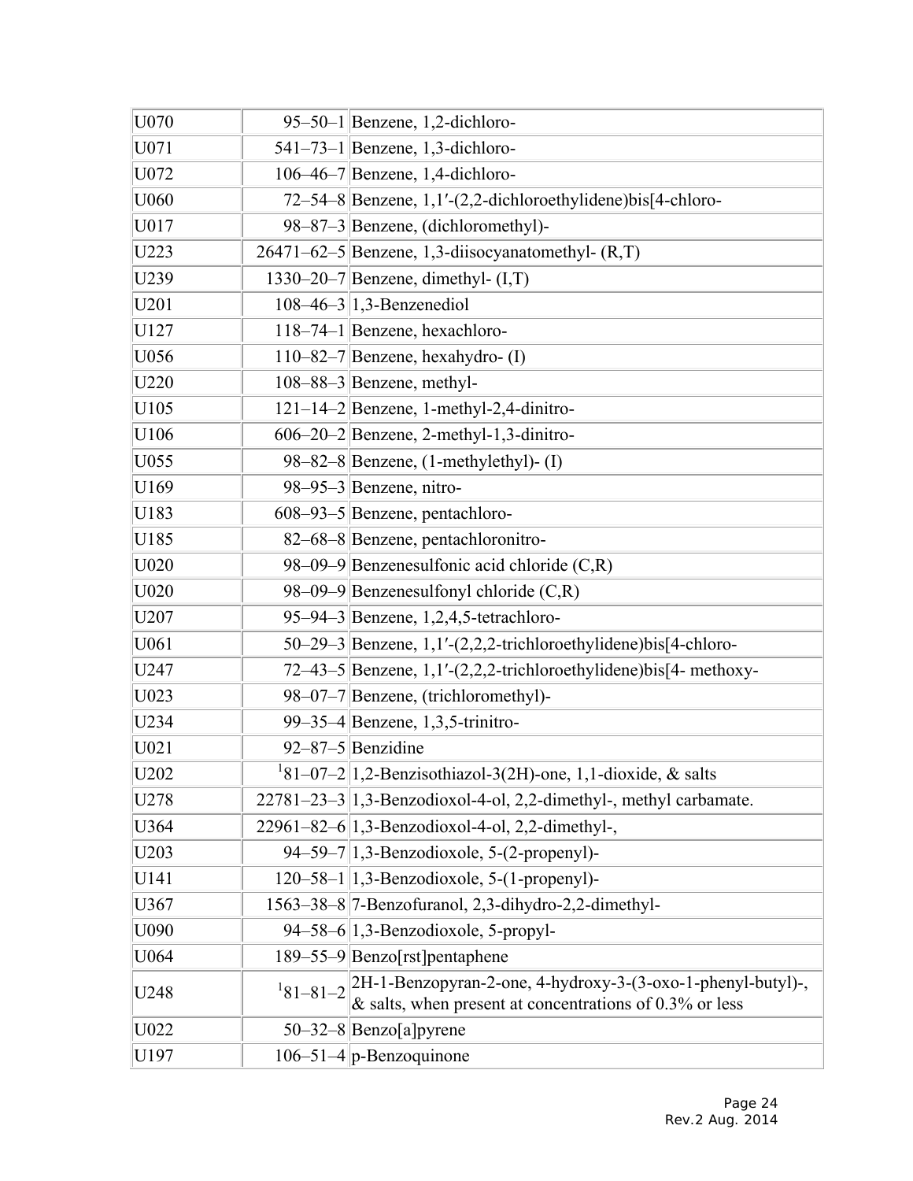| | | |
|---|---|---|
| U070 | 95–50–1 | Benzene, 1,2-dichloro- |
| U071 | 541–73–1 | Benzene, 1,3-dichloro- |
| U072 | 106–46–7 | Benzene, 1,4-dichloro- |
| U060 | 72–54–8 | Benzene, 1,1′-(2,2-dichloroethylidene)bis[4-chloro- |
| U017 | 98–87–3 | Benzene, (dichloromethyl)- |
| U223 | 26471–62–5 | Benzene, 1,3-diisocyanatomethyl- (R,T) |
| U239 | 1330–20–7 | Benzene, dimethyl- (I,T) |
| U201 | 108–46–3 | 1,3-Benzenediol |
| U127 | 118–74–1 | Benzene, hexachloro- |
| U056 | 110–82–7 | Benzene, hexahydro- (I) |
| U220 | 108–88–3 | Benzene, methyl- |
| U105 | 121–14–2 | Benzene, 1-methyl-2,4-dinitro- |
| U106 | 606–20–2 | Benzene, 2-methyl-1,3-dinitro- |
| U055 | 98–82–8 | Benzene, (1-methylethyl)- (I) |
| U169 | 98–95–3 | Benzene, nitro- |
| U183 | 608–93–5 | Benzene, pentachloro- |
| U185 | 82–68–8 | Benzene, pentachloronitro- |
| U020 | 98–09–9 | Benzenesulfonic acid chloride (C,R) |
| U020 | 98–09–9 | Benzenesulfonyl chloride (C,R) |
| U207 | 95–94–3 | Benzene, 1,2,4,5-tetrachloro- |
| U061 | 50–29–3 | Benzene, 1,1′-(2,2,2-trichloroethylidene)bis[4-chloro- |
| U247 | 72–43–5 | Benzene, 1,1′-(2,2,2-trichloroethylidene)bis[4- methoxy- |
| U023 | 98–07–7 | Benzene, (trichloromethyl)- |
| U234 | 99–35–4 | Benzene, 1,3,5-trinitro- |
| U021 | 92–87–5 | Benzidine |
| U202 | [1]81–07–2 | 1,2-Benzisothiazol-3(2H)-one, 1,1-dioxide, & salts |
| U278 | 22781–23–3 | 1,3-Benzodioxol-4-ol, 2,2-dimethyl-, methyl carbamate. |
| U364 | 22961–82–6 | 1,3-Benzodioxol-4-ol, 2,2-dimethyl-, |
| U203 | 94–59–7 | 1,3-Benzodioxole, 5-(2-propenyl)- |
| U141 | 120–58–1 | 1,3-Benzodioxole, 5-(1-propenyl)- |
| U367 | 1563–38–8 | 7-Benzofuranol, 2,3-dihydro-2,2-dimethyl- |
| U090 | 94–58–6 | 1,3-Benzodioxole, 5-propyl- |
| U064 | 189–55–9 | Benzo[rst]pentaphene |
| U248 | [1]81–81–2 | 2H-1-Benzopyran-2-one, 4-hydroxy-3-(3-oxo-1-phenyl-butyl)-, & salts, when present at concentrations of 0.3% or less |
| U022 | 50–32–8 | Benzo[a]pyrene |
| U197 | 106–51–4 | p-Benzoquinone |

Rev.2 Aug. 2014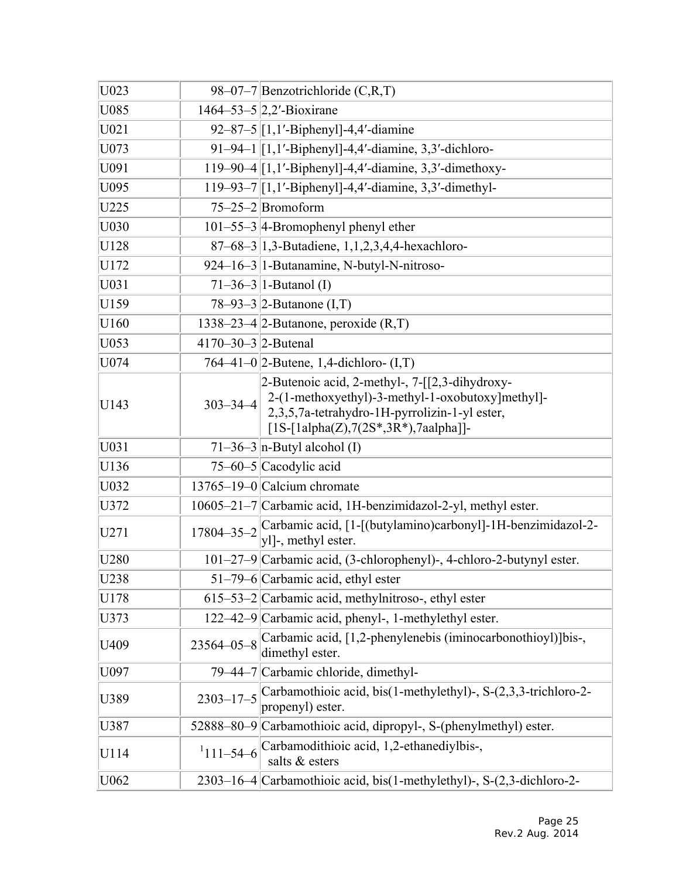| | | |
|---|---|---|
| U023 | 98–07–7 | Benzotrichloride (C,R,T) |
| U085 | 1464–53–5 | 2,2′-Bioxirane |
| U021 | 92–87–5 | [1,1′-Biphenyl]-4,4′-diamine |
| U073 | 91–94–1 | [1,1′-Biphenyl]-4,4′-diamine, 3,3′-dichloro- |
| U091 | 119–90–4 | [1,1′-Biphenyl]-4,4′-diamine, 3,3′-dimethoxy- |
| U095 | 119–93–7 | [1,1′-Biphenyl]-4,4′-diamine, 3,3′-dimethyl- |
| U225 | 75–25–2 | Bromoform |
| U030 | 101–55–3 | 4-Bromophenyl phenyl ether |
| U128 | 87–68–3 | 1,3-Butadiene, 1,1,2,3,4,4-hexachloro- |
| U172 | 924–16–3 | 1-Butanamine, N-butyl-N-nitroso- |
| U031 | 71–36–3 | 1-Butanol (I) |
| U159 | 78–93–3 | 2-Butanone (I,T) |
| U160 | 1338–23–4 | 2-Butanone, peroxide (R,T) |
| U053 | 4170–30–3 | 2-Butenal |
| U074 | 764–41–0 | 2-Butene, 1,4-dichloro- (I,T) |
| U143 | 303–34–4 | 2-Butenoic acid, 2-methyl-, 7-[[2,3-dihydroxy-2-(1-methoxyethyl)-3-methyl-1-oxobutoxy]methyl]-2,3,5,7a-tetrahydro-1H-pyrrolizin-1-yl ester, [1S-[1alpha(Z),7(2S*,3R*),7aalpha]]- |
| U031 | 71–36–3 | n-Butyl alcohol (I) |
| U136 | 75–60–5 | Cacodylic acid |
| U032 | 13765–19–0 | Calcium chromate |
| U372 | 10605–21–7 | Carbamic acid, 1H-benzimidazol-2-yl, methyl ester. |
| U271 | 17804–35–2 | Carbamic acid, [1-[(butylamino)carbonyl]-1H-benzimidazol-2-yl]-, methyl ester. |
| U280 | 101–27–9 | Carbamic acid, (3-chlorophenyl)-, 4-chloro-2-butynyl ester. |
| U238 | 51–79–6 | Carbamic acid, ethyl ester |
| U178 | 615–53–2 | Carbamic acid, methylnitroso-, ethyl ester |
| U373 | 122–42–9 | Carbamic acid, phenyl-, 1-methylethyl ester. |
| U409 | 23564–05–8 | Carbamic acid, [1,2-phenylenebis (iminocarbonothioyl)]bis-, dimethyl ester. |
| U097 | 79–44–7 | Carbamic chloride, dimethyl- |
| U389 | 2303–17–5 | Carbamothioic acid, bis(1-methylethyl)-, S-(2,3,3-trichloro-2-propenyl) ester. |
| U387 | 52888–80–9 | Carbamothioic acid, dipropyl-, S-(phenylmethyl) ester. |
| U114 | [1]111–54–6 | Carbamodithioic acid, 1,2-ethanediylbis-, salts & esters |
| U062 | 2303–16–4 | Carbamothioic acid, bis(1-methylethyl)-, S-(2,3-dichloro-2- |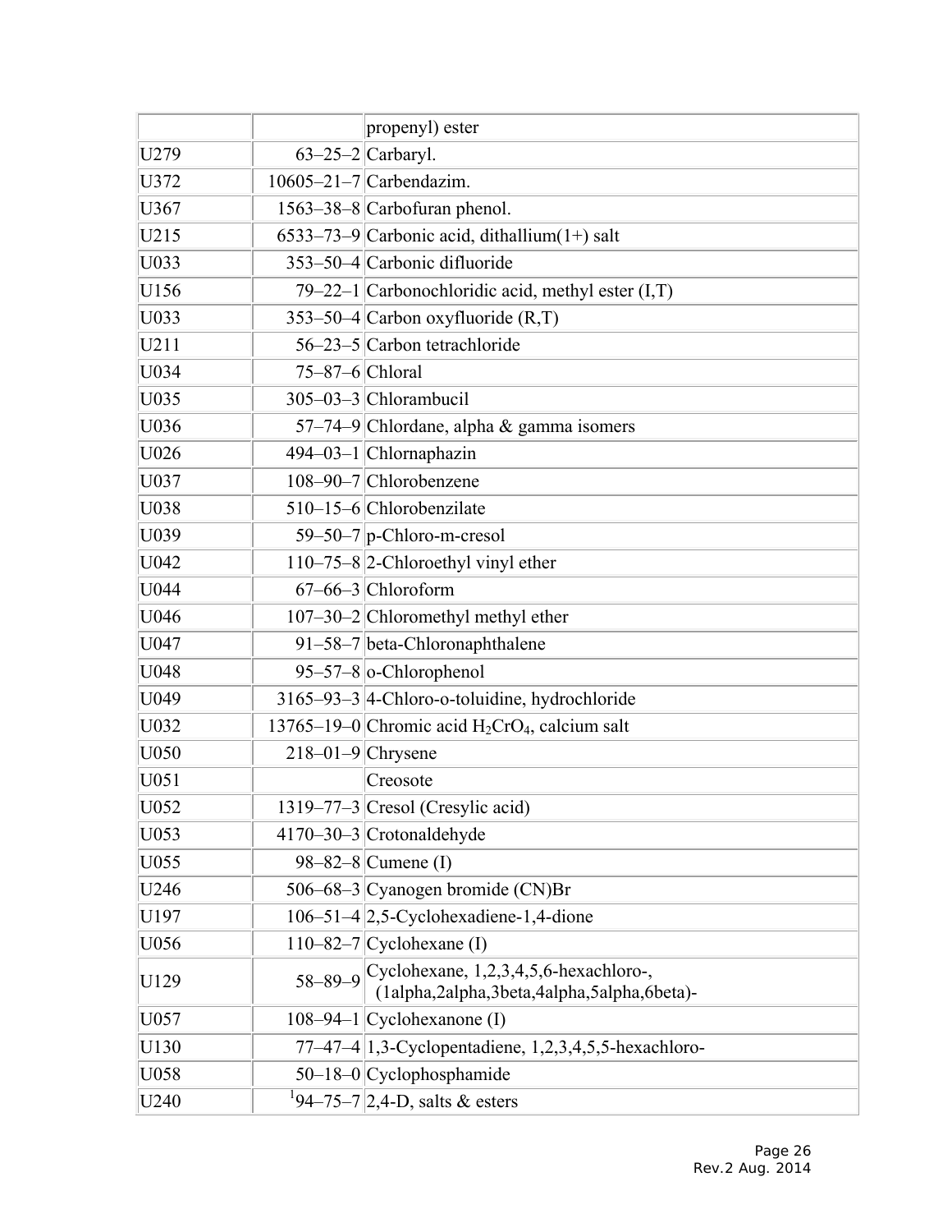| | | |
|---|---|---|
| | | propenyl) ester |
| U279 | 63–25–2 | Carbaryl. |
| U372 | 10605–21–7 | Carbendazim. |
| U367 | 1563–38–8 | Carbofuran phenol. |
| U215 | 6533–73–9 | Carbonic acid, dithallium(1+) salt |
| U033 | 353–50–4 | Carbonic difluoride |
| U156 | 79–22–1 | Carbonochloridic acid, methyl ester (I,T) |
| U033 | 353–50–4 | Carbon oxyfluoride (R,T) |
| U211 | 56–23–5 | Carbon tetrachloride |
| U034 | 75–87–6 | Chloral |
| U035 | 305–03–3 | Chlorambucil |
| U036 | 57–74–9 | Chlordane, alpha & gamma isomers |
| U026 | 494–03–1 | Chlornaphazin |
| U037 | 108–90–7 | Chlorobenzene |
| U038 | 510–15–6 | Chlorobenzilate |
| U039 | 59–50–7 | p-Chloro-m-cresol |
| U042 | 110–75–8 | 2-Chloroethyl vinyl ether |
| U044 | 67–66–3 | Chloroform |
| U046 | 107–30–2 | Chloromethyl methyl ether |
| U047 | 91–58–7 | beta-Chloronaphthalene |
| U048 | 95–57–8 | o-Chlorophenol |
| U049 | 3165–93–3 | 4-Chloro-o-toluidine, hydrochloride |
| U032 | 13765–19–0 | Chromic acid $H_2CrO_4$, calcium salt |
| U050 | 218–01–9 | Chrysene |
| U051 | | Creosote |
| U052 | 1319–77–3 | Cresol (Cresylic acid) |
| U053 | 4170–30–3 | Crotonaldehyde |
| U055 | 98–82–8 | Cumene (I) |
| U246 | 506–68–3 | Cyanogen bromide (CN)Br |
| U197 | 106–51–4 | 2,5-Cyclohexadiene-1,4-dione |
| U056 | 110–82–7 | Cyclohexane (I) |
| U129 | 58–89–9 | Cyclohexane, 1,2,3,4,5,6-hexachloro-, (1alpha,2alpha,3beta,4alpha,5alpha,6beta)- |
| U057 | 108–94–1 | Cyclohexanone (I) |
| U130 | 77–47–4 | 1,3-Cyclopentadiene, 1,2,3,4,5,5-hexachloro- |
| U058 | 50–18–0 | Cyclophosphamide |
| U240 | [1]94–75–7 | 2,4-D, salts & esters |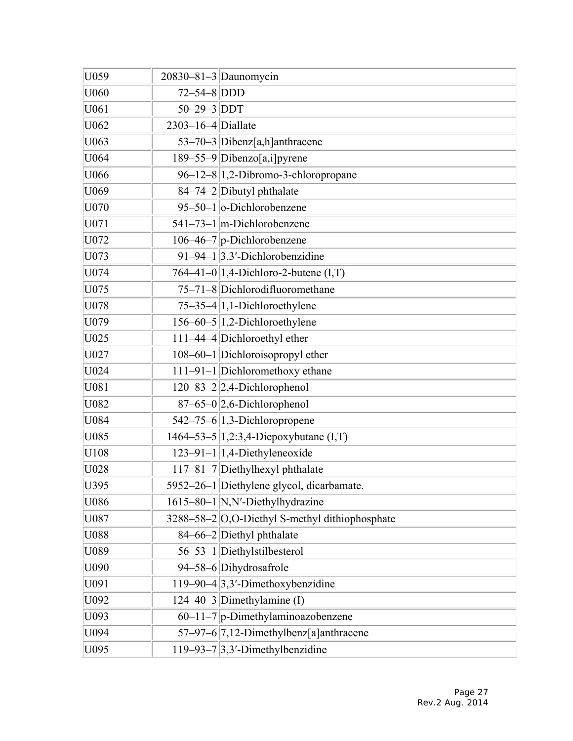| | | |
|---|---|---|
| U059 | 20830–81–3 | Daunomycin |
| U060 | 72–54–8 | DDD |
| U061 | 50–29–3 | DDT |
| U062 | 2303–16–4 | Diallate |
| U063 | 53–70–3 | Dibenz[a,h]anthracene |
| U064 | 189–55–9 | Dibenzo[a,i]pyrene |
| U066 | 96–12–8 | 1,2-Dibromo-3-chloropropane |
| U069 | 84–74–2 | Dibutyl phthalate |
| U070 | 95–50–1 | o-Dichlorobenzene |
| U071 | 541–73–1 | m-Dichlorobenzene |
| U072 | 106–46–7 | p-Dichlorobenzene |
| U073 | 91–94–1 | 3,3′-Dichlorobenzidine |
| U074 | 764–41–0 | 1,4-Dichloro-2-butene (I,T) |
| U075 | 75–71–8 | Dichlorodifluoromethane |
| U078 | 75–35–4 | 1,1-Dichloroethylene |
| U079 | 156–60–5 | 1,2-Dichloroethylene |
| U025 | 111–44–4 | Dichloroethyl ether |
| U027 | 108–60–1 | Dichloroisopropyl ether |
| U024 | 111–91–1 | Dichloromethoxy ethane |
| U081 | 120–83–2 | 2,4-Dichlorophenol |
| U082 | 87–65–0 | 2,6-Dichlorophenol |
| U084 | 542–75–6 | 1,3-Dichloropropene |
| U085 | 1464–53–5 | 1,2:3,4-Diepoxybutane (I,T) |
| U108 | 123–91–1 | 1,4-Diethyleneoxide |
| U028 | 117–81–7 | Diethylhexyl phthalate |
| U395 | 5952–26–1 | Diethylene glycol, dicarbamate. |
| U086 | 1615–80–1 | N,N′-Diethylhydrazine |
| U087 | 3288–58–2 | O,O-Diethyl S-methyl dithiophosphate |
| U088 | 84–66–2 | Diethyl phthalate |
| U089 | 56–53–1 | Diethylstilbesterol |
| U090 | 94–58–6 | Dihydrosafrole |
| U091 | 119–90–4 | 3,3′-Dimethoxybenzidine |
| U092 | 124–40–3 | Dimethylamine (I) |
| U093 | 60–11–7 | p-Dimethylaminoazobenzene |
| U094 | 57–97–6 | 7,12-Dimethylbenz[a]anthracene |
| U095 | 119–93–7 | 3,3′-Dimethylbenzidine |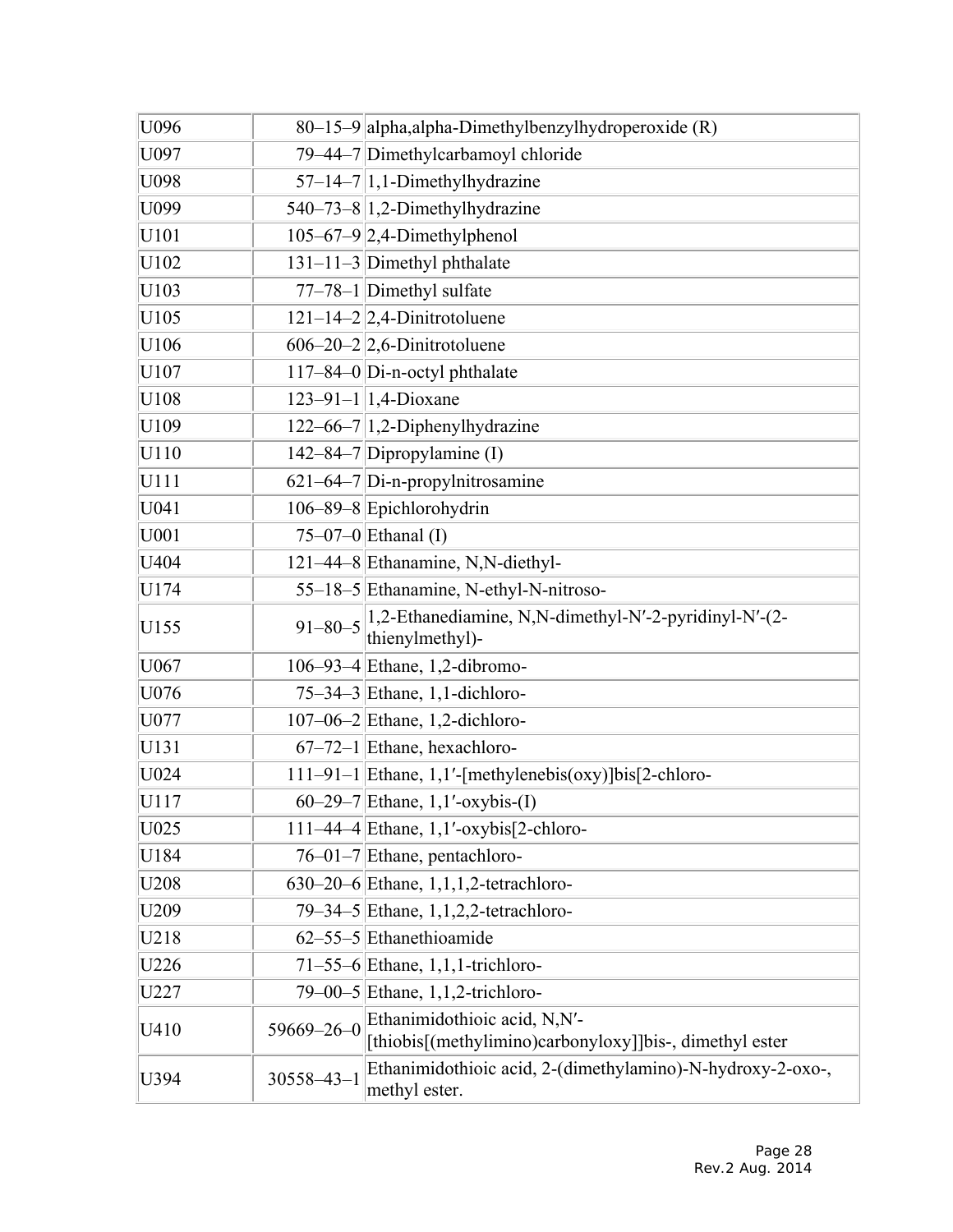| U096 | 80–15–9 | alpha,alpha-Dimethylbenzylhydroperoxide (R) |
|---|---|---|
| U097 | 79–44–7 | Dimethylcarbamoyl chloride |
| U098 | 57–14–7 | 1,1-Dimethylhydrazine |
| U099 | 540–73–8 | 1,2-Dimethylhydrazine |
| U101 | 105–67–9 | 2,4-Dimethylphenol |
| U102 | 131–11–3 | Dimethyl phthalate |
| U103 | 77–78–1 | Dimethyl sulfate |
| U105 | 121–14–2 | 2,4-Dinitrotoluene |
| U106 | 606–20–2 | 2,6-Dinitrotoluene |
| U107 | 117–84–0 | Di-n-octyl phthalate |
| U108 | 123–91–1 | 1,4-Dioxane |
| U109 | 122–66–7 | 1,2-Diphenylhydrazine |
| U110 | 142–84–7 | Dipropylamine (I) |
| U111 | 621–64–7 | Di-n-propylnitrosamine |
| U041 | 106–89–8 | Epichlorohydrin |
| U001 | 75–07–0 | Ethanal (I) |
| U404 | 121–44–8 | Ethanamine, N,N-diethyl- |
| U174 | 55–18–5 | Ethanamine, N-ethyl-N-nitroso- |
| U155 | 91–80–5 | 1,2-Ethanediamine, N,N-dimethyl-N′-2-pyridinyl-N′-(2-thienylmethyl)- |
| U067 | 106–93–4 | Ethane, 1,2-dibromo- |
| U076 | 75–34–3 | Ethane, 1,1-dichloro- |
| U077 | 107–06–2 | Ethane, 1,2-dichloro- |
| U131 | 67–72–1 | Ethane, hexachloro- |
| U024 | 111–91–1 | Ethane, 1,1′-[methylenebis(oxy)]bis[2-chloro- |
| U117 | 60–29–7 | Ethane, 1,1′-oxybis-(I) |
| U025 | 111–44–4 | Ethane, 1,1′-oxybis[2-chloro- |
| U184 | 76–01–7 | Ethane, pentachloro- |
| U208 | 630–20–6 | Ethane, 1,1,1,2-tetrachloro- |
| U209 | 79–34–5 | Ethane, 1,1,2,2-tetrachloro- |
| U218 | 62–55–5 | Ethanethioamide |
| U226 | 71–55–6 | Ethane, 1,1,1-trichloro- |
| U227 | 79–00–5 | Ethane, 1,1,2-trichloro- |
| U410 | 59669–26–0 | Ethanimidothioic acid, N,N′-[thiobis[(methylimino)carbonyloxy]]bis-, dimethyl ester |
| U394 | 30558–43–1 | Ethanimidothioic acid, 2-(dimethylamino)-N-hydroxy-2-oxo-, methyl ester. |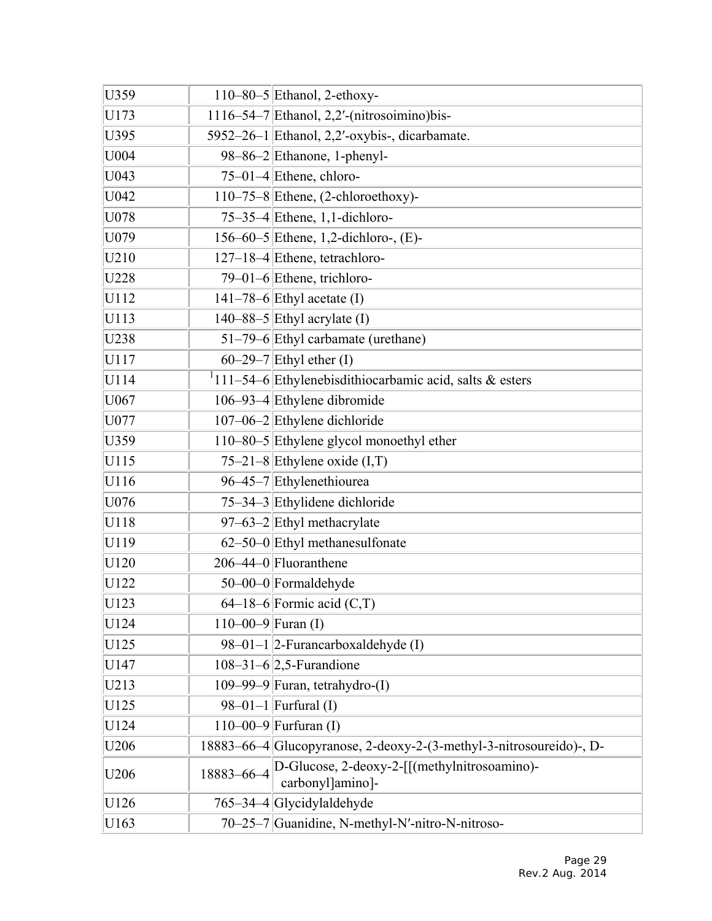| | | |
|---|---|---|
| U359 | 110–80–5 | Ethanol, 2-ethoxy- |
| U173 | 1116–54–7 | Ethanol, 2,2′-(nitrosoimino)bis- |
| U395 | 5952–26–1 | Ethanol, 2,2′-oxybis-, dicarbamate. |
| U004 | 98–86–2 | Ethanone, 1-phenyl- |
| U043 | 75–01–4 | Ethene, chloro- |
| U042 | 110–75–8 | Ethene, (2-chloroethoxy)- |
| U078 | 75–35–4 | Ethene, 1,1-dichloro- |
| U079 | 156–60–5 | Ethene, 1,2-dichloro-, (E)- |
| U210 | 127–18–4 | Ethene, tetrachloro- |
| U228 | 79–01–6 | Ethene, trichloro- |
| U112 | 141–78–6 | Ethyl acetate (I) |
| U113 | 140–88–5 | Ethyl acrylate (I) |
| U238 | 51–79–6 | Ethyl carbamate (urethane) |
| U117 | 60–29–7 | Ethyl ether (I) |
| U114 | [1]111–54–6 | Ethylenebisdithiocarbamic acid, salts & esters |
| U067 | 106–93–4 | Ethylene dibromide |
| U077 | 107–06–2 | Ethylene dichloride |
| U359 | 110–80–5 | Ethylene glycol monoethyl ether |
| U115 | 75–21–8 | Ethylene oxide (I,T) |
| U116 | 96–45–7 | Ethylenethiourea |
| U076 | 75–34–3 | Ethylidene dichloride |
| U118 | 97–63–2 | Ethyl methacrylate |
| U119 | 62–50–0 | Ethyl methanesulfonate |
| U120 | 206–44–0 | Fluoranthene |
| U122 | 50–00–0 | Formaldehyde |
| U123 | 64–18–6 | Formic acid (C,T) |
| U124 | 110–00–9 | Furan (I) |
| U125 | 98–01–1 | 2-Furancarboxaldehyde (I) |
| U147 | 108–31–6 | 2,5-Furandione |
| U213 | 109–99–9 | Furan, tetrahydro-(I) |
| U125 | 98–01–1 | Furfural (I) |
| U124 | 110–00–9 | Furfuran (I) |
| U206 | 18883–66–4 | Glucopyranose, 2-deoxy-2-(3-methyl-3-nitrosoureido)-, D- |
| U206 | 18883–66–4 | D-Glucose, 2-deoxy-2-[[(methylnitrosoamino)-carbonyl]amino]- |
| U126 | 765–34–4 | Glycidylaldehyde |
| U163 | 70–25–7 | Guanidine, N-methyl-N′-nitro-N-nitroso- |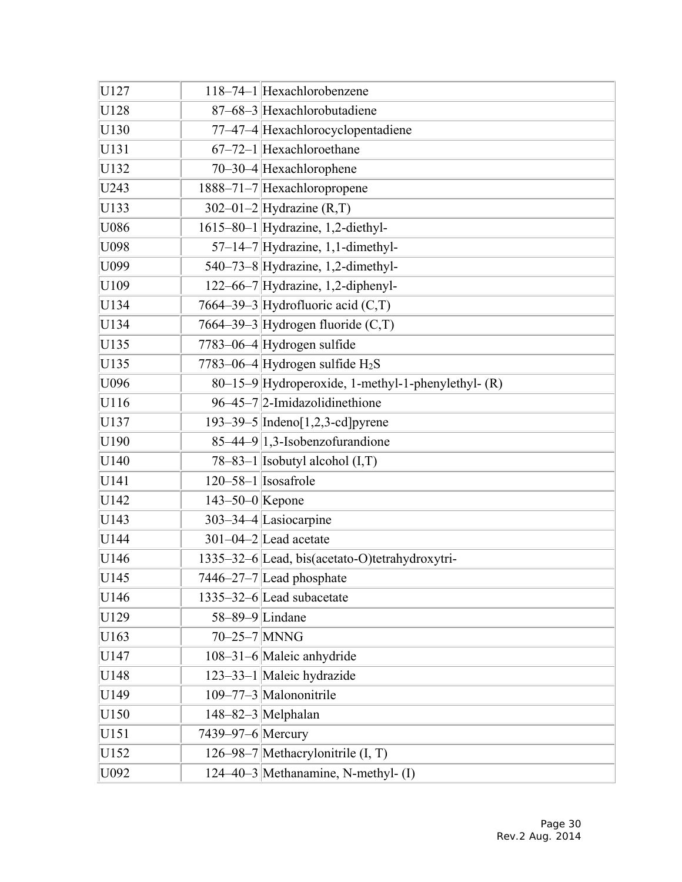| | | |
|---|---|---|
| U127 | 118–74–1 | Hexachlorobenzene |
| U128 | 87–68–3 | Hexachlorobutadiene |
| U130 | 77–47–4 | Hexachlorocyclopentadiene |
| U131 | 67–72–1 | Hexachloroethane |
| U132 | 70–30–4 | Hexachlorophene |
| U243 | 1888–71–7 | Hexachloropropene |
| U133 | 302–01–2 | Hydrazine (R,T) |
| U086 | 1615–80–1 | Hydrazine, 1,2-diethyl- |
| U098 | 57–14–7 | Hydrazine, 1,1-dimethyl- |
| U099 | 540–73–8 | Hydrazine, 1,2-dimethyl- |
| U109 | 122–66–7 | Hydrazine, 1,2-diphenyl- |
| U134 | 7664–39–3 | Hydrofluoric acid (C,T) |
| U134 | 7664–39–3 | Hydrogen fluoride (C,T) |
| U135 | 7783–06–4 | Hydrogen sulfide |
| U135 | 7783–06–4 | Hydrogen sulfide $H_2S$ |
| U096 | 80–15–9 | Hydroperoxide, 1-methyl-1-phenylethyl- (R) |
| U116 | 96–45–7 | 2-Imidazolidinethione |
| U137 | 193–39–5 | Indeno[1,2,3-cd]pyrene |
| U190 | 85–44–9 | 1,3-Isobenzofurandione |
| U140 | 78–83–1 | Isobutyl alcohol (I,T) |
| U141 | 120–58–1 | Isosafrole |
| U142 | 143–50–0 | Kepone |
| U143 | 303–34–4 | Lasiocarpine |
| U144 | 301–04–2 | Lead acetate |
| U146 | 1335–32–6 | Lead, bis(acetato-O)tetrahydroxytri- |
| U145 | 7446–27–7 | Lead phosphate |
| U146 | 1335–32–6 | Lead subacetate |
| U129 | 58–89–9 | Lindane |
| U163 | 70–25–7 | MNNG |
| U147 | 108–31–6 | Maleic anhydride |
| U148 | 123–33–1 | Maleic hydrazide |
| U149 | 109–77–3 | Malononitrile |
| U150 | 148–82–3 | Melphalan |
| U151 | 7439–97–6 | Mercury |
| U152 | 126–98–7 | Methacrylonitrile (I, T) |
| U092 | 124–40–3 | Methanamine, N-methyl- (I) |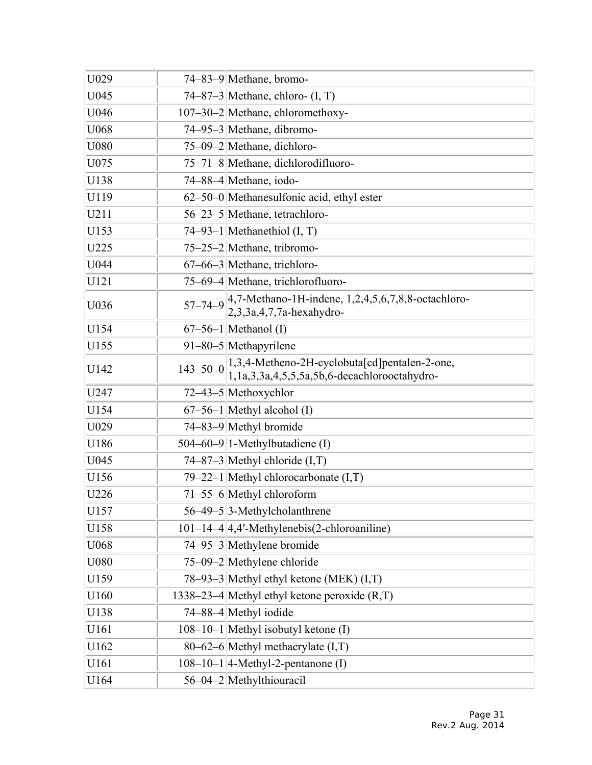| | | |
|---|---|---|
| U029 | 74–83–9 | Methane, bromo- |
| U045 | 74–87–3 | Methane, chloro- (I, T) |
| U046 | 107–30–2 | Methane, chloromethoxy- |
| U068 | 74–95–3 | Methane, dibromo- |
| U080 | 75–09–2 | Methane, dichloro- |
| U075 | 75–71–8 | Methane, dichlorodifluoro- |
| U138 | 74–88–4 | Methane, iodo- |
| U119 | 62–50–0 | Methanesulfonic acid, ethyl ester |
| U211 | 56–23–5 | Methane, tetrachloro- |
| U153 | 74–93–1 | Methanethiol (I, T) |
| U225 | 75–25–2 | Methane, tribromo- |
| U044 | 67–66–3 | Methane, trichloro- |
| U121 | 75–69–4 | Methane, trichlorofluoro- |
| U036 | 57–74–9 | 4,7-Methano-1H-indene, 1,2,4,5,6,7,8,8-octachloro-2,3,3a,4,7,7a-hexahydro- |
| U154 | 67–56–1 | Methanol (I) |
| U155 | 91–80–5 | Methapyrilene |
| U142 | 143–50–0 | 1,3,4-Metheno-2H-cyclobuta[cd]pentalen-2-one, 1,1a,3,3a,4,5,5,5a,5b,6-decachlorooctahydro- |
| U247 | 72–43–5 | Methoxychlor |
| U154 | 67–56–1 | Methyl alcohol (I) |
| U029 | 74–83–9 | Methyl bromide |
| U186 | 504–60–9 | 1-Methylbutadiene (I) |
| U045 | 74–87–3 | Methyl chloride (I,T) |
| U156 | 79–22–1 | Methyl chlorocarbonate (I,T) |
| U226 | 71–55–6 | Methyl chloroform |
| U157 | 56–49–5 | 3-Methylcholanthrene |
| U158 | 101–14–4 | 4,4′-Methylenebis(2-chloroaniline) |
| U068 | 74–95–3 | Methylene bromide |
| U080 | 75–09–2 | Methylene chloride |
| U159 | 78–93–3 | Methyl ethyl ketone (MEK) (I,T) |
| U160 | 1338–23–4 | Methyl ethyl ketone peroxide (R,T) |
| U138 | 74–88–4 | Methyl iodide |
| U161 | 108–10–1 | Methyl isobutyl ketone (I) |
| U162 | 80–62–6 | Methyl methacrylate (I,T) |
| U161 | 108–10–1 | 4-Methyl-2-pentanone (I) |
| U164 | 56–04–2 | Methylthiouracil |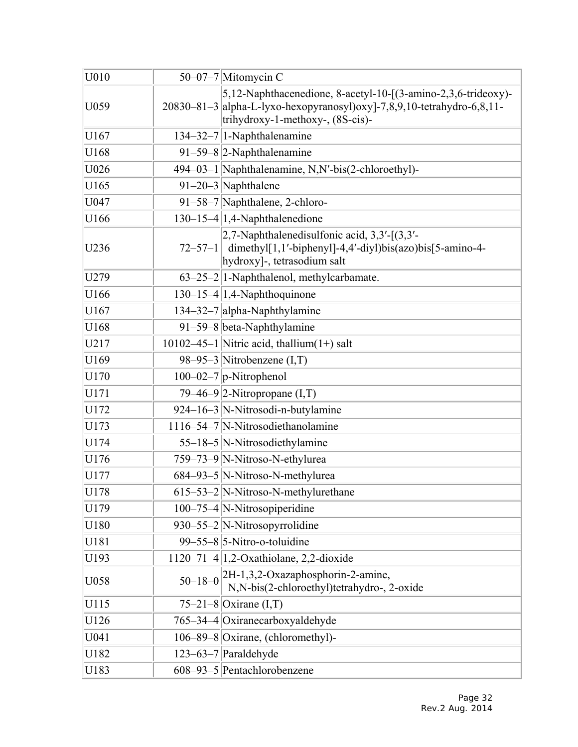| U010 | 50–07–7 | Mitomycin C |
|---|---|---|
| U059 | 20830–81–3 | 5,12-Naphthacenedione, 8-acetyl-10-[(3-amino-2,3,6-trideoxy)- alpha-L-lyxo-hexopyranosyl)oxy]-7,8,9,10-tetrahydro-6,8,11- trihydroxy-1-methoxy-, (8S-cis)- |
| U167 | 134–32–7 | 1-Naphthalenamine |
| U168 | 91–59–8 | 2-Naphthalenamine |
| U026 | 494–03–1 | Naphthalenamine, N,N′-bis(2-chloroethyl)- |
| U165 | 91–20–3 | Naphthalene |
| U047 | 91–58–7 | Naphthalene, 2-chloro- |
| U166 | 130–15–4 | 1,4-Naphthalenedione |
| U236 | 72–57–1 | 2,7-Naphthalenedisulfonic acid, 3,3′-[(3,3′- dimethyl[1,1′-biphenyl]-4,4′-diyl)bis(azo)bis[5-amino-4- hydroxy]-, tetrasodium salt |
| U279 | 63–25–2 | 1-Naphthalenol, methylcarbamate. |
| U166 | 130–15–4 | 1,4-Naphthoquinone |
| U167 | 134–32–7 | alpha-Naphthylamine |
| U168 | 91–59–8 | beta-Naphthylamine |
| U217 | 10102–45–1 | Nitric acid, thallium(1+) salt |
| U169 | 98–95–3 | Nitrobenzene (I,T) |
| U170 | 100–02–7 | p-Nitrophenol |
| U171 | 79–46–9 | 2-Nitropropane (I,T) |
| U172 | 924–16–3 | N-Nitrosodi-n-butylamine |
| U173 | 1116–54–7 | N-Nitrosodiethanolamine |
| U174 | 55–18–5 | N-Nitrosodiethylamine |
| U176 | 759–73–9 | N-Nitroso-N-ethylurea |
| U177 | 684–93–5 | N-Nitroso-N-methylurea |
| U178 | 615–53–2 | N-Nitroso-N-methylurethane |
| U179 | 100–75–4 | N-Nitrosopiperidine |
| U180 | 930–55–2 | N-Nitrosopyrrolidine |
| U181 | 99–55–8 | 5-Nitro-o-toluidine |
| U193 | 1120–71–4 | 1,2-Oxathiolane, 2,2-dioxide |
| U058 | 50–18–0 | 2H-1,3,2-Oxazaphosphorin-2-amine, N,N-bis(2-chloroethyl)tetrahydro-, 2-oxide |
| U115 | 75–21–8 | Oxirane (I,T) |
| U126 | 765–34–4 | Oxiranecarboxyaldehyde |
| U041 | 106–89–8 | Oxirane, (chloromethyl)- |
| U182 | 123–63–7 | Paraldehyde |
| U183 | 608–93–5 | Pentachlorobenzene |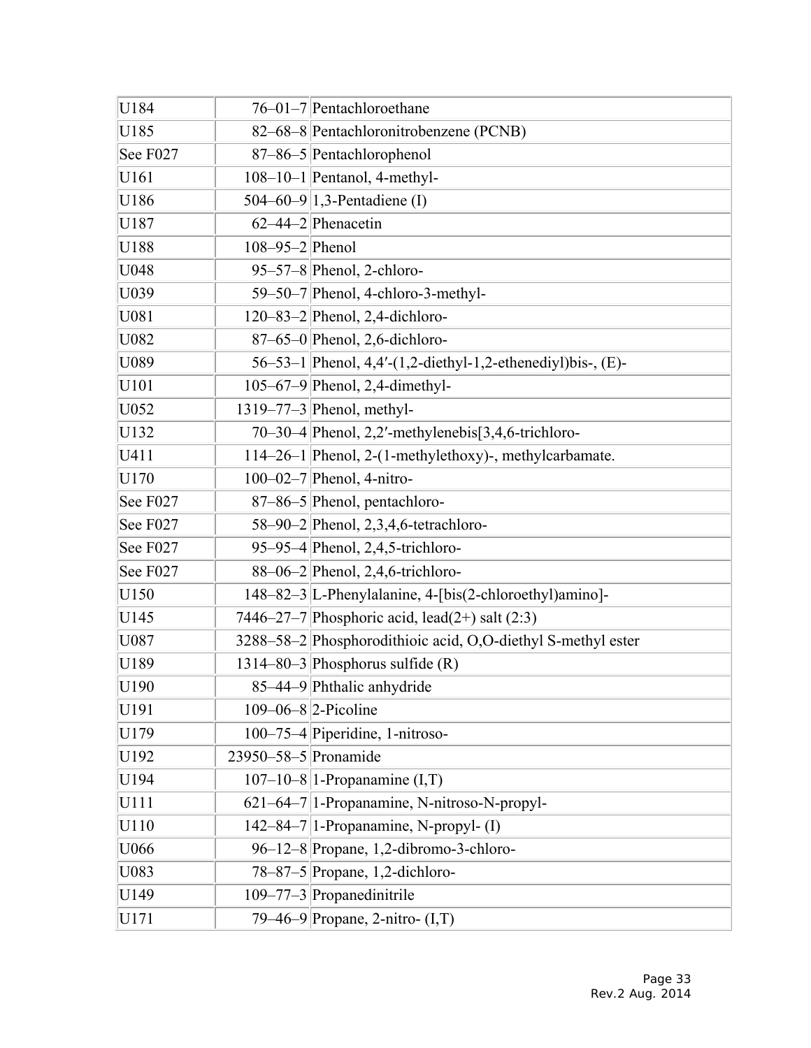| | | |
|---|---|---|
| U184 | 76–01–7 | Pentachloroethane |
| U185 | 82–68–8 | Pentachloronitrobenzene (PCNB) |
| See F027 | 87–86–5 | Pentachlorophenol |
| U161 | 108–10–1 | Pentanol, 4-methyl- |
| U186 | 504–60–9 | 1,3-Pentadiene (I) |
| U187 | 62–44–2 | Phenacetin |
| U188 | 108–95–2 | Phenol |
| U048 | 95–57–8 | Phenol, 2-chloro- |
| U039 | 59–50–7 | Phenol, 4-chloro-3-methyl- |
| U081 | 120–83–2 | Phenol, 2,4-dichloro- |
| U082 | 87–65–0 | Phenol, 2,6-dichloro- |
| U089 | 56–53–1 | Phenol, 4,4′-(1,2-diethyl-1,2-ethenediyl)bis-, (E)- |
| U101 | 105–67–9 | Phenol, 2,4-dimethyl- |
| U052 | 1319–77–3 | Phenol, methyl- |
| U132 | 70–30–4 | Phenol, 2,2′-methylenebis[3,4,6-trichloro- |
| U411 | 114–26–1 | Phenol, 2-(1-methylethoxy)-, methylcarbamate. |
| U170 | 100–02–7 | Phenol, 4-nitro- |
| See F027 | 87–86–5 | Phenol, pentachloro- |
| See F027 | 58–90–2 | Phenol, 2,3,4,6-tetrachloro- |
| See F027 | 95–95–4 | Phenol, 2,4,5-trichloro- |
| See F027 | 88–06–2 | Phenol, 2,4,6-trichloro- |
| U150 | 148–82–3 | L-Phenylalanine, 4-[bis(2-chloroethyl)amino]- |
| U145 | 7446–27–7 | Phosphoric acid, lead(2+) salt (2:3) |
| U087 | 3288–58–2 | Phosphorodithioic acid, O,O-diethyl S-methyl ester |
| U189 | 1314–80–3 | Phosphorus sulfide (R) |
| U190 | 85–44–9 | Phthalic anhydride |
| U191 | 109–06–8 | 2-Picoline |
| U179 | 100–75–4 | Piperidine, 1-nitroso- |
| U192 | 23950–58–5 | Pronamide |
| U194 | 107–10–8 | 1-Propanamine (I,T) |
| U111 | 621–64–7 | 1-Propanamine, N-nitroso-N-propyl- |
| U110 | 142–84–7 | 1-Propanamine, N-propyl- (I) |
| U066 | 96–12–8 | Propane, 1,2-dibromo-3-chloro- |
| U083 | 78–87–5 | Propane, 1,2-dichloro- |
| U149 | 109–77–3 | Propanedinitrile |
| U171 | 79–46–9 | Propane, 2-nitro- (I,T) |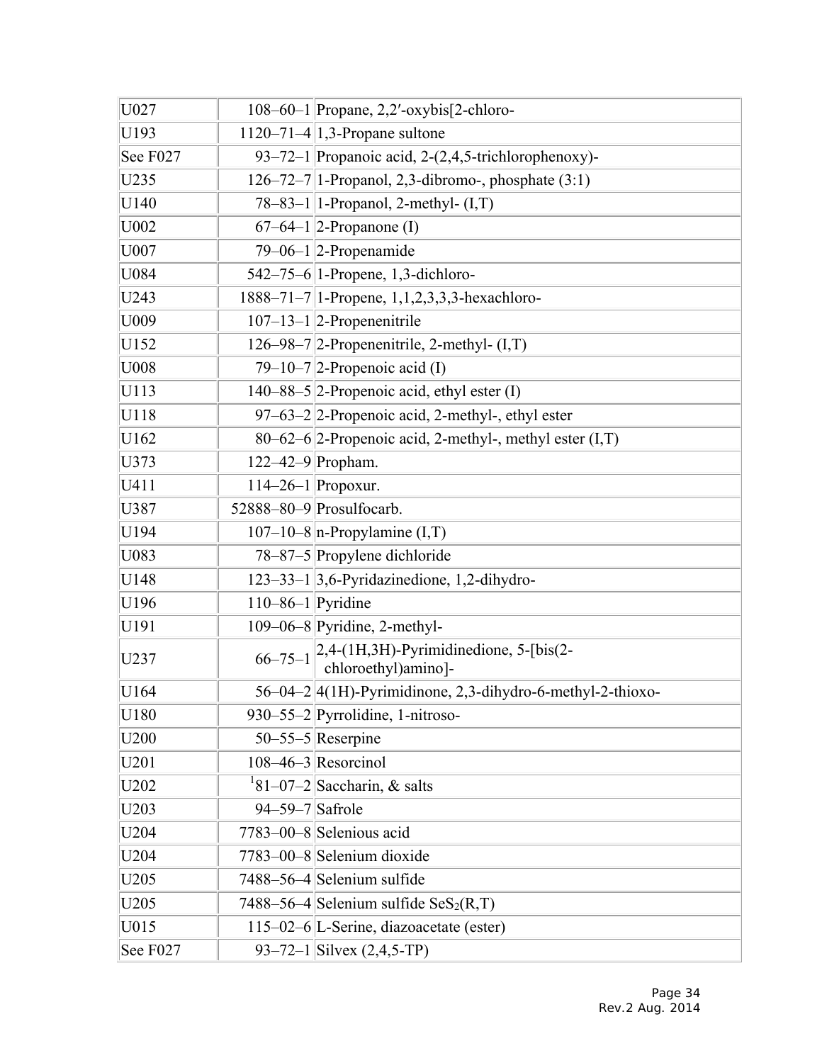| | | |
|---|---|---|
| U027 | 108–60–1 | Propane, 2,2′-oxybis[2-chloro- |
| U193 | 1120–71–4 | 1,3-Propane sultone |
| See F027 | 93–72–1 | Propanoic acid, 2-(2,4,5-trichlorophenoxy)- |
| U235 | 126–72–7 | 1-Propanol, 2,3-dibromo-, phosphate (3:1) |
| U140 | 78–83–1 | 1-Propanol, 2-methyl- (I,T) |
| U002 | 67–64–1 | 2-Propanone (I) |
| U007 | 79–06–1 | 2-Propenamide |
| U084 | 542–75–6 | 1-Propene, 1,3-dichloro- |
| U243 | 1888–71–7 | 1-Propene, 1,1,2,3,3,3-hexachloro- |
| U009 | 107–13–1 | 2-Propenenitrile |
| U152 | 126–98–7 | 2-Propenenitrile, 2-methyl- (I,T) |
| U008 | 79–10–7 | 2-Propenoic acid (I) |
| U113 | 140–88–5 | 2-Propenoic acid, ethyl ester (I) |
| U118 | 97–63–2 | 2-Propenoic acid, 2-methyl-, ethyl ester |
| U162 | 80–62–6 | 2-Propenoic acid, 2-methyl-, methyl ester (I,T) |
| U373 | 122–42–9 | Propham. |
| U411 | 114–26–1 | Propoxur. |
| U387 | 52888–80–9 | Prosulfocarb. |
| U194 | 107–10–8 | n-Propylamine (I,T) |
| U083 | 78–87–5 | Propylene dichloride |
| U148 | 123–33–1 | 3,6-Pyridazinedione, 1,2-dihydro- |
| U196 | 110–86–1 | Pyridine |
| U191 | 109–06–8 | Pyridine, 2-methyl- |
| U237 | 66–75–1 | 2,4-(1H,3H)-Pyrimidinedione, 5-[bis(2-chloroethyl)amino]- |
| U164 | 56–04–2 | 4(1H)-Pyrimidinone, 2,3-dihydro-6-methyl-2-thioxo- |
| U180 | 930–55–2 | Pyrrolidine, 1-nitroso- |
| U200 | 50–55–5 | Reserpine |
| U201 | 108–46–3 | Resorcinol |
| U202 | [1]81–07–2 | Saccharin, & salts |
| U203 | 94–59–7 | Safrole |
| U204 | 7783–00–8 | Selenious acid |
| U204 | 7783–00–8 | Selenium dioxide |
| U205 | 7488–56–4 | Selenium sulfide |
| U205 | 7488–56–4 | Selenium sulfide $SeS_2$(R,T) |
| U015 | 115–02–6 | L-Serine, diazoacetate (ester) |
| See F027 | 93–72–1 | Silvex (2,4,5-TP) |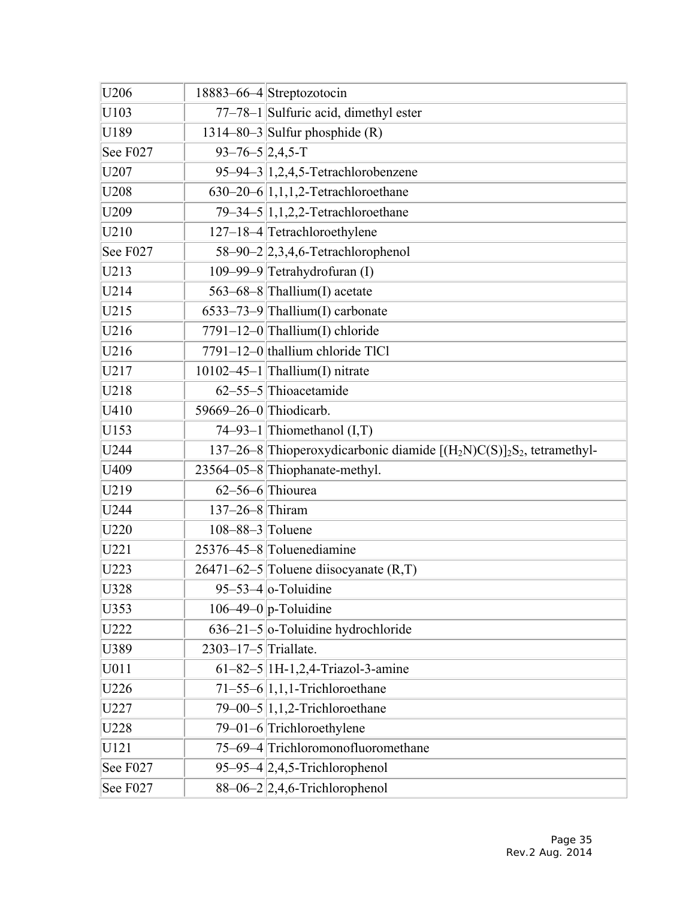| | | |
|---|---|---|
| U206 | 18883–66–4 | Streptozotocin |
| U103 | 77–78–1 | Sulfuric acid, dimethyl ester |
| U189 | 1314–80–3 | Sulfur phosphide (R) |
| See F027 | 93–76–5 | 2,4,5-T |
| U207 | 95–94–3 | 1,2,4,5-Tetrachlorobenzene |
| U208 | 630–20–6 | 1,1,1,2-Tetrachloroethane |
| U209 | 79–34–5 | 1,1,2,2-Tetrachloroethane |
| U210 | 127–18–4 | Tetrachloroethylene |
| See F027 | 58–90–2 | 2,3,4,6-Tetrachlorophenol |
| U213 | 109–99–9 | Tetrahydrofuran (I) |
| U214 | 563–68–8 | Thallium(I) acetate |
| U215 | 6533–73–9 | Thallium(I) carbonate |
| U216 | 7791–12–0 | Thallium(I) chloride |
| U216 | 7791–12–0 | thallium chloride TlCl |
| U217 | 10102–45–1 | Thallium(I) nitrate |
| U218 | 62–55–5 | Thioacetamide |
| U410 | 59669–26–0 | Thiodicarb. |
| U153 | 74–93–1 | Thiomethanol (I,T) |
| U244 | 137–26–8 | Thioperoxydicarbonic diamide $[(H_2N)C(S)]_2S_2$, tetramethyl- |
| U409 | 23564–05–8 | Thiophanate-methyl. |
| U219 | 62–56–6 | Thiourea |
| U244 | 137–26–8 | Thiram |
| U220 | 108–88–3 | Toluene |
| U221 | 25376–45–8 | Toluenediamine |
| U223 | 26471–62–5 | Toluene diisocyanate (R,T) |
| U328 | 95–53–4 | o-Toluidine |
| U353 | 106–49–0 | p-Toluidine |
| U222 | 636–21–5 | o-Toluidine hydrochloride |
| U389 | 2303–17–5 | Triallate. |
| U011 | 61–82–5 | 1H-1,2,4-Triazol-3-amine |
| U226 | 71–55–6 | 1,1,1-Trichloroethane |
| U227 | 79–00–5 | 1,1,2-Trichloroethane |
| U228 | 79–01–6 | Trichloroethylene |
| U121 | 75–69–4 | Trichloromonofluoromethane |
| See F027 | 95–95–4 | 2,4,5-Trichlorophenol |
| See F027 | 88–06–2 | 2,4,6-Trichlorophenol |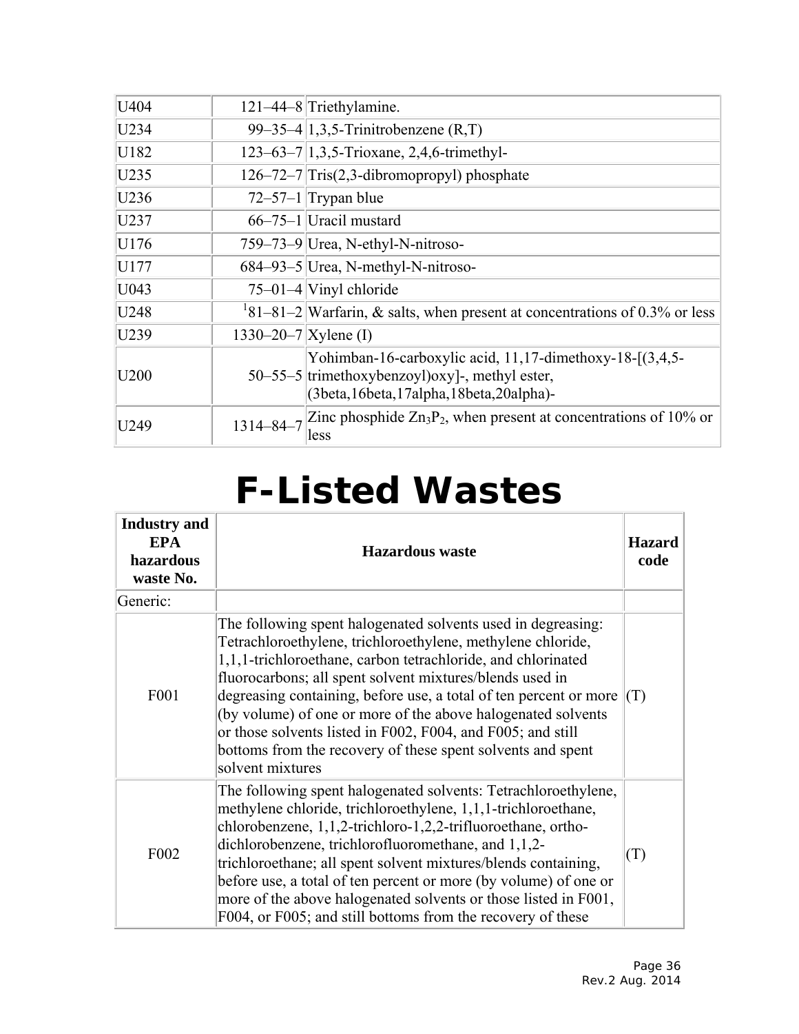| | | |
|---|---|---|
| U404 | 121–44–8 | Triethylamine. |
| U234 | 99–35–4 | 1,3,5-Trinitrobenzene (R,T) |
| U182 | 123–63–7 | 1,3,5-Trioxane, 2,4,6-trimethyl- |
| U235 | 126–72–7 | Tris(2,3-dibromopropyl) phosphate |
| U236 | 72–57–1 | Trypan blue |
| U237 | 66–75–1 | Uracil mustard |
| U176 | 759–73–9 | Urea, N-ethyl-N-nitroso- |
| U177 | 684–93–5 | Urea, N-methyl-N-nitroso- |
| U043 | 75–01–4 | Vinyl chloride |
| U248 | [1]81–81–2 | Warfarin, & salts, when present at concentrations of 0.3% or less |
| U239 | 1330–20–7 | Xylene (I) |
| U200 | 50–55–5 | Yohimban-16-carboxylic acid, 11,17-dimethoxy-18-[(3,4,5-trimethoxybenzoyl)oxy]-, methyl ester, (3beta,16beta,17alpha,18beta,20alpha)- |
| U249 | 1314–84–7 | Zinc phosphide $Zn_3P_2$, when present at concentrations of 10% or less |

# F-Listed Wastes

| Industry and EPA hazardous waste No. | Hazardous waste | Hazard code |
|---|---|---|
| Generic: | | |
| F001 | The following spent halogenated solvents used in degreasing: Tetrachloroethylene, trichloroethylene, methylene chloride, 1,1,1-trichloroethane, carbon tetrachloride, and chlorinated fluorocarbons; all spent solvent mixtures/blends used in degreasing containing, before use, a total of ten percent or more (by volume) of one or more of the above halogenated solvents or those solvents listed in F002, F004, and F005; and still bottoms from the recovery of these spent solvents and spent solvent mixtures | (T) |
| F002 | The following spent halogenated solvents: Tetrachloroethylene, methylene chloride, trichloroethylene, 1,1,1-trichloroethane, chlorobenzene, 1,1,2-trichloro-1,2,2-trifluoroethane, ortho-dichlorobenzene, trichlorofluoromethane, and 1,1,2-trichloroethane; all spent solvent mixtures/blends containing, before use, a total of ten percent or more (by volume) of one or more of the above halogenated solvents or those listed in F001, F004, or F005; and still bottoms from the recovery of these | (T) |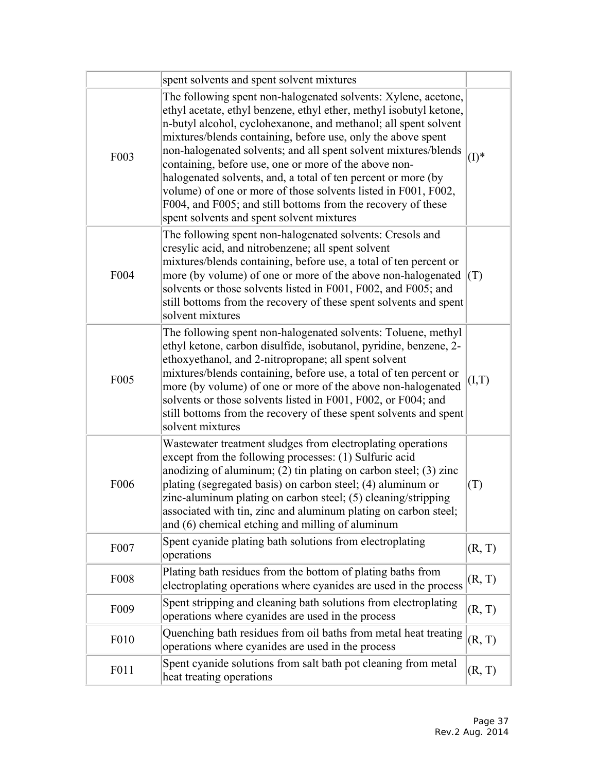| | | |
|---|---|---|
| | spent solvents and spent solvent mixtures | |
| F003 | The following spent non-halogenated solvents: Xylene, acetone, ethyl acetate, ethyl benzene, ethyl ether, methyl isobutyl ketone, n-butyl alcohol, cyclohexanone, and methanol; all spent solvent mixtures/blends containing, before use, only the above spent non-halogenated solvents; and all spent solvent mixtures/blends containing, before use, one or more of the above non-halogenated solvents, and, a total of ten percent or more (by volume) of one or more of those solvents listed in F001, F002, F004, and F005; and still bottoms from the recovery of these spent solvents and spent solvent mixtures | (I)* |
| F004 | The following spent non-halogenated solvents: Cresols and cresylic acid, and nitrobenzene; all spent solvent mixtures/blends containing, before use, a total of ten percent or more (by volume) of one or more of the above non-halogenated solvents or those solvents listed in F001, F002, and F005; and still bottoms from the recovery of these spent solvents and spent solvent mixtures | (T) |
| F005 | The following spent non-halogenated solvents: Toluene, methyl ethyl ketone, carbon disulfide, isobutanol, pyridine, benzene, 2-ethoxyethanol, and 2-nitropropane; all spent solvent mixtures/blends containing, before use, a total of ten percent or more (by volume) of one or more of the above non-halogenated solvents or those solvents listed in F001, F002, or F004; and still bottoms from the recovery of these spent solvents and spent solvent mixtures | (I,T) |
| F006 | Wastewater treatment sludges from electroplating operations except from the following processes: (1) Sulfuric acid anodizing of aluminum; (2) tin plating on carbon steel; (3) zinc plating (segregated basis) on carbon steel; (4) aluminum or zinc-aluminum plating on carbon steel; (5) cleaning/stripping associated with tin, zinc and aluminum plating on carbon steel; and (6) chemical etching and milling of aluminum | (T) |
| F007 | Spent cyanide plating bath solutions from electroplating operations | (R, T) |
| F008 | Plating bath residues from the bottom of plating baths from electroplating operations where cyanides are used in the process | (R, T) |
| F009 | Spent stripping and cleaning bath solutions from electroplating operations where cyanides are used in the process | (R, T) |
| F010 | Quenching bath residues from oil baths from metal heat treating operations where cyanides are used in the process | (R, T) |
| F011 | Spent cyanide solutions from salt bath pot cleaning from metal heat treating operations | (R, T) |

Rev.2 Aug. 2014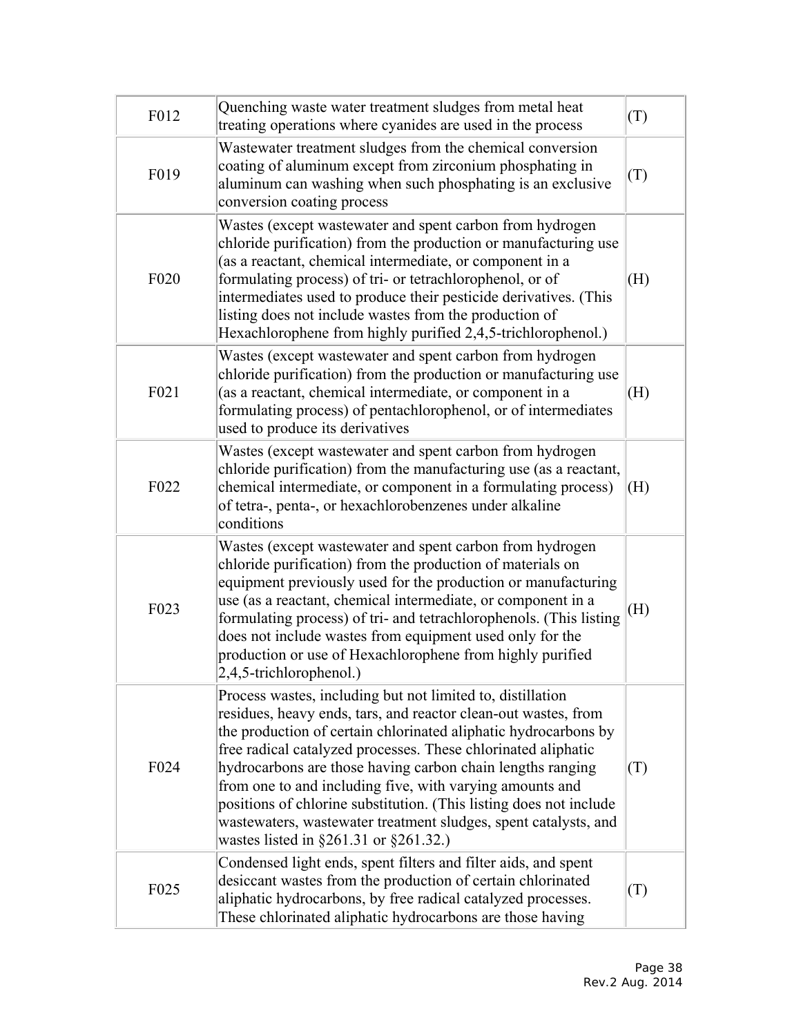| | | |
|---|---|---|
| F012 | Quenching waste water treatment sludges from metal heat treating operations where cyanides are used in the process | (T) |
| F019 | Wastewater treatment sludges from the chemical conversion coating of aluminum except from zirconium phosphating in aluminum can washing when such phosphating is an exclusive conversion coating process | (T) |
| F020 | Wastes (except wastewater and spent carbon from hydrogen chloride purification) from the production or manufacturing use (as a reactant, chemical intermediate, or component in a formulating process) of tri- or tetrachlorophenol, or of intermediates used to produce their pesticide derivatives. (This listing does not include wastes from the production of Hexachlorophene from highly purified 2,4,5-trichlorophenol.) | (H) |
| F021 | Wastes (except wastewater and spent carbon from hydrogen chloride purification) from the production or manufacturing use (as a reactant, chemical intermediate, or component in a formulating process) of pentachlorophenol, or of intermediates used to produce its derivatives | (H) |
| F022 | Wastes (except wastewater and spent carbon from hydrogen chloride purification) from the manufacturing use (as a reactant, chemical intermediate, or component in a formulating process) of tetra-, penta-, or hexachlorobenzenes under alkaline conditions | (H) |
| F023 | Wastes (except wastewater and spent carbon from hydrogen chloride purification) from the production of materials on equipment previously used for the production or manufacturing use (as a reactant, chemical intermediate, or component in a formulating process) of tri- and tetrachlorophenols. (This listing does not include wastes from equipment used only for the production or use of Hexachlorophene from highly purified 2,4,5-trichlorophenol.) | (H) |
| F024 | Process wastes, including but not limited to, distillation residues, heavy ends, tars, and reactor clean-out wastes, from the production of certain chlorinated aliphatic hydrocarbons by free radical catalyzed processes. These chlorinated aliphatic hydrocarbons are those having carbon chain lengths ranging from one to and including five, with varying amounts and positions of chlorine substitution. (This listing does not include wastewaters, wastewater treatment sludges, spent catalysts, and wastes listed in §261.31 or §261.32.) | (T) |
| F025 | Condensed light ends, spent filters and filter aids, and spent desiccant wastes from the production of certain chlorinated aliphatic hydrocarbons, by free radical catalyzed processes. These chlorinated aliphatic hydrocarbons are those having | (T) |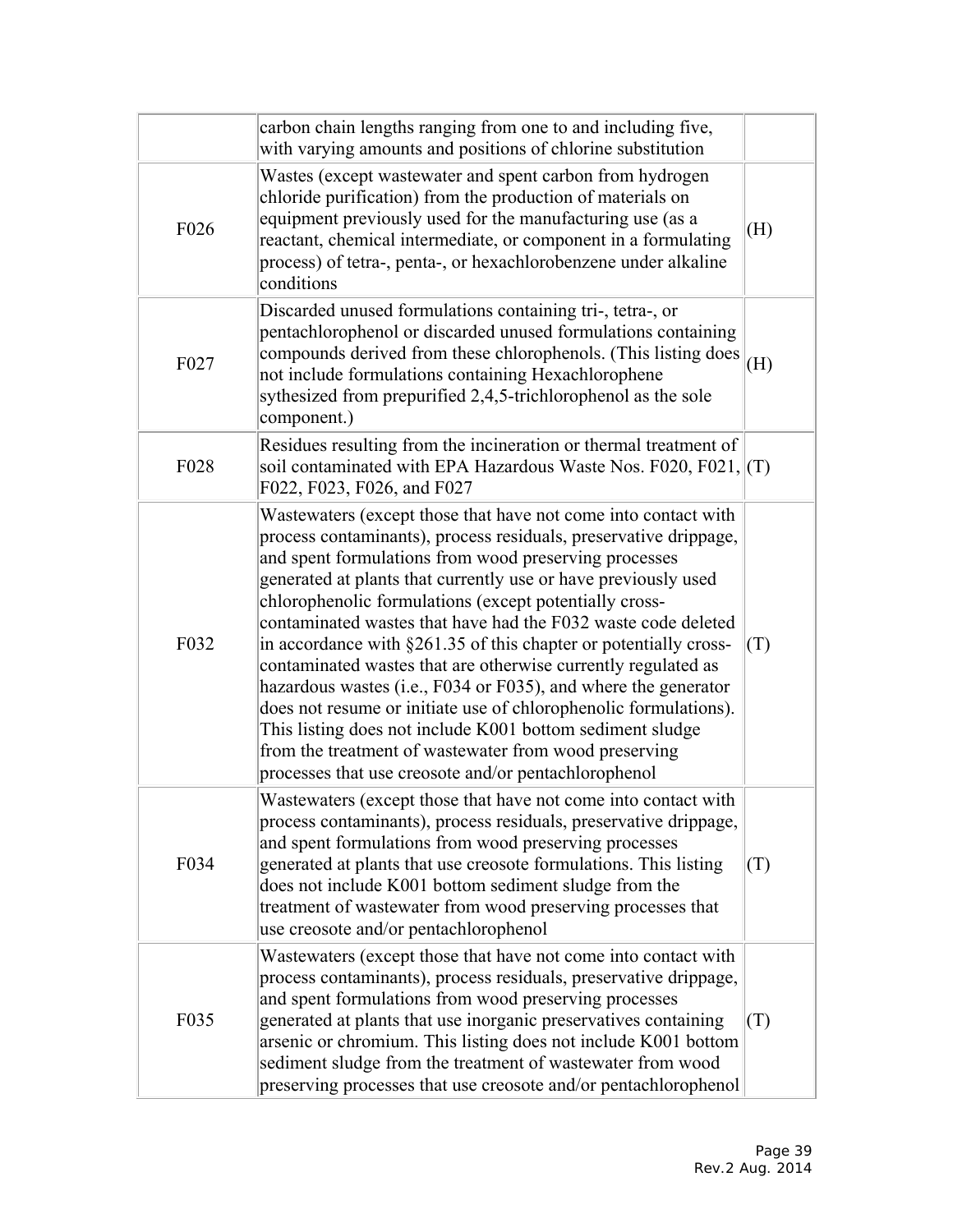| | | |
|---|---|---|
| | carbon chain lengths ranging from one to and including five, with varying amounts and positions of chlorine substitution | |
| F026 | Wastes (except wastewater and spent carbon from hydrogen chloride purification) from the production of materials on equipment previously used for the manufacturing use (as a reactant, chemical intermediate, or component in a formulating process) of tetra-, penta-, or hexachlorobenzene under alkaline conditions | (H) |
| F027 | Discarded unused formulations containing tri-, tetra-, or pentachlorophenol or discarded unused formulations containing compounds derived from these chlorophenols. (This listing does not include formulations containing Hexachlorophene sythesized from prepurified 2,4,5-trichlorophenol as the sole component.) | (H) |
| F028 | Residues resulting from the incineration or thermal treatment of soil contaminated with EPA Hazardous Waste Nos. F020, F021, F022, F023, F026, and F027 | (T) |
| F032 | Wastewaters (except those that have not come into contact with process contaminants), process residuals, preservative drippage, and spent formulations from wood preserving processes generated at plants that currently use or have previously used chlorophenolic formulations (except potentially cross-contaminated wastes that have had the F032 waste code deleted in accordance with §261.35 of this chapter or potentially cross-contaminated wastes that are otherwise currently regulated as hazardous wastes (i.e., F034 or F035), and where the generator does not resume or initiate use of chlorophenolic formulations). This listing does not include K001 bottom sediment sludge from the treatment of wastewater from wood preserving processes that use creosote and/or pentachlorophenol | (T) |
| F034 | Wastewaters (except those that have not come into contact with process contaminants), process residuals, preservative drippage, and spent formulations from wood preserving processes generated at plants that use creosote formulations. This listing does not include K001 bottom sediment sludge from the treatment of wastewater from wood preserving processes that use creosote and/or pentachlorophenol | (T) |
| F035 | Wastewaters (except those that have not come into contact with process contaminants), process residuals, preservative drippage, and spent formulations from wood preserving processes generated at plants that use inorganic preservatives containing arsenic or chromium. This listing does not include K001 bottom sediment sludge from the treatment of wastewater from wood preserving processes that use creosote and/or pentachlorophenol | (T) |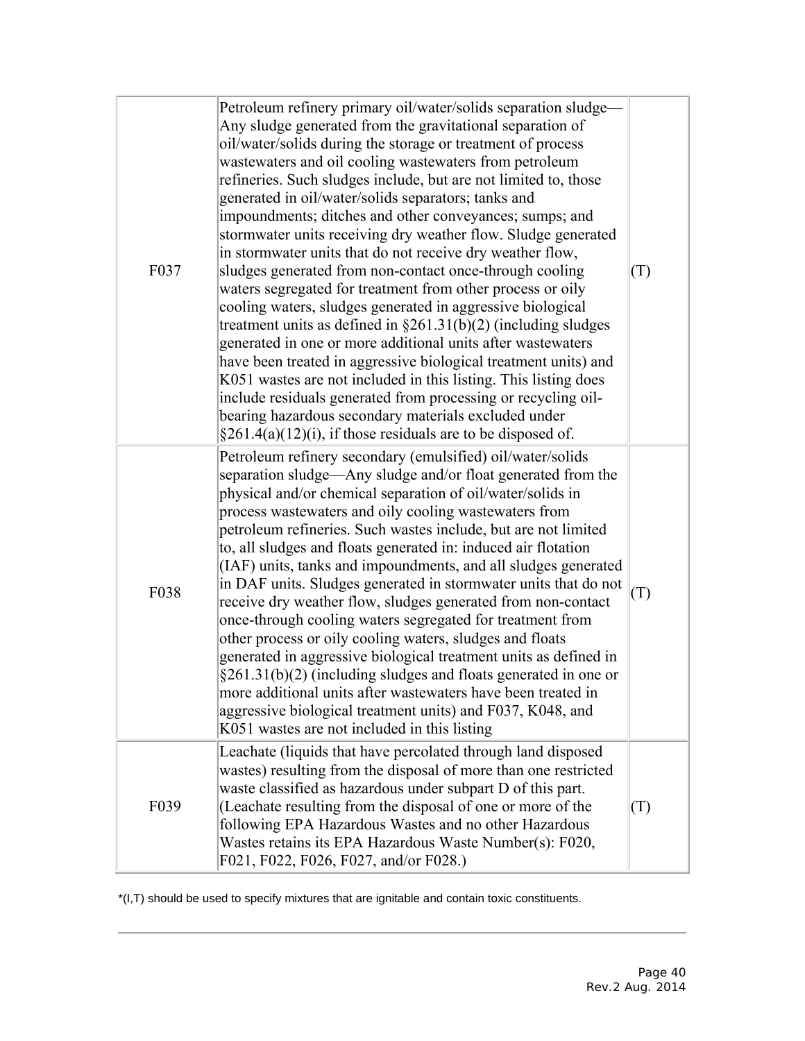| | | |
|---|---|---|
| F037 | Petroleum refinery primary oil/water/solids separation sludge—Any sludge generated from the gravitational separation of oil/water/solids during the storage or treatment of process wastewaters and oil cooling wastewaters from petroleum refineries. Such sludges include, but are not limited to, those generated in oil/water/solids separators; tanks and impoundments; ditches and other conveyances; sumps; and stormwater units receiving dry weather flow. Sludge generated in stormwater units that do not receive dry weather flow, sludges generated from non-contact once-through cooling waters segregated for treatment from other process or oily cooling waters, sludges generated in aggressive biological treatment units as defined in §261.31(b)(2) (including sludges generated in one or more additional units after wastewaters have been treated in aggressive biological treatment units) and K051 wastes are not included in this listing. This listing does include residuals generated from processing or recycling oil-bearing hazardous secondary materials excluded under §261.4(a)(12)(i), if those residuals are to be disposed of. | (T) |
| F038 | Petroleum refinery secondary (emulsified) oil/water/solids separation sludge—Any sludge and/or float generated from the physical and/or chemical separation of oil/water/solids in process wastewaters and oily cooling wastewaters from petroleum refineries. Such wastes include, but are not limited to, all sludges and floats generated in: induced air flotation (IAF) units, tanks and impoundments, and all sludges generated in DAF units. Sludges generated in stormwater units that do not receive dry weather flow, sludges generated from non-contact once-through cooling waters segregated for treatment from other process or oily cooling waters, sludges and floats generated in aggressive biological treatment units as defined in §261.31(b)(2) (including sludges and floats generated in one or more additional units after wastewaters have been treated in aggressive biological treatment units) and F037, K048, and K051 wastes are not included in this listing | (T) |
| F039 | Leachate (liquids that have percolated through land disposed wastes) resulting from the disposal of more than one restricted waste classified as hazardous under subpart D of this part. (Leachate resulting from the disposal of one or more of the following EPA Hazardous Wastes and no other Hazardous Wastes retains its EPA Hazardous Waste Number(s): F020, F021, F022, F026, F027, and/or F028.) | (T) |

*(I,T) should be used to specify mixtures that are ignitable and contain toxic constituents.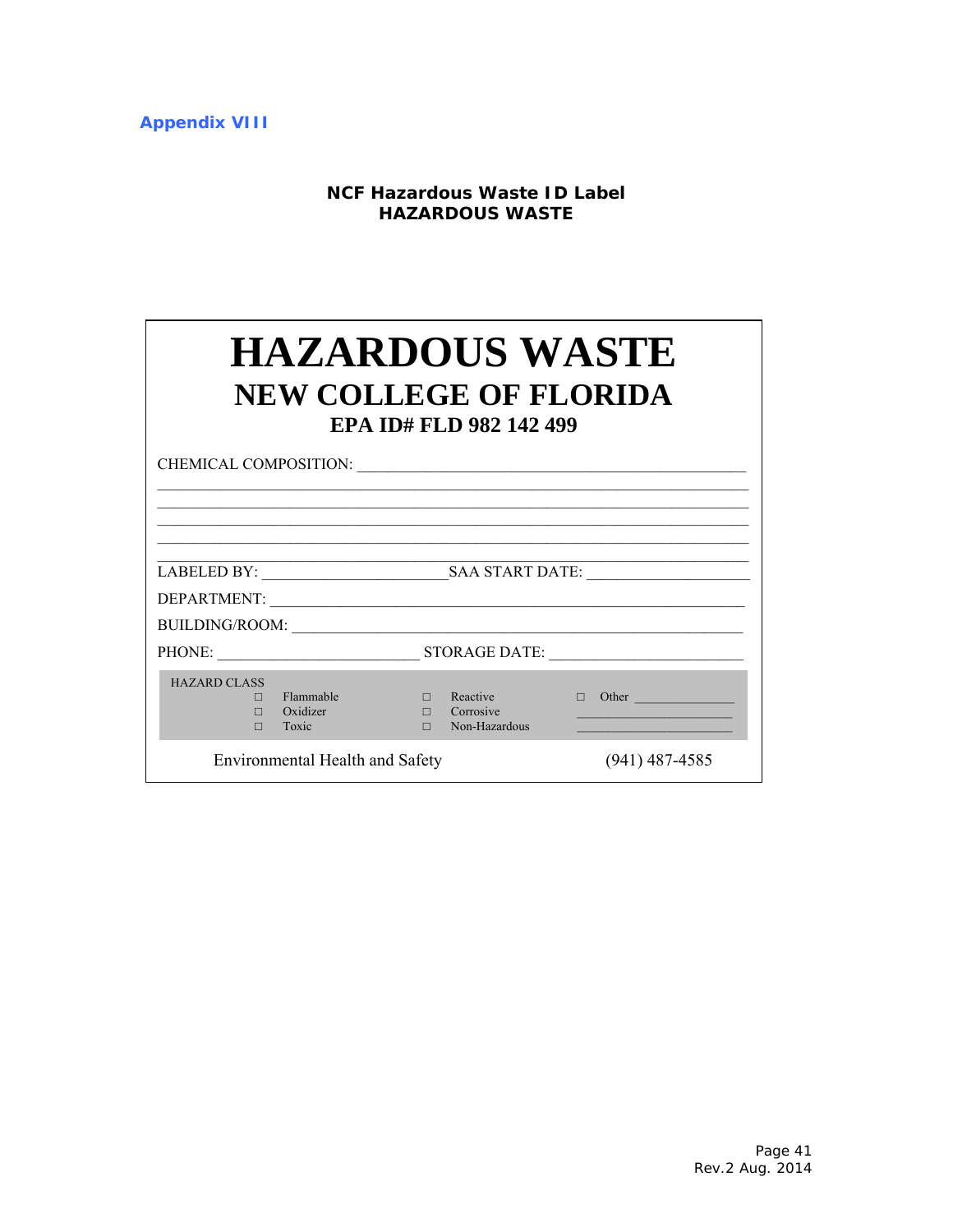Appendix VIII

**NCF Hazardous Waste ID Label**
**HAZARDOUS WASTE**

# HAZARDOUS WASTE
## NEW COLLEGE OF FLORIDA
### EPA ID# FLD 982 142 499

CHEMICAL COMPOSITION: ____________________________________________
______________________________________________________________
______________________________________________________________
______________________________________________________________
______________________________________________________________
______________________________________________________________

LABELED BY: ______________________ SAA START DATE: ____________________

DEPARTMENT: ____________________________________________________

BUILDING/ROOM: _________________________________________________

PHONE: ________________________ STORAGE DATE: _______________________

HAZARD CLASS

| | | |
|---|---|---|
| □ Flammable | □ Reactive | □ Other _______________ |
| □ Oxidizer | □ Corrosive | _______________ |
| □ Toxic | □ Non-Hazardous | _______________ |

Environmental Health and Safety (941) 487-4585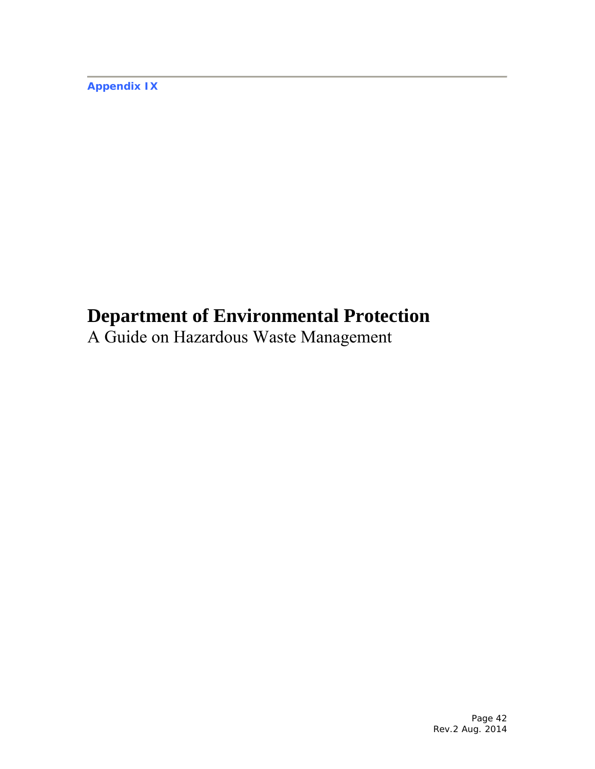**Appendix IX**

# Department of Environmental Protection

A Guide on Hazardous Waste Management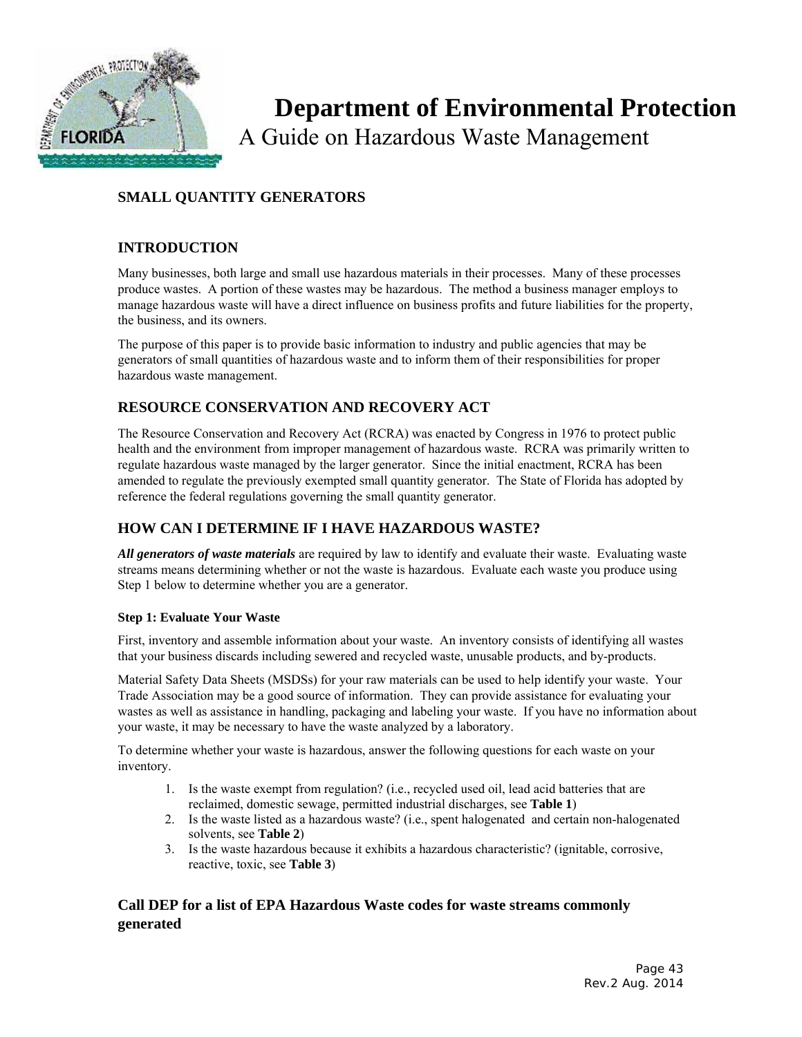# Department of Environmental Protection

A Guide on Hazardous Waste Management

## SMALL QUANTITY GENERATORS

## INTRODUCTION

Many businesses, both large and small use hazardous materials in their processes. Many of these processes produce wastes. A portion of these wastes may be hazardous. The method a business manager employs to manage hazardous waste will have a direct influence on business profits and future liabilities for the property, the business, and its owners.

The purpose of this paper is to provide basic information to industry and public agencies that may be generators of small quantities of hazardous waste and to inform them of their responsibilities for proper hazardous waste management.

## RESOURCE CONSERVATION AND RECOVERY ACT

The Resource Conservation and Recovery Act (RCRA) was enacted by Congress in 1976 to protect public health and the environment from improper management of hazardous waste. RCRA was primarily written to regulate hazardous waste managed by the larger generator. Since the initial enactment, RCRA has been amended to regulate the previously exempted small quantity generator. The State of Florida has adopted by reference the federal regulations governing the small quantity generator.

## HOW CAN I DETERMINE IF I HAVE HAZARDOUS WASTE?

***All generators of waste materials*** are required by law to identify and evaluate their waste. Evaluating waste streams means determining whether or not the waste is hazardous. Evaluate each waste you produce using Step 1 below to determine whether you are a generator.

#### Step 1: Evaluate Your Waste

First, inventory and assemble information about your waste. An inventory consists of identifying all wastes that your business discards including sewered and recycled waste, unusable products, and by-products.

Material Safety Data Sheets (MSDSs) for your raw materials can be used to help identify your waste. Your Trade Association may be a good source of information. They can provide assistance for evaluating your wastes as well as assistance in handling, packaging and labeling your waste. If you have no information about your waste, it may be necessary to have the waste analyzed by a laboratory.

To determine whether your waste is hazardous, answer the following questions for each waste on your inventory.

1. Is the waste exempt from regulation? (i.e., recycled used oil, lead acid batteries that are reclaimed, domestic sewage, permitted industrial discharges, see **Table 1**)
2. Is the waste listed as a hazardous waste? (i.e., spent halogenated and certain non-halogenated solvents, see **Table 2**)
3. Is the waste hazardous because it exhibits a hazardous characteristic? (ignitable, corrosive, reactive, toxic, see **Table 3**)

### Call DEP for a list of EPA Hazardous Waste codes for waste streams commonly generated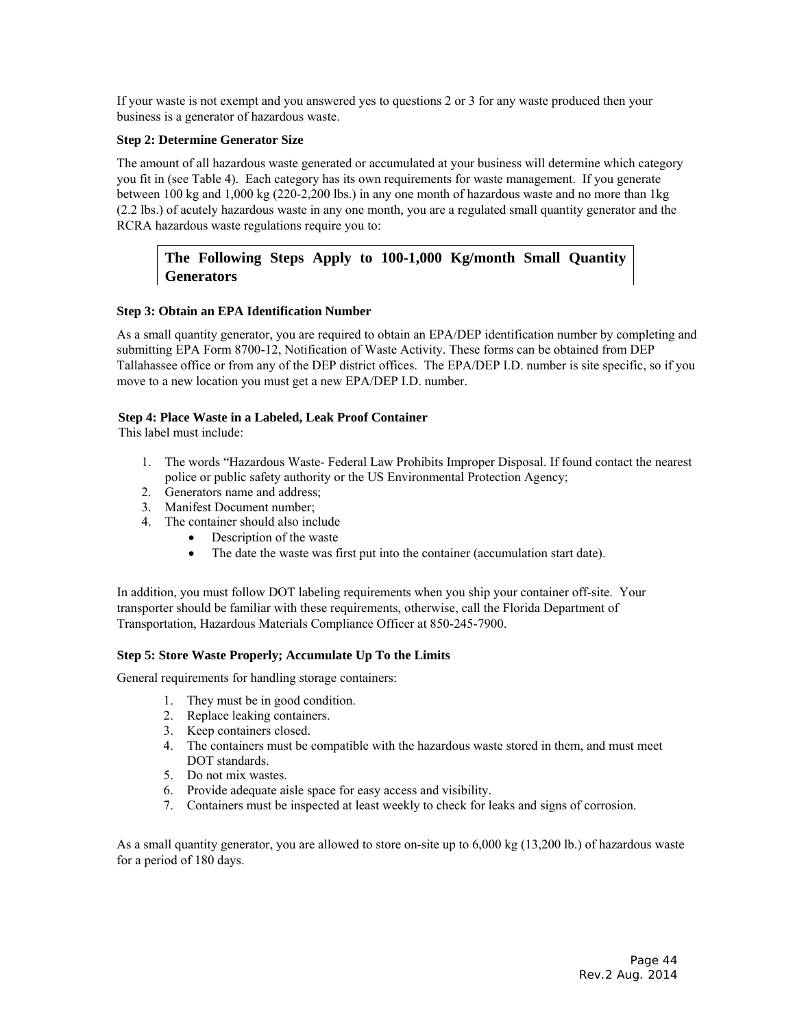If your waste is not exempt and you answered yes to questions 2 or 3 for any waste produced then your business is a generator of hazardous waste.

**Step 2: Determine Generator Size**

The amount of all hazardous waste generated or accumulated at your business will determine which category you fit in (see Table 4). Each category has its own requirements for waste management. If you generate between 100 kg and 1,000 kg (220-2,200 lbs.) in any one month of hazardous waste and no more than 1kg (2.2 lbs.) of acutely hazardous waste in any one month, you are a regulated small quantity generator and the RCRA hazardous waste regulations require you to:

## The Following Steps Apply to 100-1,000 Kg/month Small Quantity Generators

**Step 3: Obtain an EPA Identification Number**

As a small quantity generator, you are required to obtain an EPA/DEP identification number by completing and submitting EPA Form 8700-12, Notification of Waste Activity. These forms can be obtained from DEP Tallahassee office or from any of the DEP district offices. The EPA/DEP I.D. number is site specific, so if you move to a new location you must get a new EPA/DEP I.D. number.

**Step 4: Place Waste in a Labeled, Leak Proof Container**

This label must include:

1. The words "Hazardous Waste- Federal Law Prohibits Improper Disposal. If found contact the nearest police or public safety authority or the US Environmental Protection Agency;
2. Generators name and address;
3. Manifest Document number;
4. The container should also include
   - Description of the waste
   - The date the waste was first put into the container (accumulation start date).

In addition, you must follow DOT labeling requirements when you ship your container off-site. Your transporter should be familiar with these requirements, otherwise, call the Florida Department of Transportation, Hazardous Materials Compliance Officer at 850-245-7900.

**Step 5: Store Waste Properly; Accumulate Up To the Limits**

General requirements for handling storage containers:

1. They must be in good condition.
2. Replace leaking containers.
3. Keep containers closed.
4. The containers must be compatible with the hazardous waste stored in them, and must meet DOT standards.
5. Do not mix wastes.
6. Provide adequate aisle space for easy access and visibility.
7. Containers must be inspected at least weekly to check for leaks and signs of corrosion.

As a small quantity generator, you are allowed to store on-site up to 6,000 kg (13,200 lb.) of hazardous waste for a period of 180 days.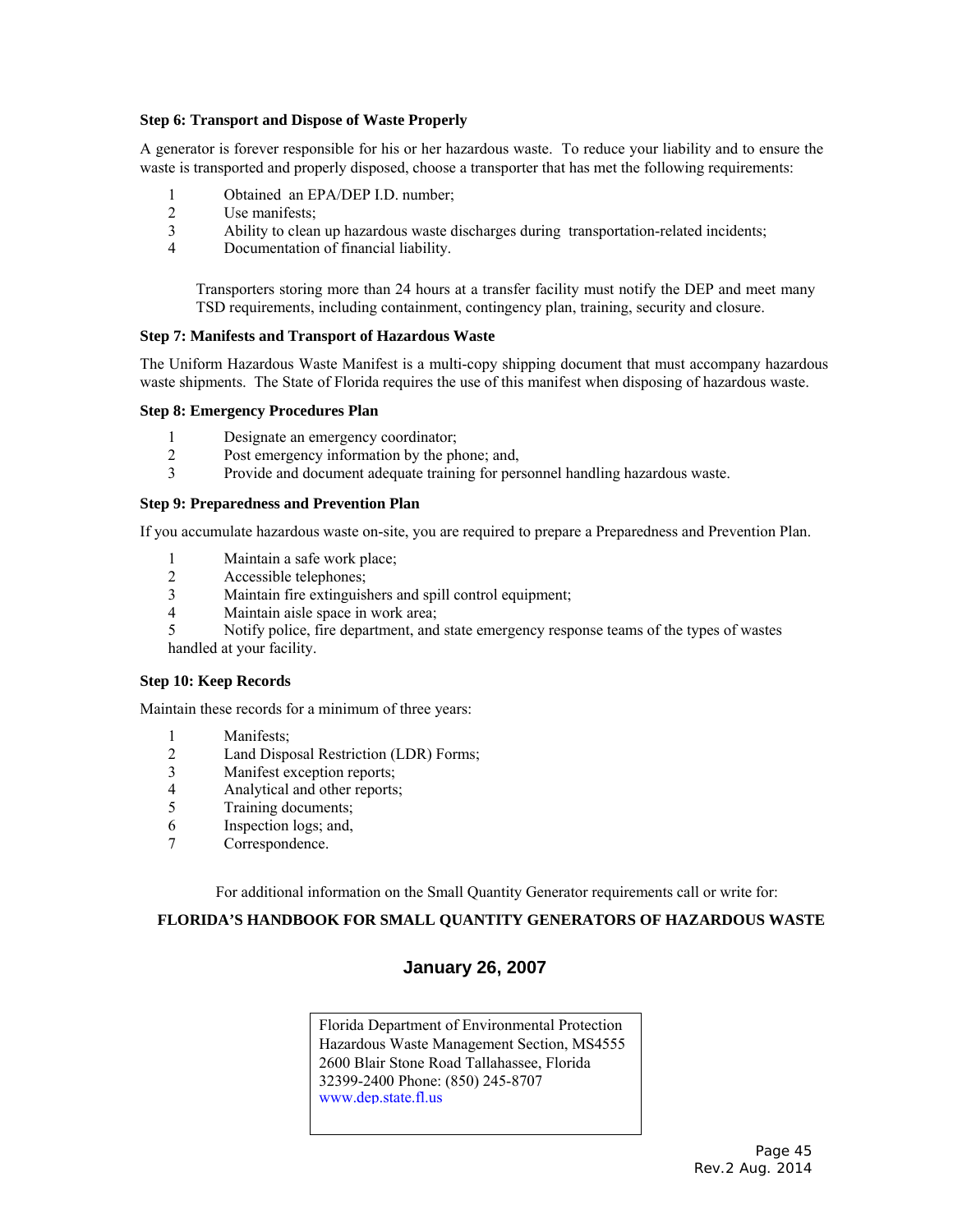**Step 6: Transport and Dispose of Waste Properly**

A generator is forever responsible for his or her hazardous waste. To reduce your liability and to ensure the waste is transported and properly disposed, choose a transporter that has met the following requirements:

1. Obtained an EPA/DEP I.D. number;
2. Use manifests;
3. Ability to clean up hazardous waste discharges during transportation-related incidents;
4. Documentation of financial liability.

Transporters storing more than 24 hours at a transfer facility must notify the DEP and meet many TSD requirements, including containment, contingency plan, training, security and closure.

**Step 7: Manifests and Transport of Hazardous Waste**

The Uniform Hazardous Waste Manifest is a multi-copy shipping document that must accompany hazardous waste shipments. The State of Florida requires the use of this manifest when disposing of hazardous waste.

**Step 8: Emergency Procedures Plan**

1. Designate an emergency coordinator;
2. Post emergency information by the phone; and,
3. Provide and document adequate training for personnel handling hazardous waste.

**Step 9: Preparedness and Prevention Plan**

If you accumulate hazardous waste on-site, you are required to prepare a Preparedness and Prevention Plan.

1. Maintain a safe work place;
2. Accessible telephones;
3. Maintain fire extinguishers and spill control equipment;
4. Maintain aisle space in work area;
5. Notify police, fire department, and state emergency response teams of the types of wastes handled at your facility.

**Step 10: Keep Records**

Maintain these records for a minimum of three years:

1. Manifests;
2. Land Disposal Restriction (LDR) Forms;
3. Manifest exception reports;
4. Analytical and other reports;
5. Training documents;
6. Inspection logs; and,
7. Correspondence.

For additional information on the Small Quantity Generator requirements call or write for:

**FLORIDA'S HANDBOOK FOR SMALL QUANTITY GENERATORS OF HAZARDOUS WASTE**

**January 26, 2007**

Florida Department of Environmental Protection
Hazardous Waste Management Section, MS4555
2600 Blair Stone Road Tallahassee, Florida
32399-2400 Phone: (850) 245-8707
www.dep.state.fl.us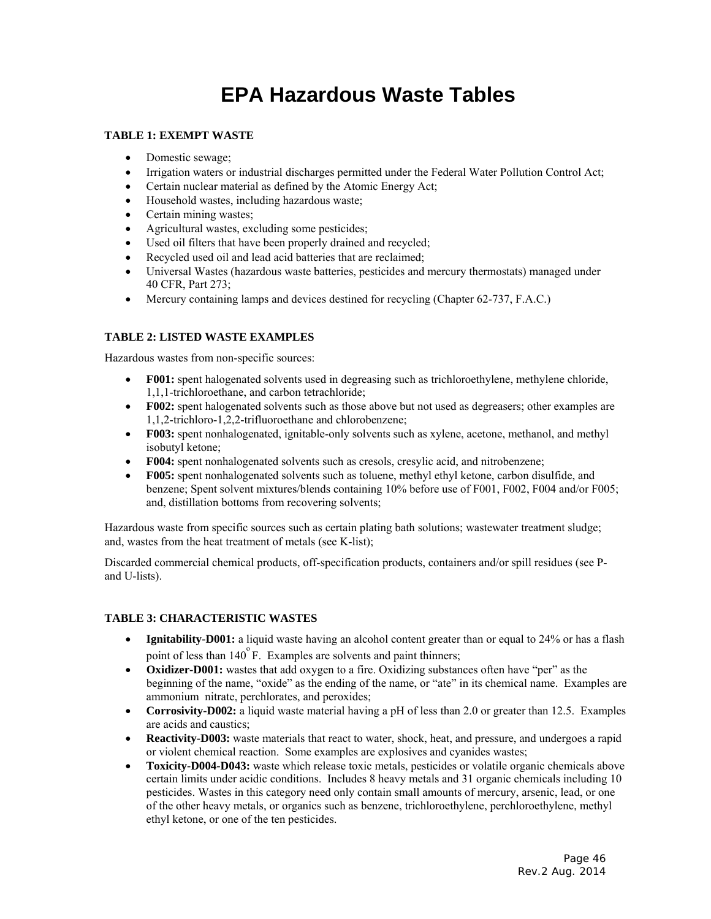# EPA Hazardous Waste Tables

### TABLE 1: EXEMPT WASTE

- Domestic sewage;
- Irrigation waters or industrial discharges permitted under the Federal Water Pollution Control Act;
- Certain nuclear material as defined by the Atomic Energy Act;
- Household wastes, including hazardous waste;
- Certain mining wastes;
- Agricultural wastes, excluding some pesticides;
- Used oil filters that have been properly drained and recycled;
- Recycled used oil and lead acid batteries that are reclaimed;
- Universal Wastes (hazardous waste batteries, pesticides and mercury thermostats) managed under 40 CFR, Part 273;
- Mercury containing lamps and devices destined for recycling (Chapter 62-737, F.A.C.)

### TABLE 2: LISTED WASTE EXAMPLES

Hazardous wastes from non-specific sources:

- **F001:** spent halogenated solvents used in degreasing such as trichloroethylene, methylene chloride, 1,1,1-trichloroethane, and carbon tetrachloride;
- **F002:** spent halogenated solvents such as those above but not used as degreasers; other examples are 1,1,2-trichloro-1,2,2-trifluoroethane and chlorobenzene;
- **F003:** spent nonhalogenated, ignitable-only solvents such as xylene, acetone, methanol, and methyl isobutyl ketone;
- **F004:** spent nonhalogenated solvents such as cresols, cresylic acid, and nitrobenzene;
- **F005:** spent nonhalogenated solvents such as toluene, methyl ethyl ketone, carbon disulfide, and benzene; Spent solvent mixtures/blends containing 10% before use of F001, F002, F004 and/or F005; and, distillation bottoms from recovering solvents;

Hazardous waste from specific sources such as certain plating bath solutions; wastewater treatment sludge; and, wastes from the heat treatment of metals (see K-list);

Discarded commercial chemical products, off-specification products, containers and/or spill residues (see P- and U-lists).

### TABLE 3: CHARACTERISTIC WASTES

- **Ignitability-D001:** a liquid waste having an alcohol content greater than or equal to 24% or has a flash point of less than 140°F. Examples are solvents and paint thinners;
- **Oxidizer-D001:** wastes that add oxygen to a fire. Oxidizing substances often have "per" as the beginning of the name, "oxide" as the ending of the name, or "ate" in its chemical name. Examples are ammonium nitrate, perchlorates, and peroxides;
- **Corrosivity-D002:** a liquid waste material having a pH of less than 2.0 or greater than 12.5. Examples are acids and caustics;
- **Reactivity-D003:** waste materials that react to water, shock, heat, and pressure, and undergoes a rapid or violent chemical reaction. Some examples are explosives and cyanides wastes;
- **Toxicity-D004-D043:** waste which release toxic metals, pesticides or volatile organic chemicals above certain limits under acidic conditions. Includes 8 heavy metals and 31 organic chemicals including 10 pesticides. Wastes in this category need only contain small amounts of mercury, arsenic, lead, or one of the other heavy metals, or organics such as benzene, trichloroethylene, perchloroethylene, methyl ethyl ketone, or one of the ten pesticides.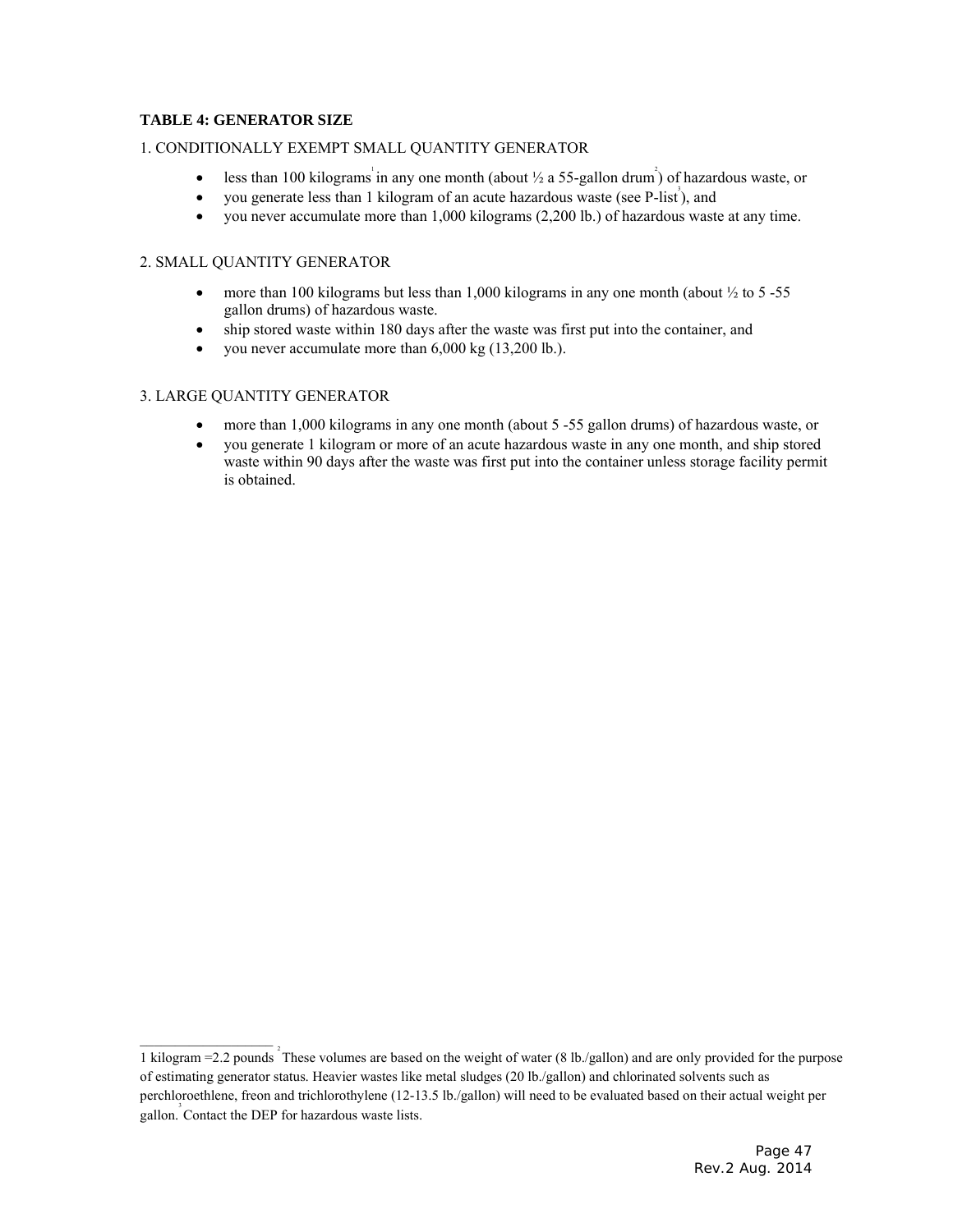**TABLE 4: GENERATOR SIZE**

1. CONDITIONALLY EXEMPT SMALL QUANTITY GENERATOR

- less than 100 kilograms[1] in any one month (about ½ a 55-gallon drum[2]) of hazardous waste, or
- you generate less than 1 kilogram of an acute hazardous waste (see P-list[3]), and
- you never accumulate more than 1,000 kilograms (2,200 lb.) of hazardous waste at any time.

2. SMALL QUANTITY GENERATOR

- more than 100 kilograms but less than 1,000 kilograms in any one month (about ½ to 5 -55 gallon drums) of hazardous waste.
- ship stored waste within 180 days after the waste was first put into the container, and
- you never accumulate more than 6,000 kg (13,200 lb.).

3. LARGE QUANTITY GENERATOR

- more than 1,000 kilograms in any one month (about 5 -55 gallon drums) of hazardous waste, or
- you generate 1 kilogram or more of an acute hazardous waste in any one month, and ship stored waste within 90 days after the waste was first put into the container unless storage facility permit is obtained.

---

1 kilogram =2.2 pounds [2] These volumes are based on the weight of water (8 lb./gallon) and are only provided for the purpose of estimating generator status. Heavier wastes like metal sludges (20 lb./gallon) and chlorinated solvents such as perchloroethlene, freon and trichlorothylene (12-13.5 lb./gallon) will need to be evaluated based on their actual weight per gallon. [3] Contact the DEP for hazardous waste lists.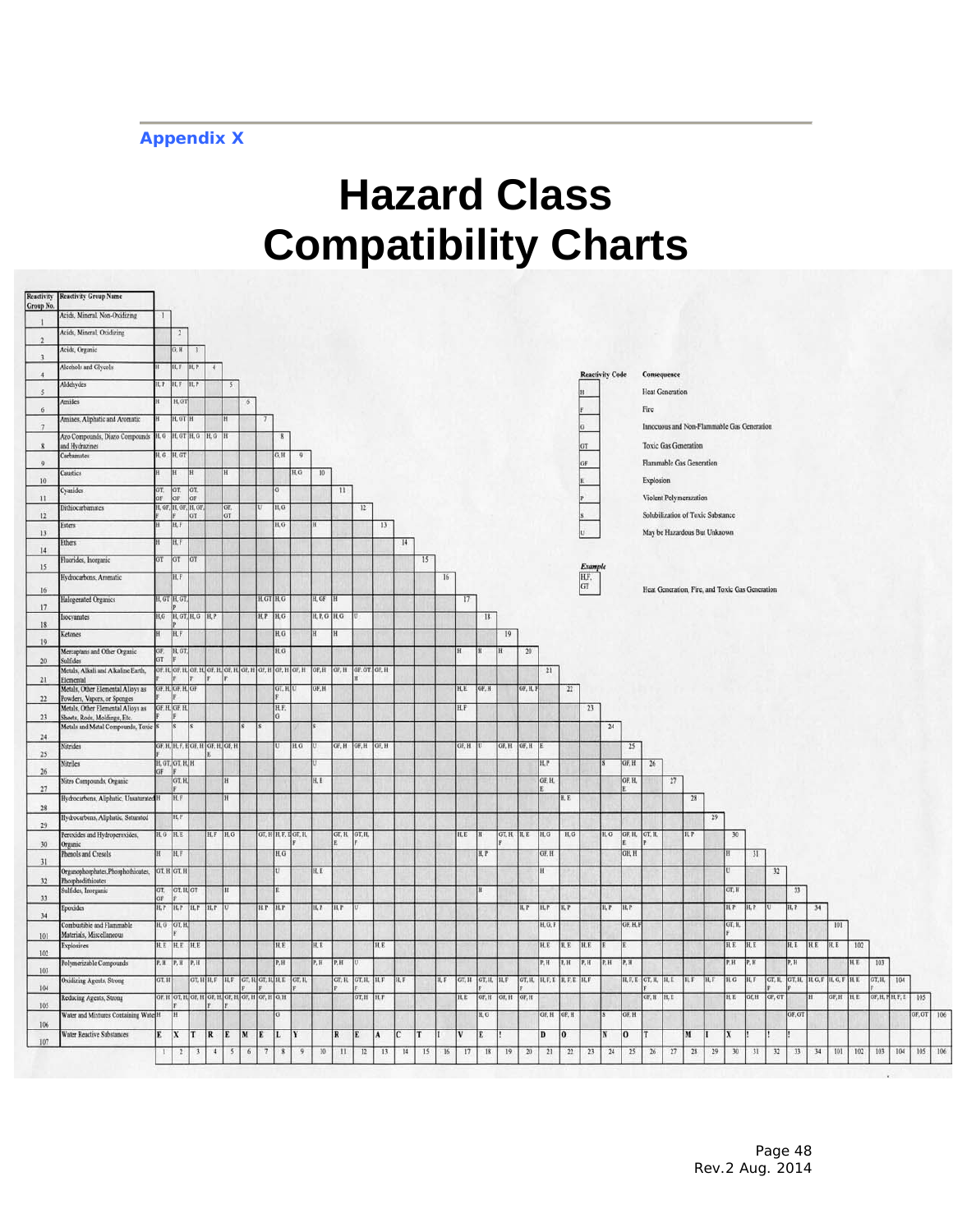# Appendix X

# Hazard Class Compatibility Charts

Cell entries are listed by the intersecting group number, shown as column number: reactivity code.

| Reactivity Group No. | Reactivity Group Name | Reactivity codes with other groups |
|---|---|---|
| 1 | Acids, Mineral, Non-Oxidizing | 1 |
| 2 | Acids, Mineral, Oxidizing | 2 |
| 3 | Acids, Organic | 1: G, H; 3 |
| 4 | Alcohols and Glycols | 1: H; 2: H, F; 3: H, P; 4 |
| 5 | Aldehydes | 1: H, P; 2: H, F; 3: H, P; 5 |
| 6 | Amides | 1: H; 2: H, GT; 6 |
| 7 | Amines, Aliphatic and Aromatic | 1: H; 2: H, GT; 3: H; 5: H; 7 |
| 8 | Azo Compounds, Diazo Compounds and Hydrazines | 1: H, G; 2: H, GT; 3: H, G; 5: H; 8 |
| 9 | Carbamates | 1: H, G; 2: H, GT; 8: G, H; 9 |
| 10 | Caustics | 1: H; 2: H; 3: H; 5: H; 9: H, G; 10 |
| 11 | Cyanides | 1: GT, GF; 2: GT, GF; 3: GT, GF; 8: G; 11 |
| 12 | Dithiocarbamates | 1: H, GF, F; 2: H, GF, F; 3: H, GF, GT; 5: GF, GT; 7: U; 8: H, G; 12 |
| 13 | Esters | 1: H; 2: H, F; 8: H, G; 10: H; 13 |
| 14 | Ethers | 1: H; 2: H, F; 14 |
| 15 | Fluorides, Inorganic | 1: GT; 2: GT; 3: GT; 15 |
| 16 | Hydrocarbons, Aromatic | 2: H, F; 16 |
| 17 | Halogenated Organics | 1: H, GT; 2: H, GT, F; 7: H, GT; 8: H, G; 10: H, GF; 11: H; 17 |
| 18 | Isocyanates | 1: H, G; 2: H, GT, P; 3: H, G; 4: H, P; 7: H, P; 8: H, G; 10: H, P, G; 11: H, G; 12: U; 18 |
| 19 | Ketones | 1: H; 2: H, F; 8: H, G; 10: H; 11: H; 19 |
| 20 | Mercaptans and Other Organic Sulfides | 1: GF, GT; 2: H, GT, F; 8: H, G; 17: H; 18: H; 19: H; 20 |
| 21 | Metals, Alkali and Alkaline Earth, Elemental | 1: GF, H, F; 2: GF, H, F; 3: GF, H, F; 4: GF, H, F; 5: GF, H, F; 6: GF, H; 7: GF, H; 8: GF, H; 9: GF, H; 10: GF, H; 11: GF, H; 12: GF, GT, H; 13: GF, H; 21 |
| 22 | Metals, Other Elemental Alloys as Powders, Vapors, or Sponges | 1: GF, H, F; 2: GF, H, F; 3: GF; 8: GT, H, F; 9: U; 10: GF, H; 17: H, E; 18: GF, H; 20: GF, H, F; 22 |
| 23 | Metals, Other Elemental Alloys as Sheets, Rods, Moldings, Etc. | 1: GF, H, F; 2: GF, H, F; 8: H, F, G; 17: H, P; 23 |
| 24 | Metals and Metal Compounds, Toxic | 1: S; 2: S; 3: S; 6: S; 7: S; 10: S; 24 |
| 25 | Nitrides | 1: GF, H, F; 2: GF, H, F, E; 3: GF, H; 4: GF, H, E; 5: GF, H; 6: GF, H; 8: U; 9: H, G; 10: U; 11: GF, H; 12: GF, H; 13: GF, H; 17: GF, H; 18: U; 19: GF, H; 20: GF, H; 21: E; 25 |
| 26 | Nitriles | 1: H, GT, GF; 2: GT, H, F; 3: H; 10: U; 21: H, P; 24: S; 25: GF, H; 26 |
| 27 | Nitro Compounds, Organic | 2: GT, H, F; 5: H; 10: H, E; 21: GF, H, E; 25: GF, H, E; 27 |
| 28 | Hydrocarbons, Aliphatic, Unsaturated | 1: H; 2: H, F; 5: H; 22: H, E; 28 |
| 29 | Hydrocarbons, Aliphatic, Saturated | 2: H, F; 29 |
| 30 | Peroxides and Hydroperoxides, Organic | 1: H, G; 2: H, E; 4: H, P; 5: H, G; 7: GT, H; 8: H, F, E; 9: GT, H, F; 11: GT, H, E; 12: GT, H, F; 17: H, E; 18: H; 19: GT, H, F; 20: H, E; 21: H, G; 22: H, G; 24: H, G; 25: GF, H, E; 26: GT, H, P; 28: H, P; 30 |
| 31 | Phenols and Cresols | 1: H; 2: H, F; 8: H, G; 18: H, P; 21: GF, H; 25: GF, H; 31 |
| 32 | Organophosphates, Phosphothioates, Phosphodithioates | 1: GT, H; 2: GT, H; 8: U; 10: H, E; 21: H; 30: U; 32 |
| 33 | Sulfides, Inorganic | 1: GT, GF; 2: GT, H, F; 3: GT; 5: H; 8: E; 18: H; 30: GT, H; 33 |
| 34 | Epoxides | 1: H, P; 2: H, P; 3: H, P; 4: H, P; 5: U; 7: H, P; 8: H, P; 10: H, P; 11: H, P; 12: U; 20: H, P; 21: H, P; 22: H, P; 24: H, P; 25: H, P; 30: H, P; 31: H, P; 32: U; 33: H, P; 34 |
| 101 | Combustible and Flammable Materials, Miscellaneous | 1: H, G; 2: GT, H, F; 21: H, G, F; 25: GF, H, F; 30: GT, H, F; 101 |
| 102 | Explosives | 1: H, E; 2: H, E; 3: H, E; 8: H, E; 10: H, E; 13: H, E; 21: H, E; 22: H, E; 23: H, E; 24: E; 25: E; 30: H, E; 31: H, E; 33: H, E; 34: H, E; 101: H, E; 102 |
| 103 | Polymerizable Compounds | 1: P, H; 2: P, H; 3: P, H; 8: P, H; 10: P, H; 11: P, H; 12: U; 21: P, H; 22: P, H; 23: P, H; 24: P, H; 25: P, H; 30: P, H; 31: P, H; 33: P, H; 102: H, E; 103 |
| 104 | Oxidizing Agents, Strong | 1: GT, H; 3: GT, H; 4: H, F; 5: H, F; 6: GT, H, F; 7: GT, H, F; 8: H, E; 9: GT, H, F; 11: GT, H, F; 12: GT, H, F; 13: H, F; 14: H, F; 16: H, F; 17: GT, H; 18: GT, H, F; 19: H, F; 20: GT, H, F; 21: H, F, E; 22: H, F, E; 23: H, F; 25: H, F, E; 26: GT, H, F; 27: H, E; 28: H, F; 29: H, F; 30: H, G; 31: H, F; 32: GT, H, F; 33: GT, H, F; 34: H, G, F; 101: H, G, F; 102: H, E; 103: GT, H, F; 104 |
| 105 | Reducing Agents, Strong | 1: GF, H; 2: GT, H; 3: GF, H; 4: GF, H, F; 5: GF, H, F; 6: GF, H; 7: GF, H; 8: GF, H; 9: G, H; 12: GT, H; 13: H, F; 17: H, E; 18: GF, H; 19: GF, H; 20: GF, H; 25: GF, H; 26: H, E; 30: H, E; 31: GF, H; 32: GF, GT; 34: H; 101: GF, H; 102: H, E; 103: GF, H, P; 104: H, F, E; 105 |
| 106 | Water and Mixtures Containing Water | 1: H; 2: H; 8: G; 18: H, G; 21: GF, H; 22: GF, H; 24: S; 25: GF, H; 33: GF, GT; 105: GF, GT; 106 |
| 107 | Water Reactive Substances | EXTREMELY REACTIVE! DO NOT MIX WITH ANY CHEMICAL OR WASTE MATERIAL! |

| Reactivity Code | Consequence |
|---|---|
| H | Heat Generation |
| F | Fire |
| G | Innocuous and Non-Flammable Gas Generation |
| GT | Toxic Gas Generation |
| GF | Flammable Gas Generation |
| E | Explosion |
| P | Violent Polymerization |
| S | Solubilization of Toxic Substance |
| U | May be Hazardous But Unknown |

*Example*

| H, F, GT | Heat Generation, Fire, and Toxic Gas Generation |
|---|---|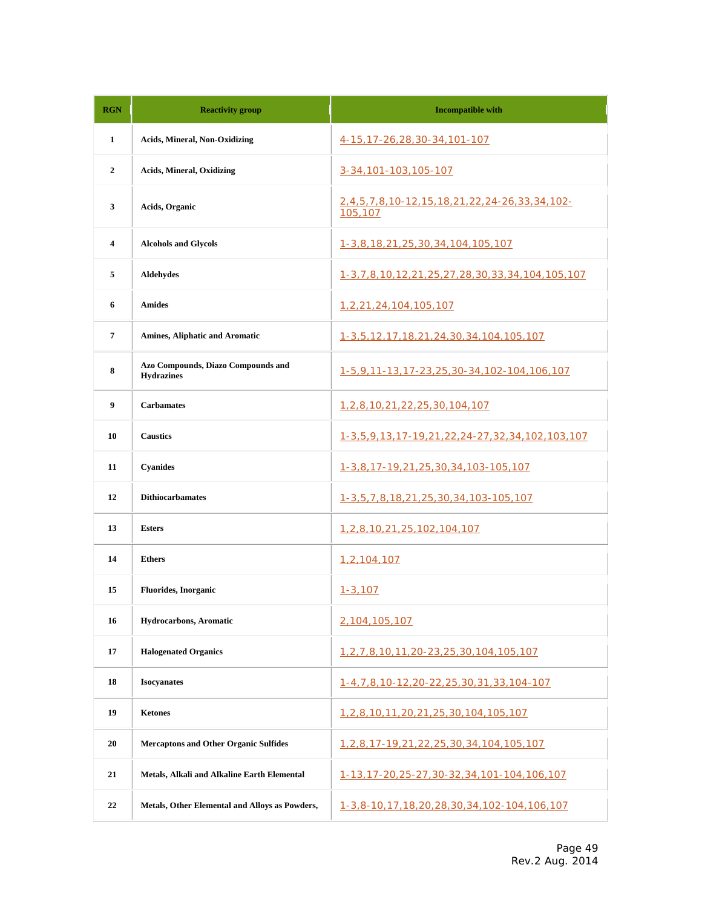| RGN | Reactivity group | Incompatible with |
|---|---|---|
| 1 | Acids, Mineral, Non-Oxidizing | 4-15,17-26,28,30-34,101-107 |
| 2 | Acids, Mineral, Oxidizing | 3-34,101-103,105-107 |
| 3 | Acids, Organic | 2,4,5,7,8,10-12,15,18,21,22,24-26,33,34,102-105,107 |
| 4 | Alcohols and Glycols | 1-3,8,18,21,25,30,34,104,105,107 |
| 5 | Aldehydes | 1-3,7,8,10,12,21,25,27,28,30,33,34,104,105,107 |
| 6 | Amides | 1,2,21,24,104,105,107 |
| 7 | Amines, Aliphatic and Aromatic | 1-3,5,12,17,18,21,24,30,34,104,105,107 |
| 8 | Azo Compounds, Diazo Compounds and Hydrazines | 1-5,9,11-13,17-23,25,30-34,102-104,106,107 |
| 9 | Carbamates | 1,2,8,10,21,22,25,30,104,107 |
| 10 | Caustics | 1-3,5,9,13,17-19,21,22,24-27,32,34,102,103,107 |
| 11 | Cyanides | 1-3,8,17-19,21,25,30,34,103-105,107 |
| 12 | Dithiocarbamates | 1-3,5,7,8,18,21,25,30,34,103-105,107 |
| 13 | Esters | 1,2,8,10,21,25,102,104,107 |
| 14 | Ethers | 1,2,104,107 |
| 15 | Fluorides, Inorganic | 1-3,107 |
| 16 | Hydrocarbons, Aromatic | 2,104,105,107 |
| 17 | Halogenated Organics | 1,2,7,8,10,11,20-23,25,30,104,105,107 |
| 18 | Isocyanates | 1-4,7,8,10-12,20-22,25,30,31,33,104-107 |
| 19 | Ketones | 1,2,8,10,11,20,21,25,30,104,105,107 |
| 20 | Mercaptons and Other Organic Sulfides | 1,2,8,17-19,21,22,25,30,34,104,105,107 |
| 21 | Metals, Alkali and Alkaline Earth Elemental | 1-13,17-20,25-27,30-32,34,101-104,106,107 |
| 22 | Metals, Other Elemental and Alloys as Powders, | 1-3,8-10,17,18,20,28,30,34,102-104,106,107 |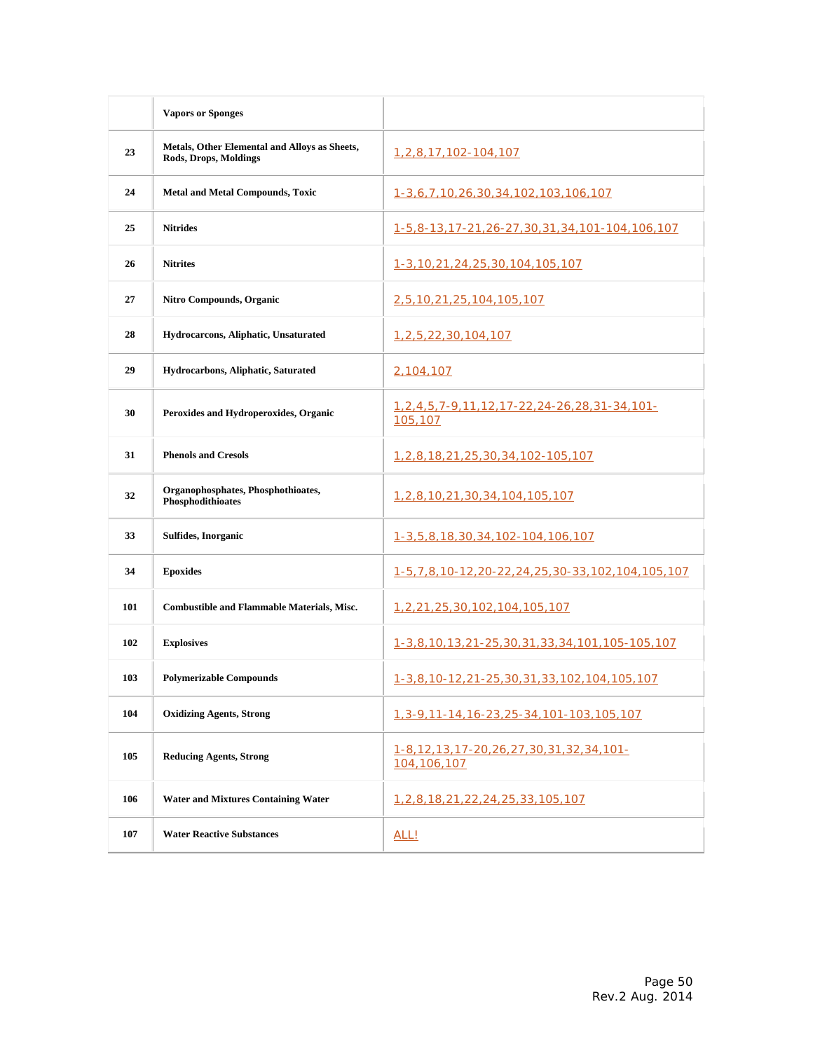|  |  |  |
|---|---|---|
|  | **Vapors or Sponges** |  |
| **23** | **Metals, Other Elemental and Alloys as Sheets, Rods, Drops, Moldings** | 1,2,8,17,102-104,107 |
| **24** | **Metal and Metal Compounds, Toxic** | 1-3,6,7,10,26,30,34,102,103,106,107 |
| **25** | **Nitrides** | 1-5,8-13,17-21,26-27,30,31,34,101-104,106,107 |
| **26** | **Nitrites** | 1-3,10,21,24,25,30,104,105,107 |
| **27** | **Nitro Compounds, Organic** | 2,5,10,21,25,104,105,107 |
| **28** | **Hydrocarcons, Aliphatic, Unsaturated** | 1,2,5,22,30,104,107 |
| **29** | **Hydrocarbons, Aliphatic, Saturated** | 2,104,107 |
| **30** | **Peroxides and Hydroperoxides, Organic** | 1,2,4,5,7-9,11,12,17-22,24-26,28,31-34,101-105,107 |
| **31** | **Phenols and Cresols** | 1,2,8,18,21,25,30,34,102-105,107 |
| **32** | **Organophosphates, Phosphothioates, Phosphodithioates** | 1,2,8,10,21,30,34,104,105,107 |
| **33** | **Sulfides, Inorganic** | 1-3,5,8,18,30,34,102-104,106,107 |
| **34** | **Epoxides** | 1-5,7,8,10-12,20-22,24,25,30-33,102,104,105,107 |
| **101** | **Combustible and Flammable Materials, Misc.** | 1,2,21,25,30,102,104,105,107 |
| **102** | **Explosives** | 1-3,8,10,13,21-25,30,31,33,34,101,105-105,107 |
| **103** | **Polymerizable Compounds** | 1-3,8,10-12,21-25,30,31,33,102,104,105,107 |
| **104** | **Oxidizing Agents, Strong** | 1,3-9,11-14,16-23,25-34,101-103,105,107 |
| **105** | **Reducing Agents, Strong** | 1-8,12,13,17-20,26,27,30,31,32,34,101-104,106,107 |
| **106** | **Water and Mixtures Containing Water** | 1,2,8,18,21,22,24,25,33,105,107 |
| **107** | **Water Reactive Substances** | ALL! |

Rev.2 Aug. 2014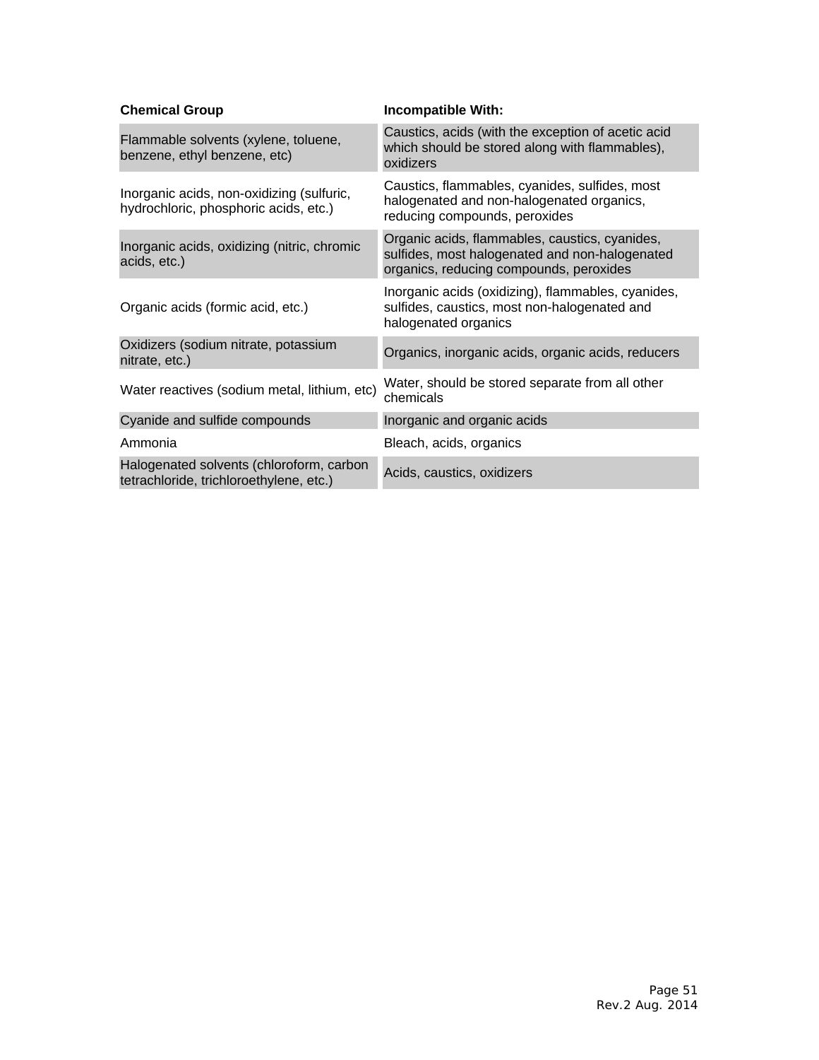| Chemical Group | Incompatible With: |
|---|---|
| Flammable solvents (xylene, toluene, benzene, ethyl benzene, etc) | Caustics, acids (with the exception of acetic acid which should be stored along with flammables), oxidizers |
| Inorganic acids, non-oxidizing (sulfuric, hydrochloric, phosphoric acids, etc.) | Caustics, flammables, cyanides, sulfides, most halogenated and non-halogenated organics, reducing compounds, peroxides |
| Inorganic acids, oxidizing (nitric, chromic acids, etc.) | Organic acids, flammables, caustics, cyanides, sulfides, most halogenated and non-halogenated organics, reducing compounds, peroxides |
| Organic acids (formic acid, etc.) | Inorganic acids (oxidizing), flammables, cyanides, sulfides, caustics, most non-halogenated and halogenated organics |
| Oxidizers (sodium nitrate, potassium nitrate, etc.) | Organics, inorganic acids, organic acids, reducers |
| Water reactives (sodium metal, lithium, etc) | Water, should be stored separate from all other chemicals |
| Cyanide and sulfide compounds | Inorganic and organic acids |
| Ammonia | Bleach, acids, organics |
| Halogenated solvents (chloroform, carbon tetrachloride, trichloroethylene, etc.) | Acids, caustics, oxidizers |

Rev.2 Aug. 2014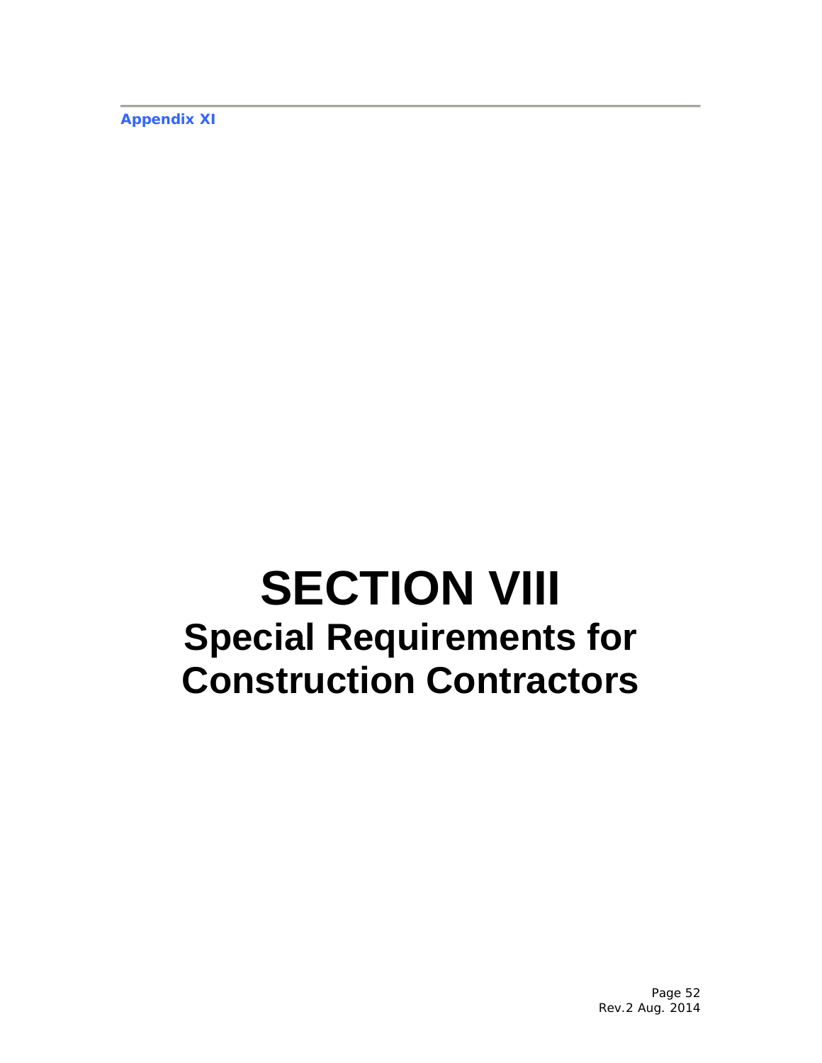# SECTION VIII

## Special Requirements for Construction Contractors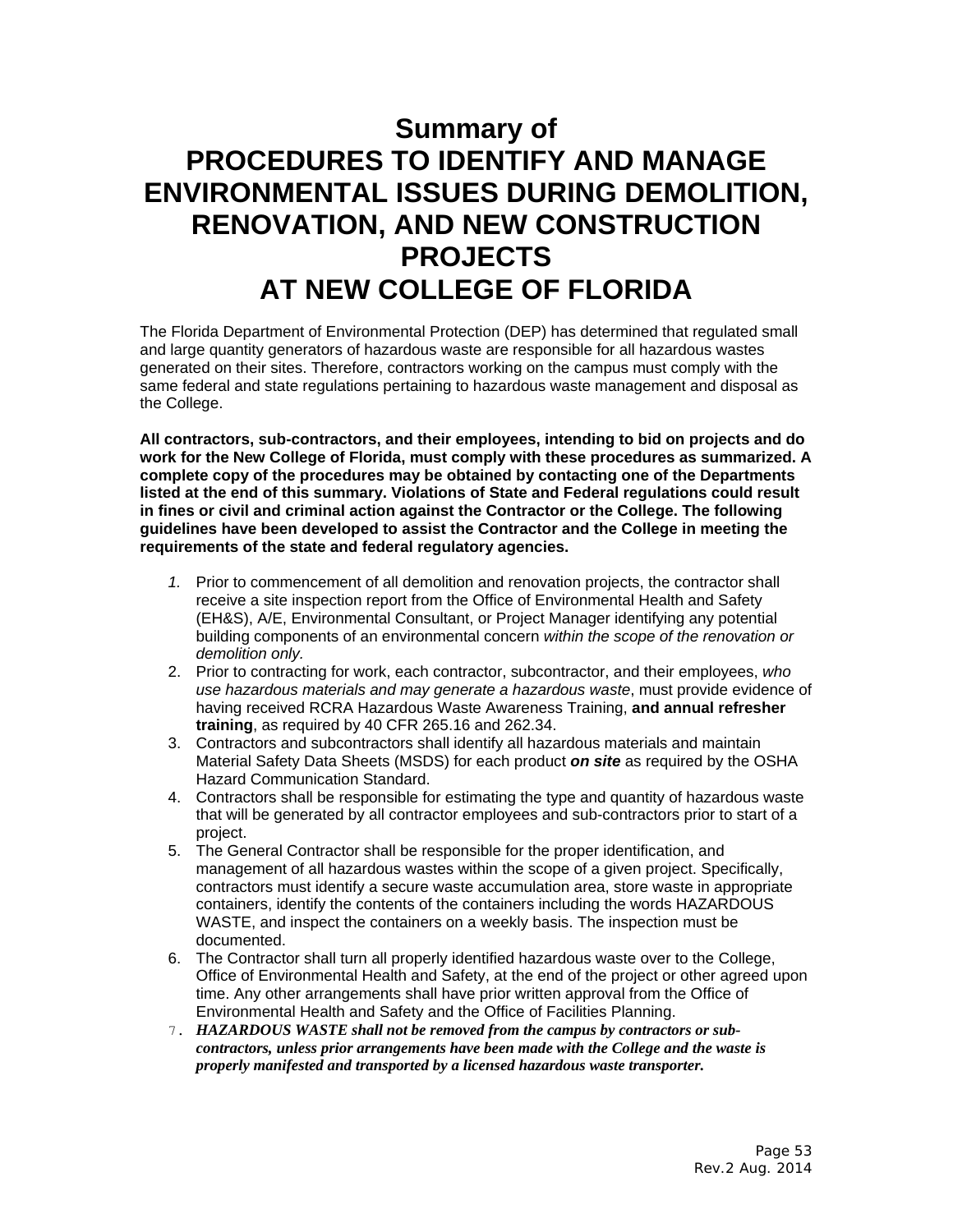# Summary of PROCEDURES TO IDENTIFY AND MANAGE ENVIRONMENTAL ISSUES DURING DEMOLITION, RENOVATION, AND NEW CONSTRUCTION PROJECTS AT NEW COLLEGE OF FLORIDA

The Florida Department of Environmental Protection (DEP) has determined that regulated small and large quantity generators of hazardous waste are responsible for all hazardous wastes generated on their sites. Therefore, contractors working on the campus must comply with the same federal and state regulations pertaining to hazardous waste management and disposal as the College.

**All contractors, sub-contractors, and their employees, intending to bid on projects and do work for the New College of Florida, must comply with these procedures as summarized. A complete copy of the procedures may be obtained by contacting one of the Departments listed at the end of this summary. Violations of State and Federal regulations could result in fines or civil and criminal action against the Contractor or the College. The following guidelines have been developed to assist the Contractor and the College in meeting the requirements of the state and federal regulatory agencies.**

1. Prior to commencement of all demolition and renovation projects, the contractor shall receive a site inspection report from the Office of Environmental Health and Safety (EH&S), A/E, Environmental Consultant, or Project Manager identifying any potential building components of an environmental concern *within the scope of the renovation or demolition only.*
2. Prior to contracting for work, each contractor, subcontractor, and their employees, *who use hazardous materials and may generate a hazardous waste*, must provide evidence of having received RCRA Hazardous Waste Awareness Training, **and annual refresher training**, as required by 40 CFR 265.16 and 262.34.
3. Contractors and subcontractors shall identify all hazardous materials and maintain Material Safety Data Sheets (MSDS) for each product ***on site*** as required by the OSHA Hazard Communication Standard.
4. Contractors shall be responsible for estimating the type and quantity of hazardous waste that will be generated by all contractor employees and sub-contractors prior to start of a project.
5. The General Contractor shall be responsible for the proper identification, and management of all hazardous wastes within the scope of a given project. Specifically, contractors must identify a secure waste accumulation area, store waste in appropriate containers, identify the contents of the containers including the words HAZARDOUS WASTE, and inspect the containers on a weekly basis. The inspection must be documented.
6. The Contractor shall turn all properly identified hazardous waste over to the College, Office of Environmental Health and Safety, at the end of the project or other agreed upon time. Any other arrangements shall have prior written approval from the Office of Environmental Health and Safety and the Office of Facilities Planning.
7. ***HAZARDOUS WASTE shall not be removed from the campus by contractors or sub-contractors, unless prior arrangements have been made with the College and the waste is properly manifested and transported by a licensed hazardous waste transporter.***

Rev.2 Aug. 2014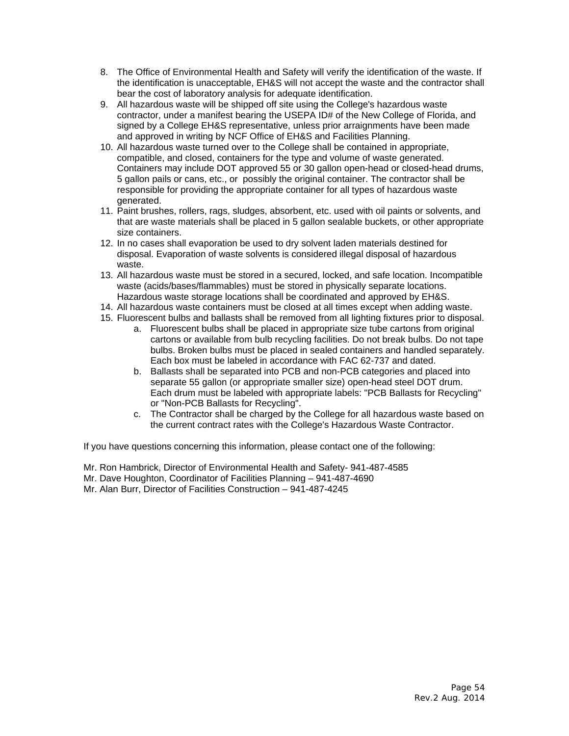8. The Office of Environmental Health and Safety will verify the identification of the waste. If the identification is unacceptable, EH&S will not accept the waste and the contractor shall bear the cost of laboratory analysis for adequate identification.
9. All hazardous waste will be shipped off site using the College's hazardous waste contractor, under a manifest bearing the USEPA ID# of the New College of Florida, and signed by a College EH&S representative, unless prior arraignments have been made and approved in writing by NCF Office of EH&S and Facilities Planning.
10. All hazardous waste turned over to the College shall be contained in appropriate, compatible, and closed, containers for the type and volume of waste generated. Containers may include DOT approved 55 or 30 gallon open-head or closed-head drums, 5 gallon pails or cans, etc., or possibly the original container. The contractor shall be responsible for providing the appropriate container for all types of hazardous waste generated.
11. Paint brushes, rollers, rags, sludges, absorbent, etc. used with oil paints or solvents, and that are waste materials shall be placed in 5 gallon sealable buckets, or other appropriate size containers.
12. In no cases shall evaporation be used to dry solvent laden materials destined for disposal. Evaporation of waste solvents is considered illegal disposal of hazardous waste.
13. All hazardous waste must be stored in a secured, locked, and safe location. Incompatible waste (acids/bases/flammables) must be stored in physically separate locations. Hazardous waste storage locations shall be coordinated and approved by EH&S.
14. All hazardous waste containers must be closed at all times except when adding waste.
15. Fluorescent bulbs and ballasts shall be removed from all lighting fixtures prior to disposal.
    a. Fluorescent bulbs shall be placed in appropriate size tube cartons from original cartons or available from bulb recycling facilities. Do not break bulbs. Do not tape bulbs. Broken bulbs must be placed in sealed containers and handled separately. Each box must be labeled in accordance with FAC 62-737 and dated.
    b. Ballasts shall be separated into PCB and non-PCB categories and placed into separate 55 gallon (or appropriate smaller size) open-head steel DOT drum. Each drum must be labeled with appropriate labels: "PCB Ballasts for Recycling" or "Non-PCB Ballasts for Recycling".
    c. The Contractor shall be charged by the College for all hazardous waste based on the current contract rates with the College's Hazardous Waste Contractor.

If you have questions concerning this information, please contact one of the following:

Mr. Ron Hambrick, Director of Environmental Health and Safety- 941-487-4585
Mr. Dave Houghton, Coordinator of Facilities Planning – 941-487-4690
Mr. Alan Burr, Director of Facilities Construction – 941-487-4245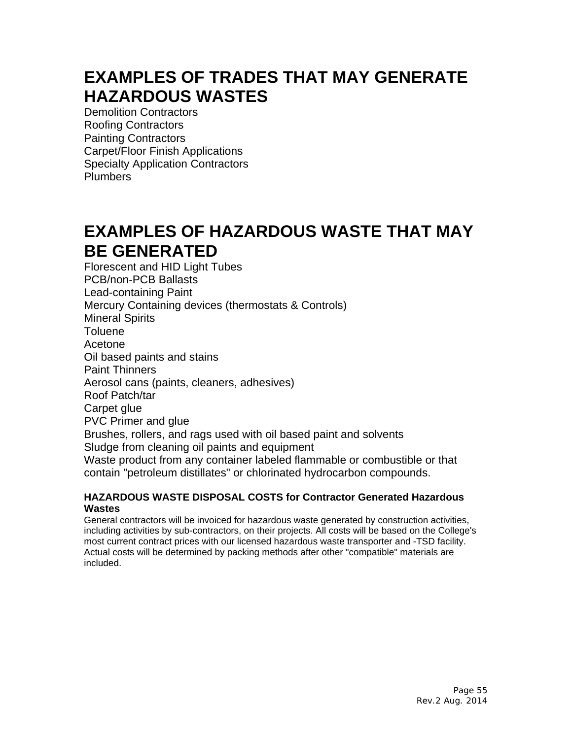# EXAMPLES OF TRADES THAT MAY GENERATE HAZARDOUS WASTES

Demolition Contractors
Roofing Contractors
Painting Contractors
Carpet/Floor Finish Applications
Specialty Application Contractors
Plumbers

# EXAMPLES OF HAZARDOUS WASTE THAT MAY BE GENERATED

Florescent and HID Light Tubes
PCB/non-PCB Ballasts
Lead-containing Paint
Mercury Containing devices (thermostats & Controls)
Mineral Spirits
Toluene
Acetone
Oil based paints and stains
Paint Thinners
Aerosol cans (paints, cleaners, adhesives)
Roof Patch/tar
Carpet glue
PVC Primer and glue
Brushes, rollers, and rags used with oil based paint and solvents
Sludge from cleaning oil paints and equipment
Waste product from any container labeled flammable or combustible or that contain "petroleum distillates" or chlorinated hydrocarbon compounds.

**HAZARDOUS WASTE DISPOSAL COSTS for Contractor Generated Hazardous Wastes**

General contractors will be invoiced for hazardous waste generated by construction activities, including activities by sub-contractors, on their projects. All costs will be based on the College's most current contract prices with our licensed hazardous waste transporter and -TSD facility. Actual costs will be determined by packing methods after other "compatible" materials are included.